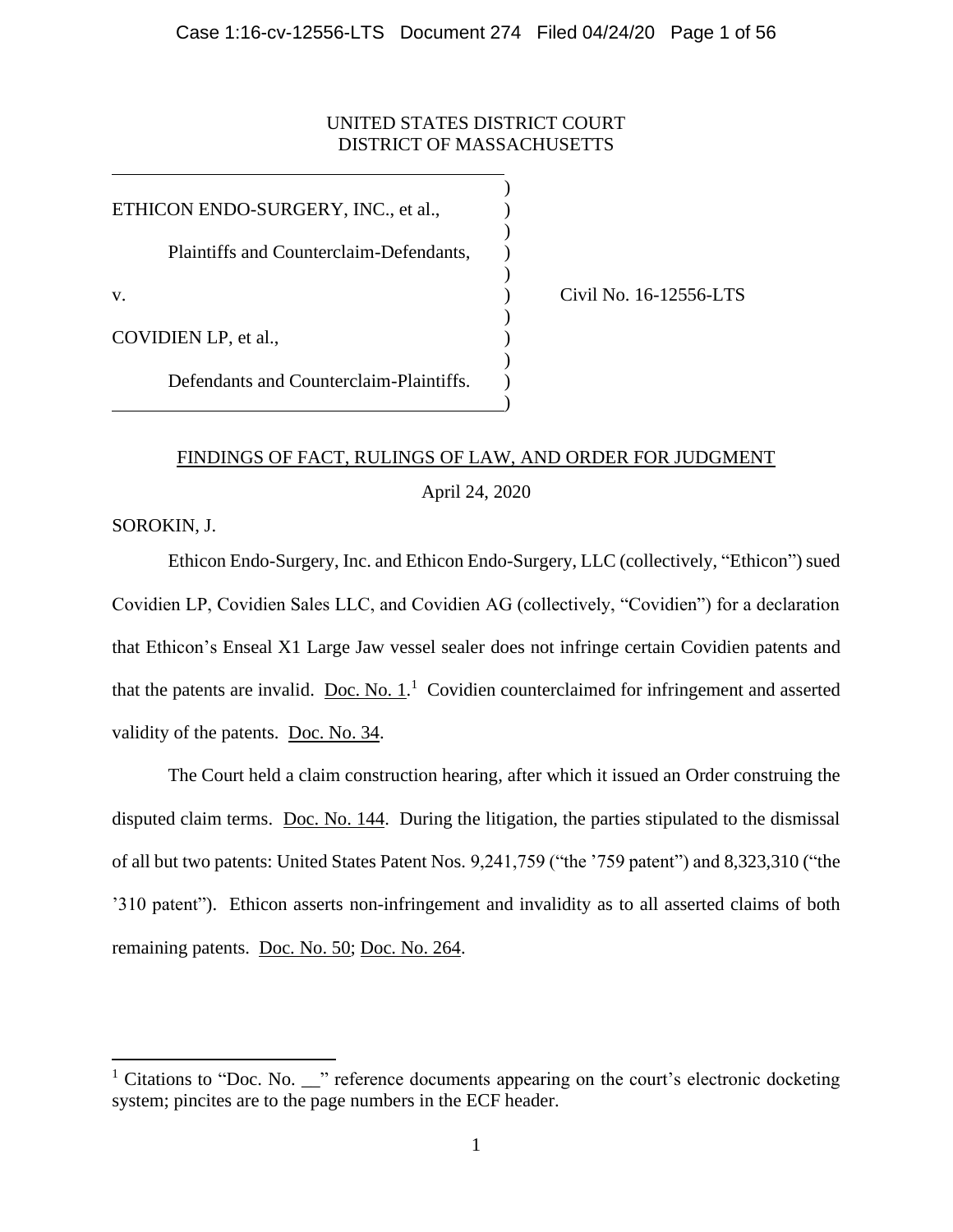UNITED STATES DISTRICT COURT
DISTRICT OF MASSACHUSETTS

ETHICON ENDO-SURGERY, INC., et al.,

Plaintiffs and Counterclaim-Defendants,

v. Civil No. 16-12556-LTS

COVIDIEN LP, et al.,

Defendants and Counterclaim-Plaintiffs.

FINDINGS OF FACT, RULINGS OF LAW, AND ORDER FOR JUDGMENT

April 24, 2020

SOROKIN, J.

Ethicon Endo-Surgery, Inc. and Ethicon Endo-Surgery, LLC (collectively, "Ethicon") sued Covidien LP, Covidien Sales LLC, and Covidien AG (collectively, "Covidien") for a declaration that Ethicon's Enseal X1 Large Jaw vessel sealer does not infringe certain Covidien patents and that the patents are invalid. Doc. No. 1.[1] Covidien counterclaimed for infringement and asserted validity of the patents. Doc. No. 34.

The Court held a claim construction hearing, after which it issued an Order construing the disputed claim terms. Doc. No. 144. During the litigation, the parties stipulated to the dismissal of all but two patents: United States Patent Nos. 9,241,759 ("the '759 patent") and 8,323,310 ("the '310 patent"). Ethicon asserts non-infringement and invalidity as to all asserted claims of both remaining patents. Doc. No. 50; Doc. No. 264.

[1] Citations to "Doc. No. __" reference documents appearing on the court's electronic docketing system; pincites are to the page numbers in the ECF header.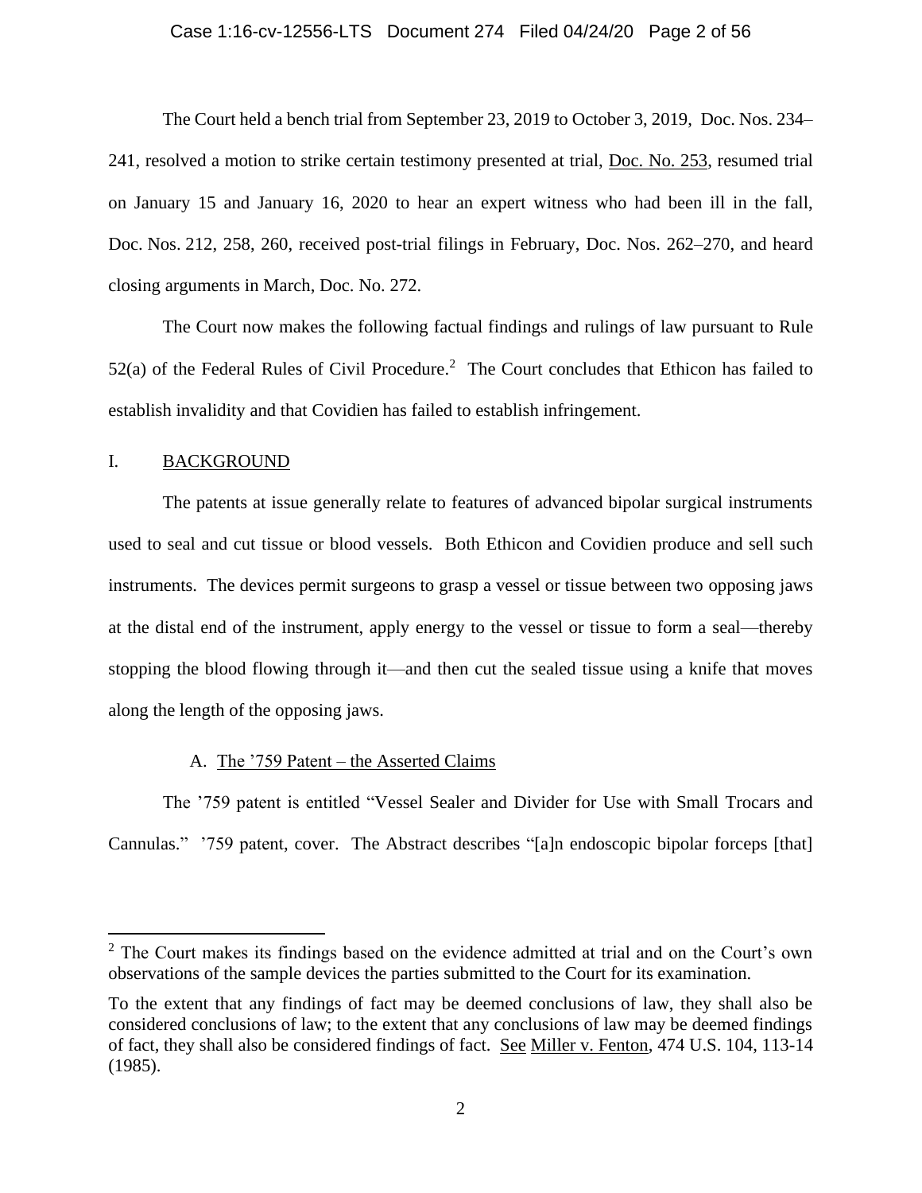The Court held a bench trial from September 23, 2019 to October 3, 2019, Doc. Nos. 234–241, resolved a motion to strike certain testimony presented at trial, Doc. No. 253, resumed trial on January 15 and January 16, 2020 to hear an expert witness who had been ill in the fall, Doc. Nos. 212, 258, 260, received post-trial filings in February, Doc. Nos. 262–270, and heard closing arguments in March, Doc. No. 272.

The Court now makes the following factual findings and rulings of law pursuant to Rule 52(a) of the Federal Rules of Civil Procedure.[2] The Court concludes that Ethicon has failed to establish invalidity and that Covidien has failed to establish infringement.

## I. BACKGROUND

The patents at issue generally relate to features of advanced bipolar surgical instruments used to seal and cut tissue or blood vessels. Both Ethicon and Covidien produce and sell such instruments. The devices permit surgeons to grasp a vessel or tissue between two opposing jaws at the distal end of the instrument, apply energy to the vessel or tissue to form a seal—thereby stopping the blood flowing through it—and then cut the sealed tissue using a knife that moves along the length of the opposing jaws.

### A. The ’759 Patent – the Asserted Claims

The ’759 patent is entitled “Vessel Sealer and Divider for Use with Small Trocars and Cannulas.” ’759 patent, cover. The Abstract describes “[a]n endoscopic bipolar forceps [that]

---

[2] The Court makes its findings based on the evidence admitted at trial and on the Court’s own observations of the sample devices the parties submitted to the Court for its examination.

To the extent that any findings of fact may be deemed conclusions of law, they shall also be considered conclusions of law; to the extent that any conclusions of law may be deemed findings of fact, they shall also be considered findings of fact. See Miller v. Fenton, 474 U.S. 104, 113-14 (1985).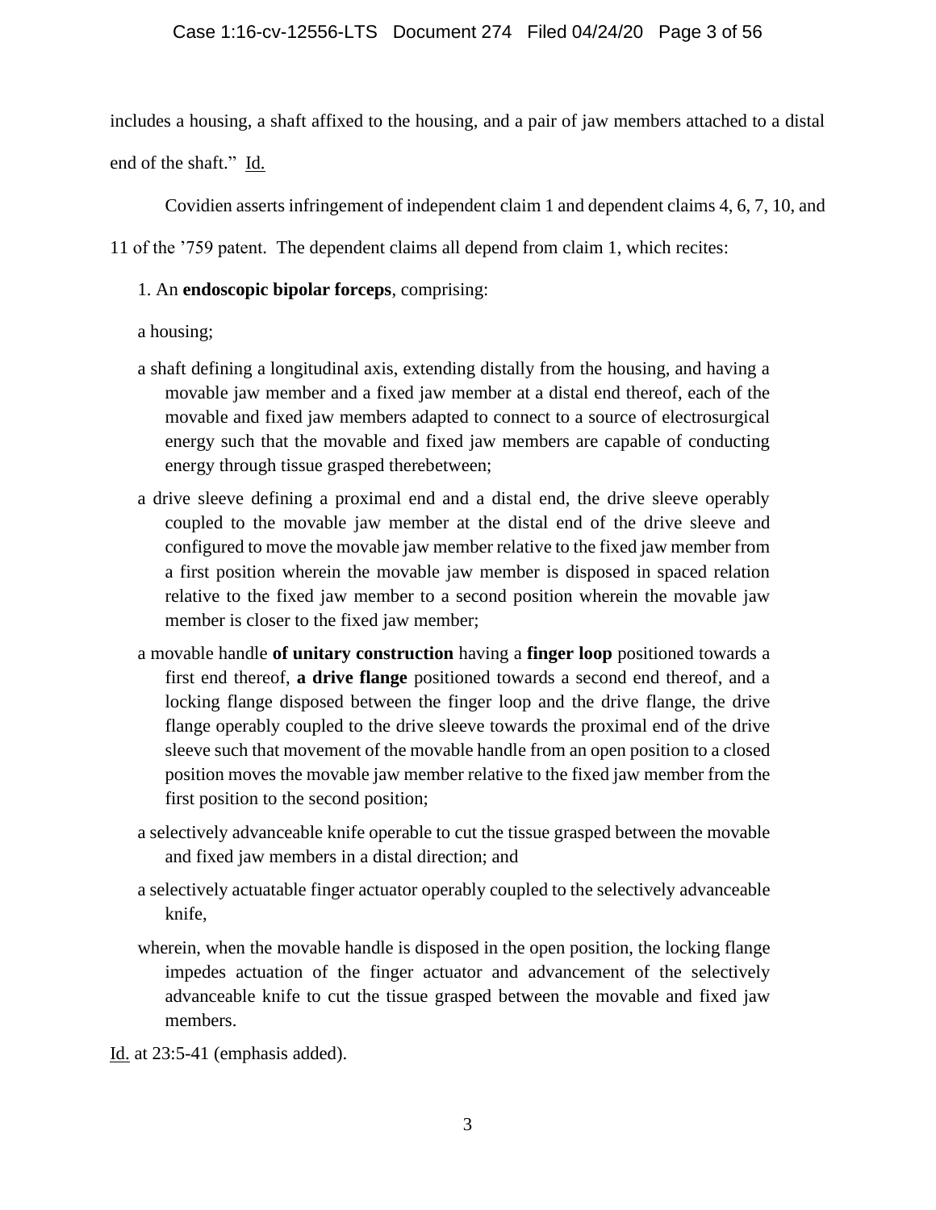includes a housing, a shaft affixed to the housing, and a pair of jaw members attached to a distal end of the shaft." Id.

Covidien asserts infringement of independent claim 1 and dependent claims 4, 6, 7, 10, and 11 of the '759 patent. The dependent claims all depend from claim 1, which recites:

> 1. An **endoscopic bipolar forceps**, comprising:
>
> a housing;
>
> a shaft defining a longitudinal axis, extending distally from the housing, and having a movable jaw member and a fixed jaw member at a distal end thereof, each of the movable and fixed jaw members adapted to connect to a source of electrosurgical energy such that the movable and fixed jaw members are capable of conducting energy through tissue grasped therebetween;
>
> a drive sleeve defining a proximal end and a distal end, the drive sleeve operably coupled to the movable jaw member at the distal end of the drive sleeve and configured to move the movable jaw member relative to the fixed jaw member from a first position wherein the movable jaw member is disposed in spaced relation relative to the fixed jaw member to a second position wherein the movable jaw member is closer to the fixed jaw member;
>
> a movable handle **of unitary construction** having a **finger loop** positioned towards a first end thereof, **a drive flange** positioned towards a second end thereof, and a locking flange disposed between the finger loop and the drive flange, the drive flange operably coupled to the drive sleeve towards the proximal end of the drive sleeve such that movement of the movable handle from an open position to a closed position moves the movable jaw member relative to the fixed jaw member from the first position to the second position;
>
> a selectively advanceable knife operable to cut the tissue grasped between the movable and fixed jaw members in a distal direction; and
>
> a selectively actuatable finger actuator operably coupled to the selectively advanceable knife,
>
> wherein, when the movable handle is disposed in the open position, the locking flange impedes actuation of the finger actuator and advancement of the selectively advanceable knife to cut the tissue grasped between the movable and fixed jaw members.

Id. at 23:5-41 (emphasis added).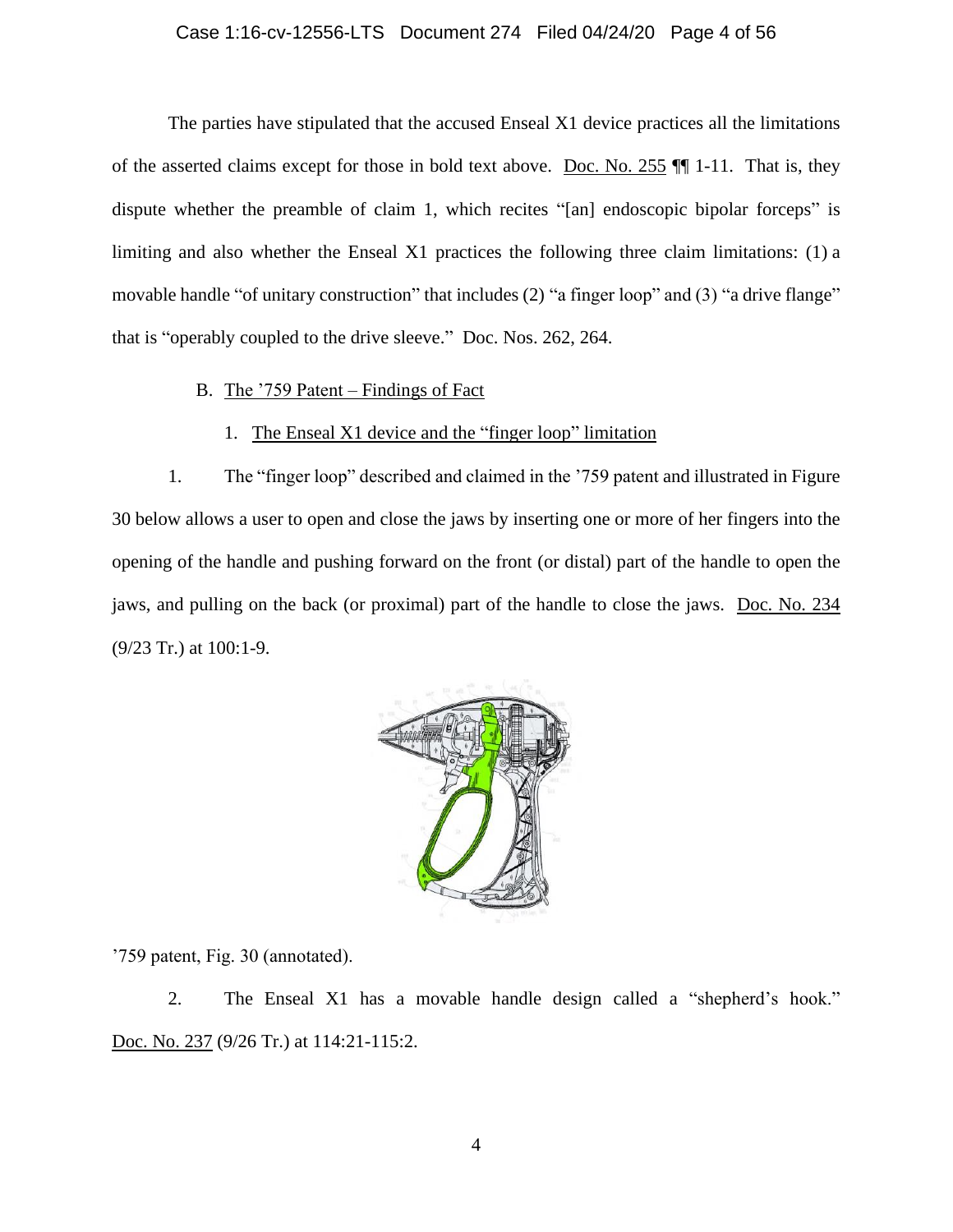The parties have stipulated that the accused Enseal X1 device practices all the limitations of the asserted claims except for those in bold text above. Doc. No. 255 ¶¶ 1-11. That is, they dispute whether the preamble of claim 1, which recites "[an] endoscopic bipolar forceps" is limiting and also whether the Enseal X1 practices the following three claim limitations: (1) a movable handle "of unitary construction" that includes (2) "a finger loop" and (3) "a drive flange" that is "operably coupled to the drive sleeve." Doc. Nos. 262, 264.

B. The '759 Patent – Findings of Fact

1. The Enseal X1 device and the "finger loop" limitation

1. The "finger loop" described and claimed in the '759 patent and illustrated in Figure 30 below allows a user to open and close the jaws by inserting one or more of her fingers into the opening of the handle and pushing forward on the front (or distal) part of the handle to open the jaws, and pulling on the back (or proximal) part of the handle to close the jaws. Doc. No. 234 (9/23 Tr.) at 100:1-9.

'759 patent, Fig. 30 (annotated).

2. The Enseal X1 has a movable handle design called a "shepherd's hook." Doc. No. 237 (9/26 Tr.) at 114:21-115:2.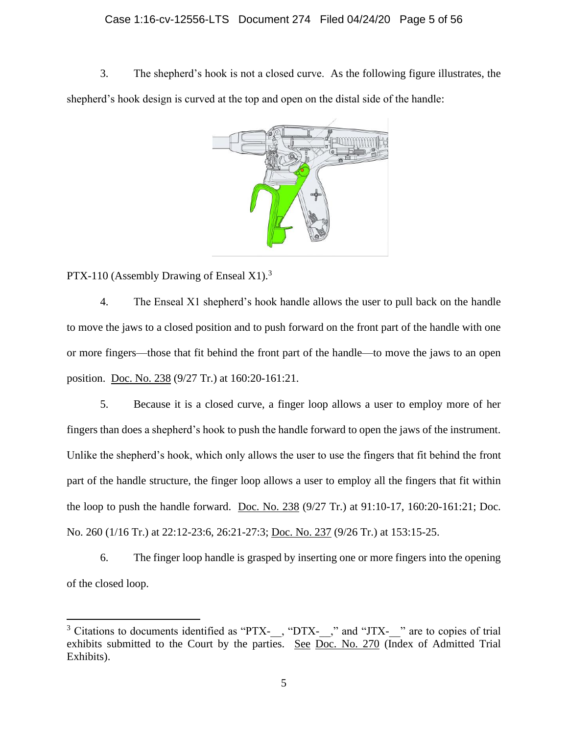3. The shepherd's hook is not a closed curve. As the following figure illustrates, the shepherd's hook design is curved at the top and open on the distal side of the handle:

PTX-110 (Assembly Drawing of Enseal X1).[3]

4. The Enseal X1 shepherd's hook handle allows the user to pull back on the handle to move the jaws to a closed position and to push forward on the front part of the handle with one or more fingers—those that fit behind the front part of the handle—to move the jaws to an open position. Doc. No. 238 (9/27 Tr.) at 160:20-161:21.

5. Because it is a closed curve, a finger loop allows a user to employ more of her fingers than does a shepherd's hook to push the handle forward to open the jaws of the instrument. Unlike the shepherd's hook, which only allows the user to use the fingers that fit behind the front part of the handle structure, the finger loop allows a user to employ all the fingers that fit within the loop to push the handle forward. Doc. No. 238 (9/27 Tr.) at 91:10-17, 160:20-161:21; Doc. No. 260 (1/16 Tr.) at 22:12-23:6, 26:21-27:3; Doc. No. 237 (9/26 Tr.) at 153:15-25.

6. The finger loop handle is grasped by inserting one or more fingers into the opening of the closed loop.

---

[3] Citations to documents identified as "PTX-__, "DTX-__," and "JTX-__" are to copies of trial exhibits submitted to the Court by the parties. See Doc. No. 270 (Index of Admitted Trial Exhibits).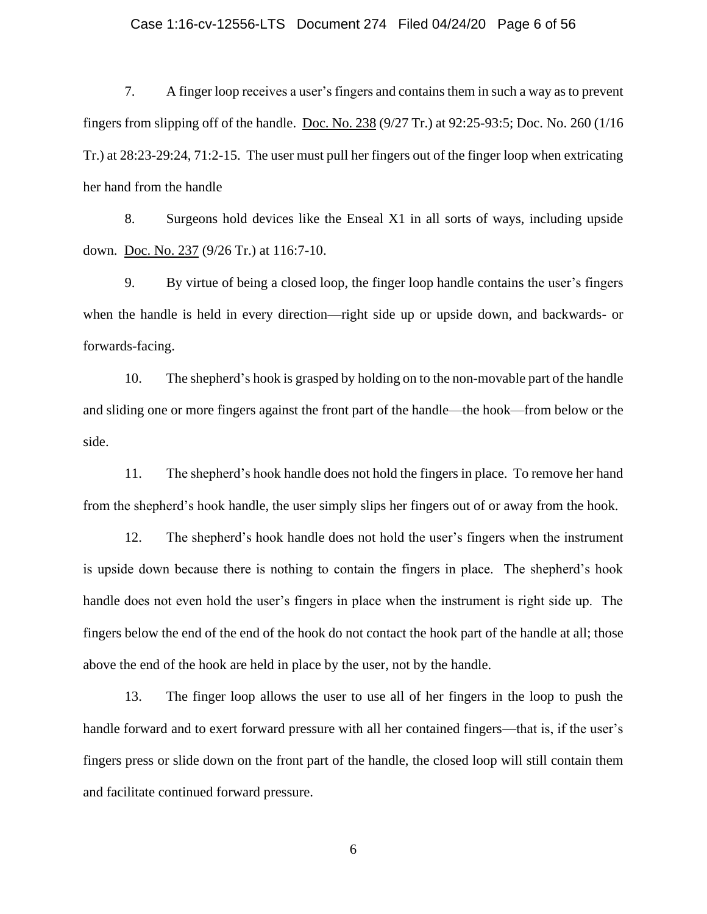7. A finger loop receives a user's fingers and contains them in such a way as to prevent fingers from slipping off of the handle. Doc. No. 238 (9/27 Tr.) at 92:25-93:5; Doc. No. 260 (1/16 Tr.) at 28:23-29:24, 71:2-15. The user must pull her fingers out of the finger loop when extricating her hand from the handle

8. Surgeons hold devices like the Enseal X1 in all sorts of ways, including upside down. Doc. No. 237 (9/26 Tr.) at 116:7-10.

9. By virtue of being a closed loop, the finger loop handle contains the user's fingers when the handle is held in every direction—right side up or upside down, and backwards- or forwards-facing.

10. The shepherd's hook is grasped by holding on to the non-movable part of the handle and sliding one or more fingers against the front part of the handle—the hook—from below or the side.

11. The shepherd's hook handle does not hold the fingers in place. To remove her hand from the shepherd's hook handle, the user simply slips her fingers out of or away from the hook.

12. The shepherd's hook handle does not hold the user's fingers when the instrument is upside down because there is nothing to contain the fingers in place. The shepherd's hook handle does not even hold the user's fingers in place when the instrument is right side up. The fingers below the end of the end of the hook do not contact the hook part of the handle at all; those above the end of the hook are held in place by the user, not by the handle.

13. The finger loop allows the user to use all of her fingers in the loop to push the handle forward and to exert forward pressure with all her contained fingers—that is, if the user's fingers press or slide down on the front part of the handle, the closed loop will still contain them and facilitate continued forward pressure.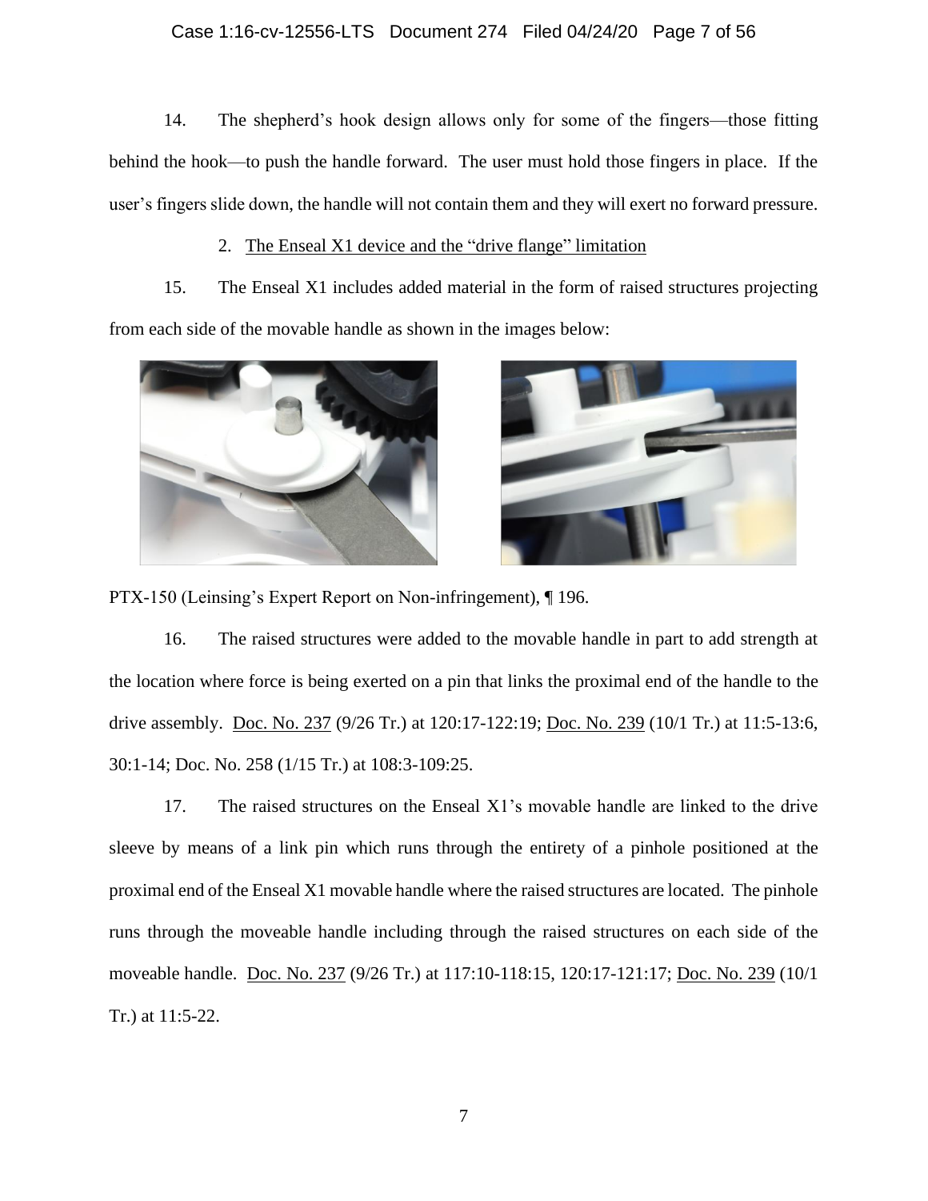14. The shepherd's hook design allows only for some of the fingers—those fitting behind the hook—to push the handle forward. The user must hold those fingers in place. If the user's fingers slide down, the handle will not contain them and they will exert no forward pressure.

2. The Enseal X1 device and the "drive flange" limitation

15. The Enseal X1 includes added material in the form of raised structures projecting from each side of the movable handle as shown in the images below:

PTX-150 (Leinsing's Expert Report on Non-infringement), ¶ 196.

16. The raised structures were added to the movable handle in part to add strength at the location where force is being exerted on a pin that links the proximal end of the handle to the drive assembly. Doc. No. 237 (9/26 Tr.) at 120:17-122:19; Doc. No. 239 (10/1 Tr.) at 11:5-13:6, 30:1-14; Doc. No. 258 (1/15 Tr.) at 108:3-109:25.

17. The raised structures on the Enseal X1's movable handle are linked to the drive sleeve by means of a link pin which runs through the entirety of a pinhole positioned at the proximal end of the Enseal X1 movable handle where the raised structures are located. The pinhole runs through the moveable handle including through the raised structures on each side of the moveable handle. Doc. No. 237 (9/26 Tr.) at 117:10-118:15, 120:17-121:17; Doc. No. 239 (10/1 Tr.) at 11:5-22.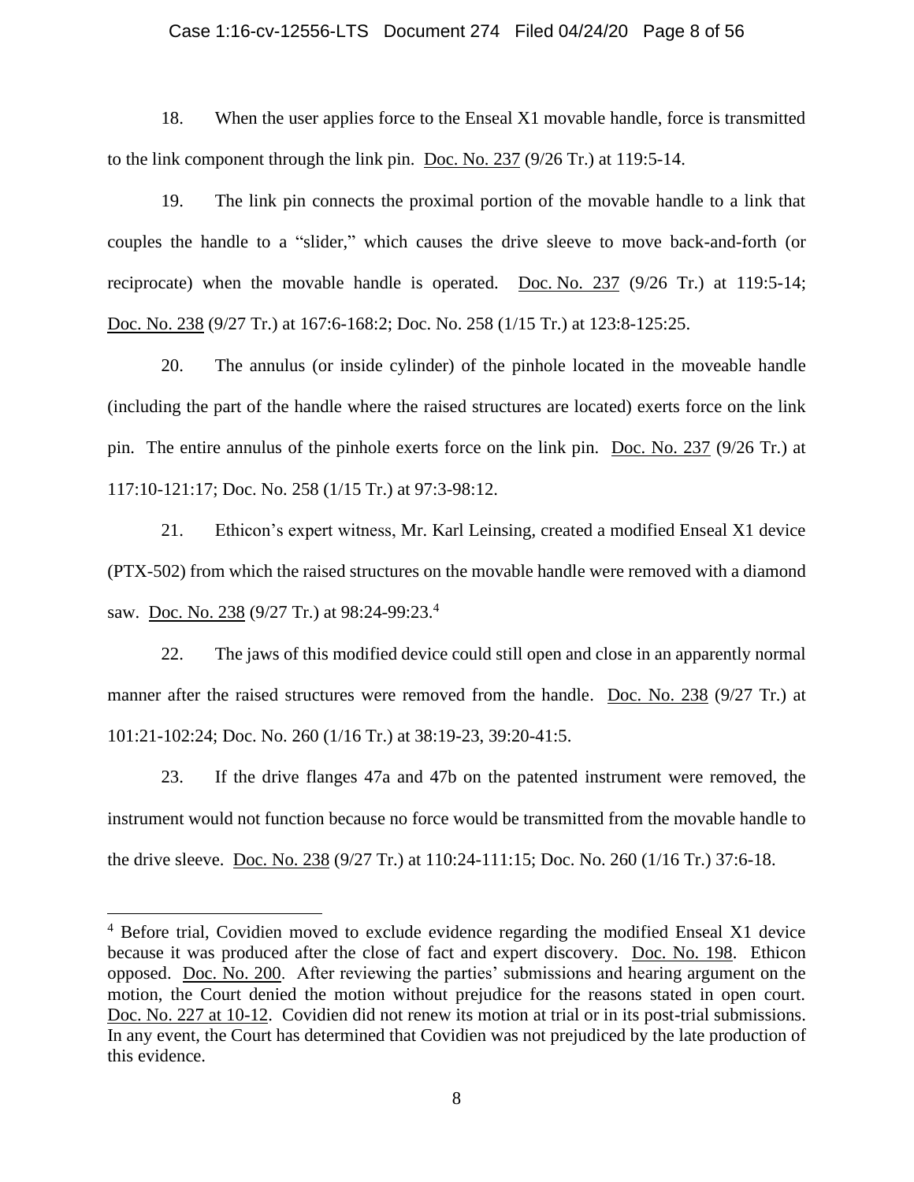18. When the user applies force to the Enseal X1 movable handle, force is transmitted to the link component through the link pin. Doc. No. 237 (9/26 Tr.) at 119:5-14.

19. The link pin connects the proximal portion of the movable handle to a link that couples the handle to a "slider," which causes the drive sleeve to move back-and-forth (or reciprocate) when the movable handle is operated. Doc. No. 237 (9/26 Tr.) at 119:5-14; Doc. No. 238 (9/27 Tr.) at 167:6-168:2; Doc. No. 258 (1/15 Tr.) at 123:8-125:25.

20. The annulus (or inside cylinder) of the pinhole located in the moveable handle (including the part of the handle where the raised structures are located) exerts force on the link pin. The entire annulus of the pinhole exerts force on the link pin. Doc. No. 237 (9/26 Tr.) at 117:10-121:17; Doc. No. 258 (1/15 Tr.) at 97:3-98:12.

21. Ethicon's expert witness, Mr. Karl Leinsing, created a modified Enseal X1 device (PTX-502) from which the raised structures on the movable handle were removed with a diamond saw. Doc. No. 238 (9/27 Tr.) at 98:24-99:23.[4]

22. The jaws of this modified device could still open and close in an apparently normal manner after the raised structures were removed from the handle. Doc. No. 238 (9/27 Tr.) at 101:21-102:24; Doc. No. 260 (1/16 Tr.) at 38:19-23, 39:20-41:5.

23. If the drive flanges 47a and 47b on the patented instrument were removed, the instrument would not function because no force would be transmitted from the movable handle to the drive sleeve. Doc. No. 238 (9/27 Tr.) at 110:24-111:15; Doc. No. 260 (1/16 Tr.) 37:6-18.

---

[4] Before trial, Covidien moved to exclude evidence regarding the modified Enseal X1 device because it was produced after the close of fact and expert discovery. Doc. No. 198. Ethicon opposed. Doc. No. 200. After reviewing the parties' submissions and hearing argument on the motion, the Court denied the motion without prejudice for the reasons stated in open court. Doc. No. 227 at 10-12. Covidien did not renew its motion at trial or in its post-trial submissions. In any event, the Court has determined that Covidien was not prejudiced by the late production of this evidence.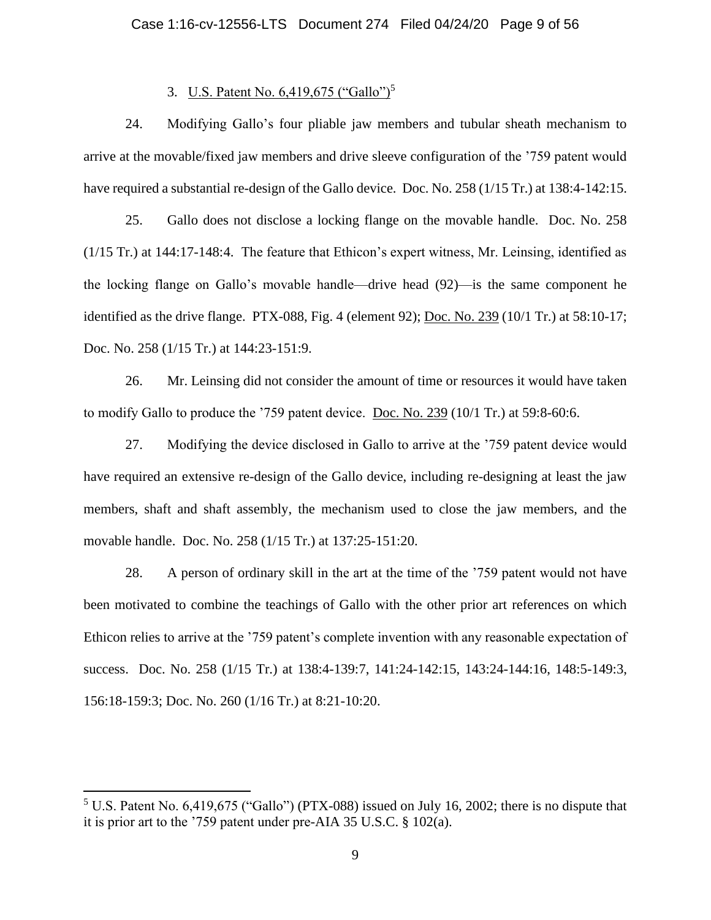### 3. U.S. Patent No. 6,419,675 ("Gallo")[5]

24. Modifying Gallo's four pliable jaw members and tubular sheath mechanism to arrive at the movable/fixed jaw members and drive sleeve configuration of the '759 patent would have required a substantial re-design of the Gallo device. Doc. No. 258 (1/15 Tr.) at 138:4-142:15.

25. Gallo does not disclose a locking flange on the movable handle. Doc. No. 258 (1/15 Tr.) at 144:17-148:4. The feature that Ethicon's expert witness, Mr. Leinsing, identified as the locking flange on Gallo's movable handle—drive head (92)—is the same component he identified as the drive flange. PTX-088, Fig. 4 (element 92); Doc. No. 239 (10/1 Tr.) at 58:10-17; Doc. No. 258 (1/15 Tr.) at 144:23-151:9.

26. Mr. Leinsing did not consider the amount of time or resources it would have taken to modify Gallo to produce the '759 patent device. Doc. No. 239 (10/1 Tr.) at 59:8-60:6.

27. Modifying the device disclosed in Gallo to arrive at the '759 patent device would have required an extensive re-design of the Gallo device, including re-designing at least the jaw members, shaft and shaft assembly, the mechanism used to close the jaw members, and the movable handle. Doc. No. 258 (1/15 Tr.) at 137:25-151:20.

28. A person of ordinary skill in the art at the time of the '759 patent would not have been motivated to combine the teachings of Gallo with the other prior art references on which Ethicon relies to arrive at the '759 patent's complete invention with any reasonable expectation of success. Doc. No. 258 (1/15 Tr.) at 138:4-139:7, 141:24-142:15, 143:24-144:16, 148:5-149:3, 156:18-159:3; Doc. No. 260 (1/16 Tr.) at 8:21-10:20.

---

[5] U.S. Patent No. 6,419,675 ("Gallo") (PTX-088) issued on July 16, 2002; there is no dispute that it is prior art to the '759 patent under pre-AIA 35 U.S.C. § 102(a).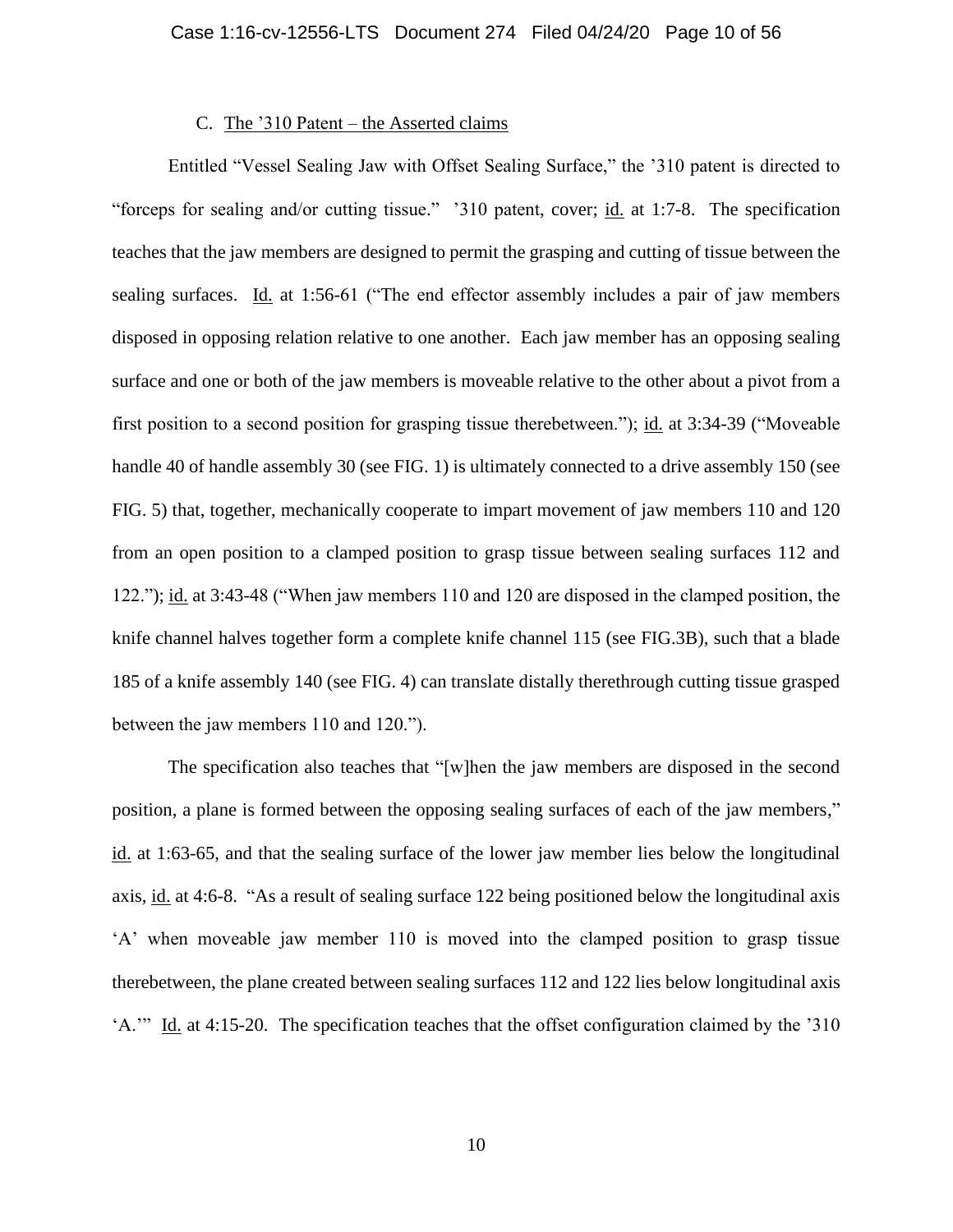### C. The ’310 Patent – the Asserted claims

Entitled “Vessel Sealing Jaw with Offset Sealing Surface,” the ’310 patent is directed to “forceps for sealing and/or cutting tissue.” ’310 patent, cover; id. at 1:7-8. The specification teaches that the jaw members are designed to permit the grasping and cutting of tissue between the sealing surfaces. Id. at 1:56-61 (“The end effector assembly includes a pair of jaw members disposed in opposing relation relative to one another. Each jaw member has an opposing sealing surface and one or both of the jaw members is moveable relative to the other about a pivot from a first position to a second position for grasping tissue therebetween.”); id. at 3:34-39 (“Moveable handle 40 of handle assembly 30 (see FIG. 1) is ultimately connected to a drive assembly 150 (see FIG. 5) that, together, mechanically cooperate to impart movement of jaw members 110 and 120 from an open position to a clamped position to grasp tissue between sealing surfaces 112 and 122.”); id. at 3:43-48 (“When jaw members 110 and 120 are disposed in the clamped position, the knife channel halves together form a complete knife channel 115 (see FIG.3B), such that a blade 185 of a knife assembly 140 (see FIG. 4) can translate distally therethrough cutting tissue grasped between the jaw members 110 and 120.”).

The specification also teaches that “[w]hen the jaw members are disposed in the second position, a plane is formed between the opposing sealing surfaces of each of the jaw members,” id. at 1:63-65, and that the sealing surface of the lower jaw member lies below the longitudinal axis, id. at 4:6-8. “As a result of sealing surface 122 being positioned below the longitudinal axis ‘A’ when moveable jaw member 110 is moved into the clamped position to grasp tissue therebetween, the plane created between sealing surfaces 112 and 122 lies below longitudinal axis ‘A.’” Id. at 4:15-20. The specification teaches that the offset configuration claimed by the ’310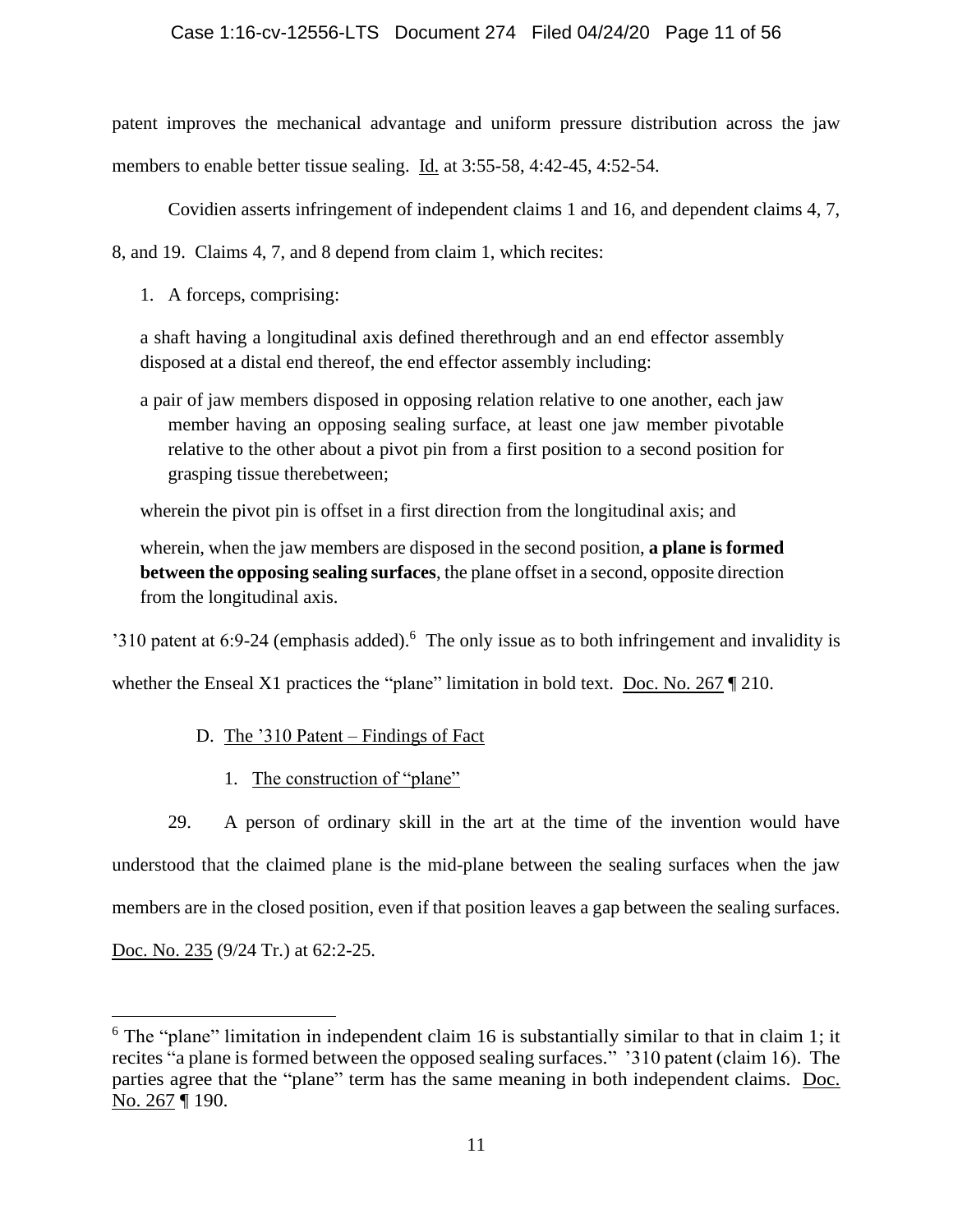patent improves the mechanical advantage and uniform pressure distribution across the jaw members to enable better tissue sealing. Id. at 3:55-58, 4:42-45, 4:52-54.

Covidien asserts infringement of independent claims 1 and 16, and dependent claims 4, 7, 8, and 19. Claims 4, 7, and 8 depend from claim 1, which recites:

> 1. A forceps, comprising:
>
> a shaft having a longitudinal axis defined therethrough and an end effector assembly disposed at a distal end thereof, the end effector assembly including:
>
> a pair of jaw members disposed in opposing relation relative to one another, each jaw member having an opposing sealing surface, at least one jaw member pivotable relative to the other about a pivot pin from a first position to a second position for grasping tissue therebetween;
>
> wherein the pivot pin is offset in a first direction from the longitudinal axis; and
>
> wherein, when the jaw members are disposed in the second position, **a plane is formed between the opposing sealing surfaces**, the plane offset in a second, opposite direction from the longitudinal axis.

'310 patent at 6:9-24 (emphasis added).[6] The only issue as to both infringement and invalidity is whether the Enseal X1 practices the "plane" limitation in bold text. Doc. No. 267 ¶ 210.

### D. The '310 Patent – Findings of Fact

#### 1. The construction of "plane"

29. A person of ordinary skill in the art at the time of the invention would have understood that the claimed plane is the mid-plane between the sealing surfaces when the jaw members are in the closed position, even if that position leaves a gap between the sealing surfaces. Doc. No. 235 (9/24 Tr.) at 62:2-25.

---

[6] The "plane" limitation in independent claim 16 is substantially similar to that in claim 1; it recites "a plane is formed between the opposed sealing surfaces." '310 patent (claim 16). The parties agree that the "plane" term has the same meaning in both independent claims. Doc. No. 267 ¶ 190.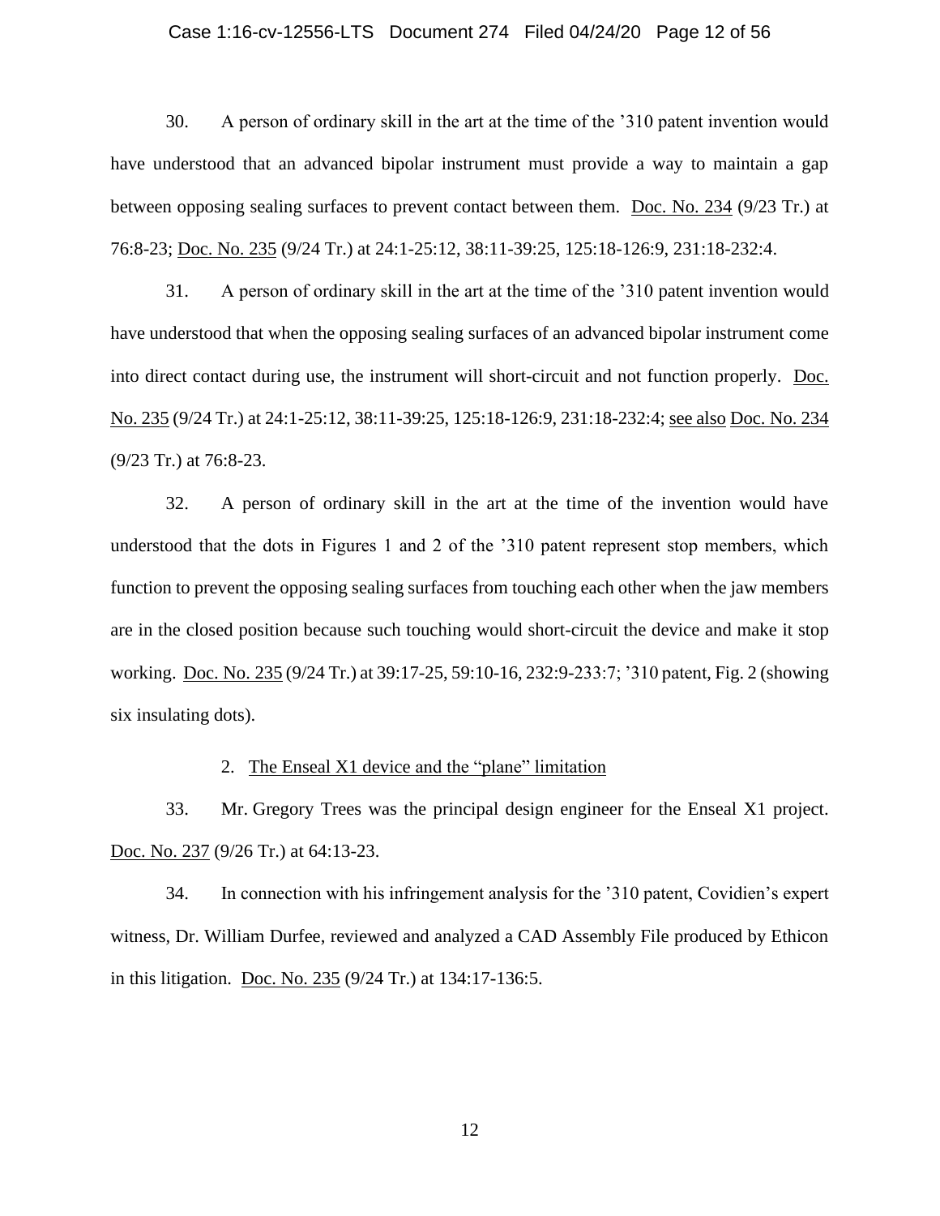30. A person of ordinary skill in the art at the time of the ’310 patent invention would have understood that an advanced bipolar instrument must provide a way to maintain a gap between opposing sealing surfaces to prevent contact between them. Doc. No. 234 (9/23 Tr.) at 76:8-23; Doc. No. 235 (9/24 Tr.) at 24:1-25:12, 38:11-39:25, 125:18-126:9, 231:18-232:4.

31. A person of ordinary skill in the art at the time of the ’310 patent invention would have understood that when the opposing sealing surfaces of an advanced bipolar instrument come into direct contact during use, the instrument will short-circuit and not function properly. Doc. No. 235 (9/24 Tr.) at 24:1-25:12, 38:11-39:25, 125:18-126:9, 231:18-232:4; see also Doc. No. 234 (9/23 Tr.) at 76:8-23.

32. A person of ordinary skill in the art at the time of the invention would have understood that the dots in Figures 1 and 2 of the ’310 patent represent stop members, which function to prevent the opposing sealing surfaces from touching each other when the jaw members are in the closed position because such touching would short-circuit the device and make it stop working. Doc. No. 235 (9/24 Tr.) at 39:17-25, 59:10-16, 232:9-233:7; ’310 patent, Fig. 2 (showing six insulating dots).

### 2. The Enseal X1 device and the “plane” limitation

33. Mr. Gregory Trees was the principal design engineer for the Enseal X1 project. Doc. No. 237 (9/26 Tr.) at 64:13-23.

34. In connection with his infringement analysis for the ’310 patent, Covidien’s expert witness, Dr. William Durfee, reviewed and analyzed a CAD Assembly File produced by Ethicon in this litigation. Doc. No. 235 (9/24 Tr.) at 134:17-136:5.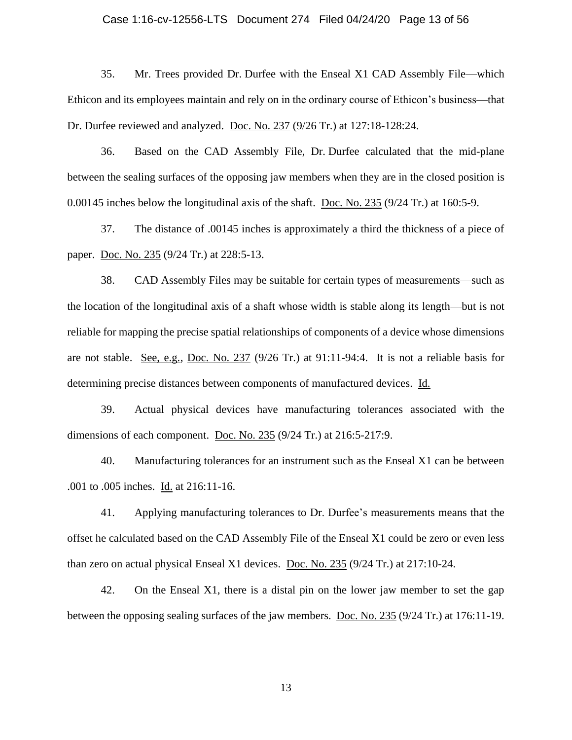35. Mr. Trees provided Dr. Durfee with the Enseal X1 CAD Assembly File—which Ethicon and its employees maintain and rely on in the ordinary course of Ethicon's business—that Dr. Durfee reviewed and analyzed. Doc. No. 237 (9/26 Tr.) at 127:18-128:24.

36. Based on the CAD Assembly File, Dr. Durfee calculated that the mid-plane between the sealing surfaces of the opposing jaw members when they are in the closed position is 0.00145 inches below the longitudinal axis of the shaft. Doc. No. 235 (9/24 Tr.) at 160:5-9.

37. The distance of .00145 inches is approximately a third the thickness of a piece of paper. Doc. No. 235 (9/24 Tr.) at 228:5-13.

38. CAD Assembly Files may be suitable for certain types of measurements—such as the location of the longitudinal axis of a shaft whose width is stable along its length—but is not reliable for mapping the precise spatial relationships of components of a device whose dimensions are not stable. See, e.g., Doc. No. 237 (9/26 Tr.) at 91:11-94:4. It is not a reliable basis for determining precise distances between components of manufactured devices. Id.

39. Actual physical devices have manufacturing tolerances associated with the dimensions of each component. Doc. No. 235 (9/24 Tr.) at 216:5-217:9.

40. Manufacturing tolerances for an instrument such as the Enseal X1 can be between .001 to .005 inches. Id. at 216:11-16.

41. Applying manufacturing tolerances to Dr. Durfee's measurements means that the offset he calculated based on the CAD Assembly File of the Enseal X1 could be zero or even less than zero on actual physical Enseal X1 devices. Doc. No. 235 (9/24 Tr.) at 217:10-24.

42. On the Enseal X1, there is a distal pin on the lower jaw member to set the gap between the opposing sealing surfaces of the jaw members. Doc. No. 235 (9/24 Tr.) at 176:11-19.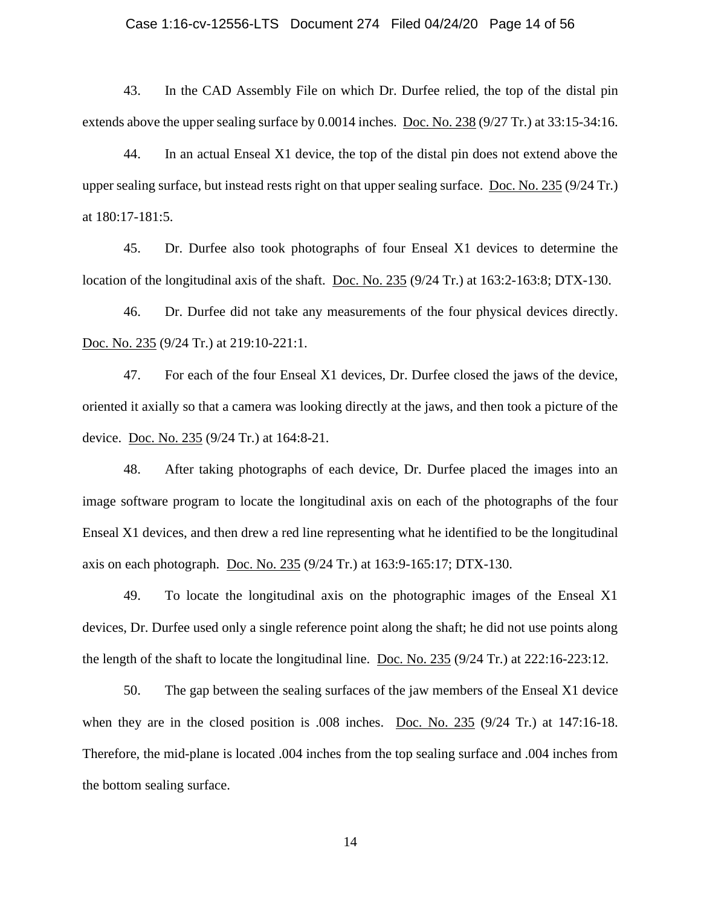43. In the CAD Assembly File on which Dr. Durfee relied, the top of the distal pin extends above the upper sealing surface by 0.0014 inches. Doc. No. 238 (9/27 Tr.) at 33:15-34:16.

44. In an actual Enseal X1 device, the top of the distal pin does not extend above the upper sealing surface, but instead rests right on that upper sealing surface. Doc. No. 235 (9/24 Tr.) at 180:17-181:5.

45. Dr. Durfee also took photographs of four Enseal X1 devices to determine the location of the longitudinal axis of the shaft. Doc. No. 235 (9/24 Tr.) at 163:2-163:8; DTX-130.

46. Dr. Durfee did not take any measurements of the four physical devices directly. Doc. No. 235 (9/24 Tr.) at 219:10-221:1.

47. For each of the four Enseal X1 devices, Dr. Durfee closed the jaws of the device, oriented it axially so that a camera was looking directly at the jaws, and then took a picture of the device. Doc. No. 235 (9/24 Tr.) at 164:8-21.

48. After taking photographs of each device, Dr. Durfee placed the images into an image software program to locate the longitudinal axis on each of the photographs of the four Enseal X1 devices, and then drew a red line representing what he identified to be the longitudinal axis on each photograph. Doc. No. 235 (9/24 Tr.) at 163:9-165:17; DTX-130.

49. To locate the longitudinal axis on the photographic images of the Enseal X1 devices, Dr. Durfee used only a single reference point along the shaft; he did not use points along the length of the shaft to locate the longitudinal line. Doc. No. 235 (9/24 Tr.) at 222:16-223:12.

50. The gap between the sealing surfaces of the jaw members of the Enseal X1 device when they are in the closed position is .008 inches. Doc. No. 235 (9/24 Tr.) at 147:16-18. Therefore, the mid-plane is located .004 inches from the top sealing surface and .004 inches from the bottom sealing surface.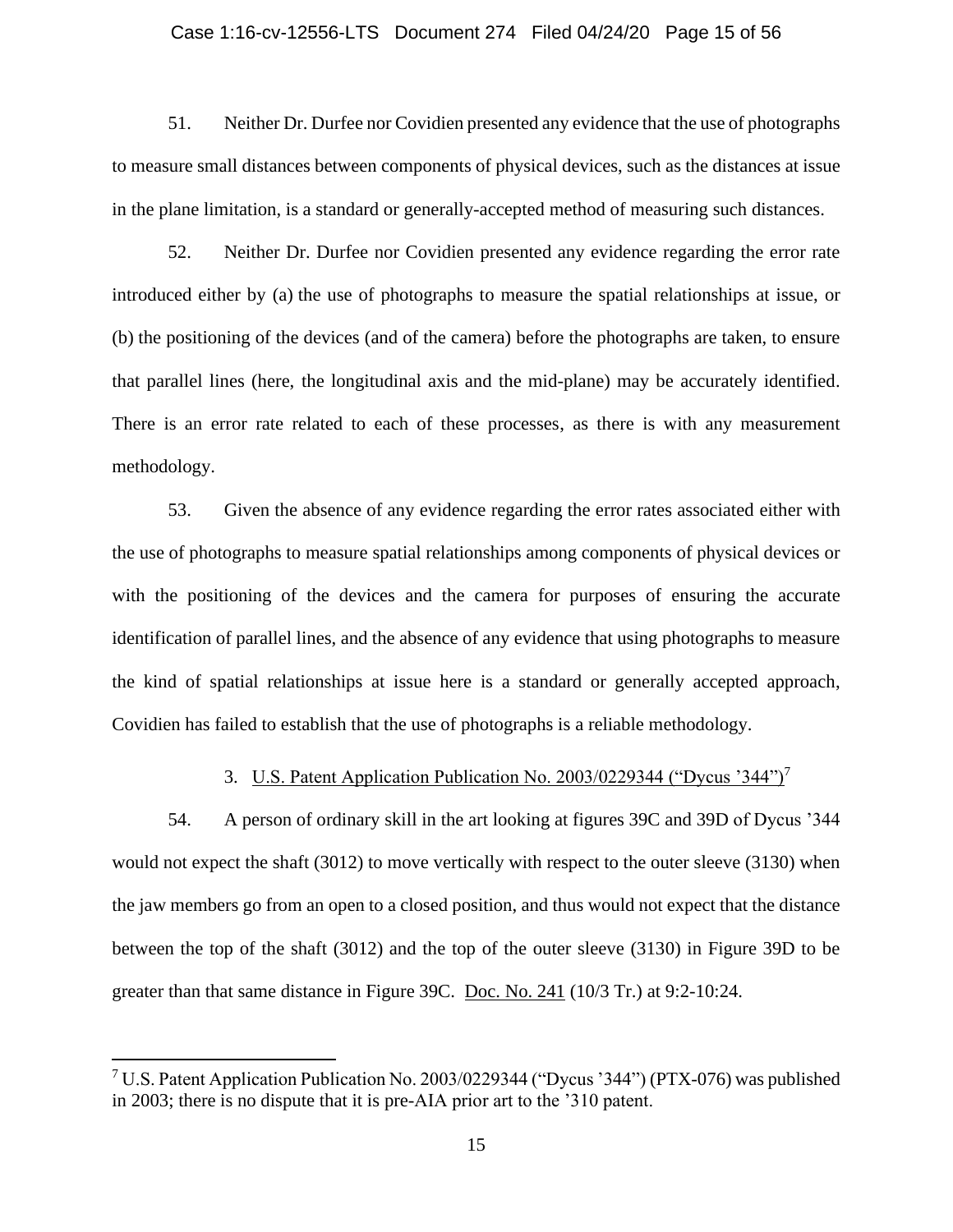51. Neither Dr. Durfee nor Covidien presented any evidence that the use of photographs to measure small distances between components of physical devices, such as the distances at issue in the plane limitation, is a standard or generally-accepted method of measuring such distances.

52. Neither Dr. Durfee nor Covidien presented any evidence regarding the error rate introduced either by (a) the use of photographs to measure the spatial relationships at issue, or (b) the positioning of the devices (and of the camera) before the photographs are taken, to ensure that parallel lines (here, the longitudinal axis and the mid-plane) may be accurately identified. There is an error rate related to each of these processes, as there is with any measurement methodology.

53. Given the absence of any evidence regarding the error rates associated either with the use of photographs to measure spatial relationships among components of physical devices or with the positioning of the devices and the camera for purposes of ensuring the accurate identification of parallel lines, and the absence of any evidence that using photographs to measure the kind of spatial relationships at issue here is a standard or generally accepted approach, Covidien has failed to establish that the use of photographs is a reliable methodology.

### 3. U.S. Patent Application Publication No. 2003/0229344 ("Dycus '344")[7]

54. A person of ordinary skill in the art looking at figures 39C and 39D of Dycus '344 would not expect the shaft (3012) to move vertically with respect to the outer sleeve (3130) when the jaw members go from an open to a closed position, and thus would not expect that the distance between the top of the shaft (3012) and the top of the outer sleeve (3130) in Figure 39D to be greater than that same distance in Figure 39C. Doc. No. 241 (10/3 Tr.) at 9:2-10:24.

[7] U.S. Patent Application Publication No. 2003/0229344 ("Dycus '344") (PTX-076) was published in 2003; there is no dispute that it is pre-AIA prior art to the '310 patent.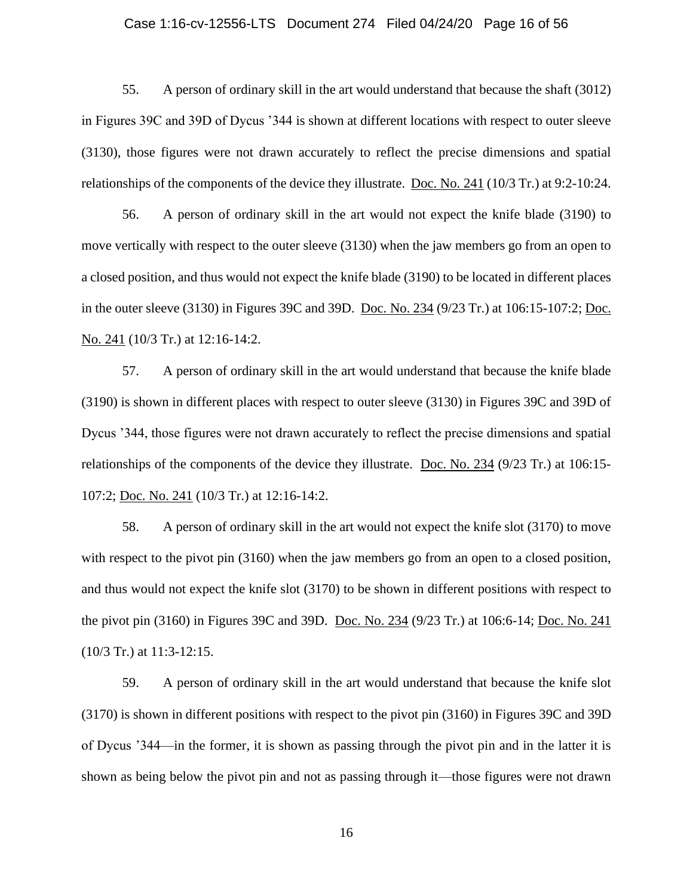55. A person of ordinary skill in the art would understand that because the shaft (3012) in Figures 39C and 39D of Dycus '344 is shown at different locations with respect to outer sleeve (3130), those figures were not drawn accurately to reflect the precise dimensions and spatial relationships of the components of the device they illustrate. Doc. No. 241 (10/3 Tr.) at 9:2-10:24.

56. A person of ordinary skill in the art would not expect the knife blade (3190) to move vertically with respect to the outer sleeve (3130) when the jaw members go from an open to a closed position, and thus would not expect the knife blade (3190) to be located in different places in the outer sleeve (3130) in Figures 39C and 39D. Doc. No. 234 (9/23 Tr.) at 106:15-107:2; Doc. No. 241 (10/3 Tr.) at 12:16-14:2.

57. A person of ordinary skill in the art would understand that because the knife blade (3190) is shown in different places with respect to outer sleeve (3130) in Figures 39C and 39D of Dycus '344, those figures were not drawn accurately to reflect the precise dimensions and spatial relationships of the components of the device they illustrate. Doc. No. 234 (9/23 Tr.) at 106:15-107:2; Doc. No. 241 (10/3 Tr.) at 12:16-14:2.

58. A person of ordinary skill in the art would not expect the knife slot (3170) to move with respect to the pivot pin (3160) when the jaw members go from an open to a closed position, and thus would not expect the knife slot (3170) to be shown in different positions with respect to the pivot pin (3160) in Figures 39C and 39D. Doc. No. 234 (9/23 Tr.) at 106:6-14; Doc. No. 241 (10/3 Tr.) at 11:3-12:15.

59. A person of ordinary skill in the art would understand that because the knife slot (3170) is shown in different positions with respect to the pivot pin (3160) in Figures 39C and 39D of Dycus '344—in the former, it is shown as passing through the pivot pin and in the latter it is shown as being below the pivot pin and not as passing through it—those figures were not drawn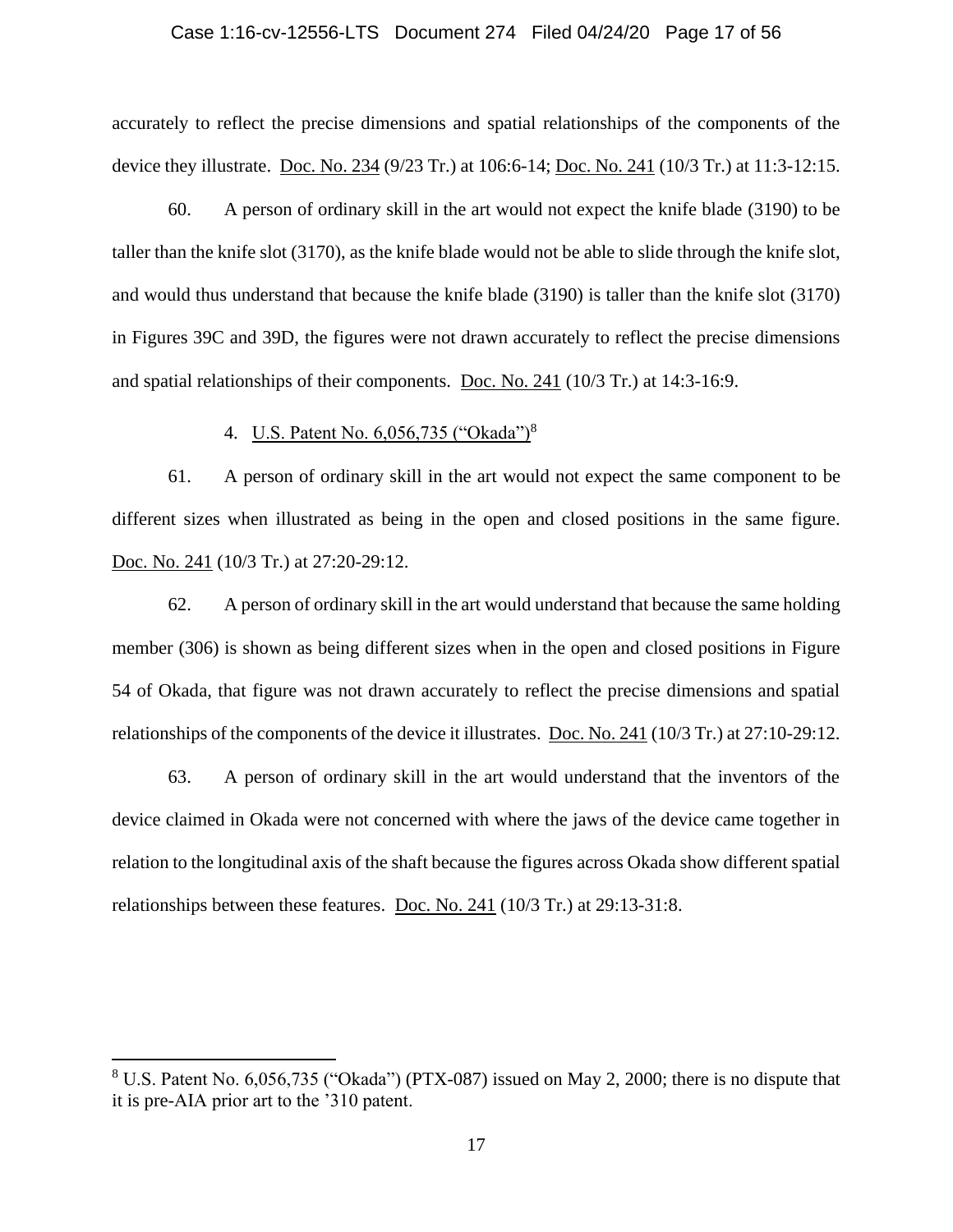accurately to reflect the precise dimensions and spatial relationships of the components of the device they illustrate. Doc. No. 234 (9/23 Tr.) at 106:6-14; Doc. No. 241 (10/3 Tr.) at 11:3-12:15.

60. A person of ordinary skill in the art would not expect the knife blade (3190) to be taller than the knife slot (3170), as the knife blade would not be able to slide through the knife slot, and would thus understand that because the knife blade (3190) is taller than the knife slot (3170) in Figures 39C and 39D, the figures were not drawn accurately to reflect the precise dimensions and spatial relationships of their components. Doc. No. 241 (10/3 Tr.) at 14:3-16:9.

4. U.S. Patent No. 6,056,735 ("Okada")[8]

61. A person of ordinary skill in the art would not expect the same component to be different sizes when illustrated as being in the open and closed positions in the same figure. Doc. No. 241 (10/3 Tr.) at 27:20-29:12.

62. A person of ordinary skill in the art would understand that because the same holding member (306) is shown as being different sizes when in the open and closed positions in Figure 54 of Okada, that figure was not drawn accurately to reflect the precise dimensions and spatial relationships of the components of the device it illustrates. Doc. No. 241 (10/3 Tr.) at 27:10-29:12.

63. A person of ordinary skill in the art would understand that the inventors of the device claimed in Okada were not concerned with where the jaws of the device came together in relation to the longitudinal axis of the shaft because the figures across Okada show different spatial relationships between these features. Doc. No. 241 (10/3 Tr.) at 29:13-31:8.

[8] U.S. Patent No. 6,056,735 ("Okada") (PTX-087) issued on May 2, 2000; there is no dispute that it is pre-AIA prior art to the '310 patent.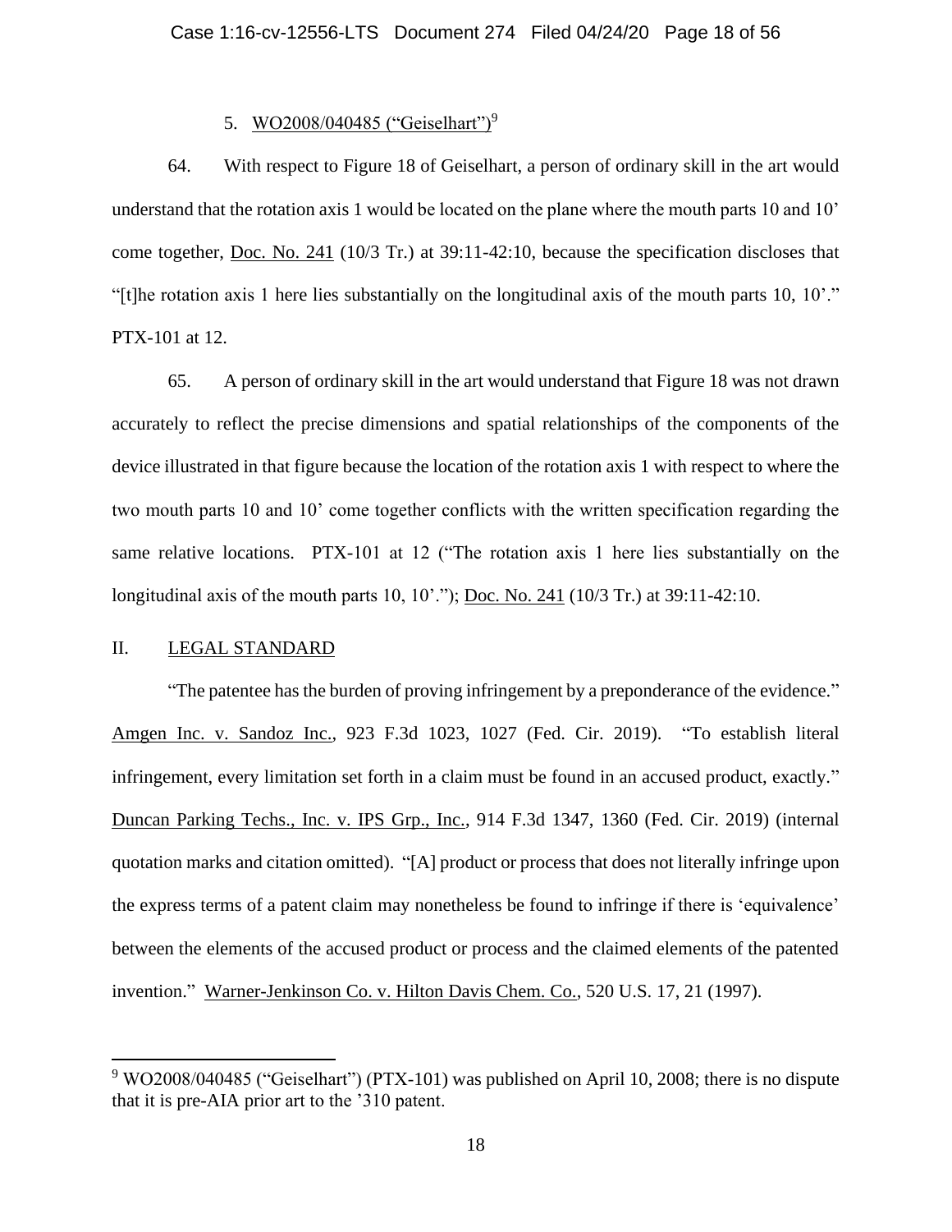5. WO2008/040485 ("Geiselhart")[9]

64. With respect to Figure 18 of Geiselhart, a person of ordinary skill in the art would understand that the rotation axis 1 would be located on the plane where the mouth parts 10 and 10' come together, Doc. No. 241 (10/3 Tr.) at 39:11-42:10, because the specification discloses that "[t]he rotation axis 1 here lies substantially on the longitudinal axis of the mouth parts 10, 10'." PTX-101 at 12.

65. A person of ordinary skill in the art would understand that Figure 18 was not drawn accurately to reflect the precise dimensions and spatial relationships of the components of the device illustrated in that figure because the location of the rotation axis 1 with respect to where the two mouth parts 10 and 10' come together conflicts with the written specification regarding the same relative locations. PTX-101 at 12 ("The rotation axis 1 here lies substantially on the longitudinal axis of the mouth parts 10, 10'."); Doc. No. 241 (10/3 Tr.) at 39:11-42:10.

## II. LEGAL STANDARD

"The patentee has the burden of proving infringement by a preponderance of the evidence." Amgen Inc. v. Sandoz Inc., 923 F.3d 1023, 1027 (Fed. Cir. 2019). "To establish literal infringement, every limitation set forth in a claim must be found in an accused product, exactly." Duncan Parking Techs., Inc. v. IPS Grp., Inc., 914 F.3d 1347, 1360 (Fed. Cir. 2019) (internal quotation marks and citation omitted). "[A] product or process that does not literally infringe upon the express terms of a patent claim may nonetheless be found to infringe if there is 'equivalence' between the elements of the accused product or process and the claimed elements of the patented invention." Warner-Jenkinson Co. v. Hilton Davis Chem. Co., 520 U.S. 17, 21 (1997).

---

[9] WO2008/040485 ("Geiselhart") (PTX-101) was published on April 10, 2008; there is no dispute that it is pre-AIA prior art to the '310 patent.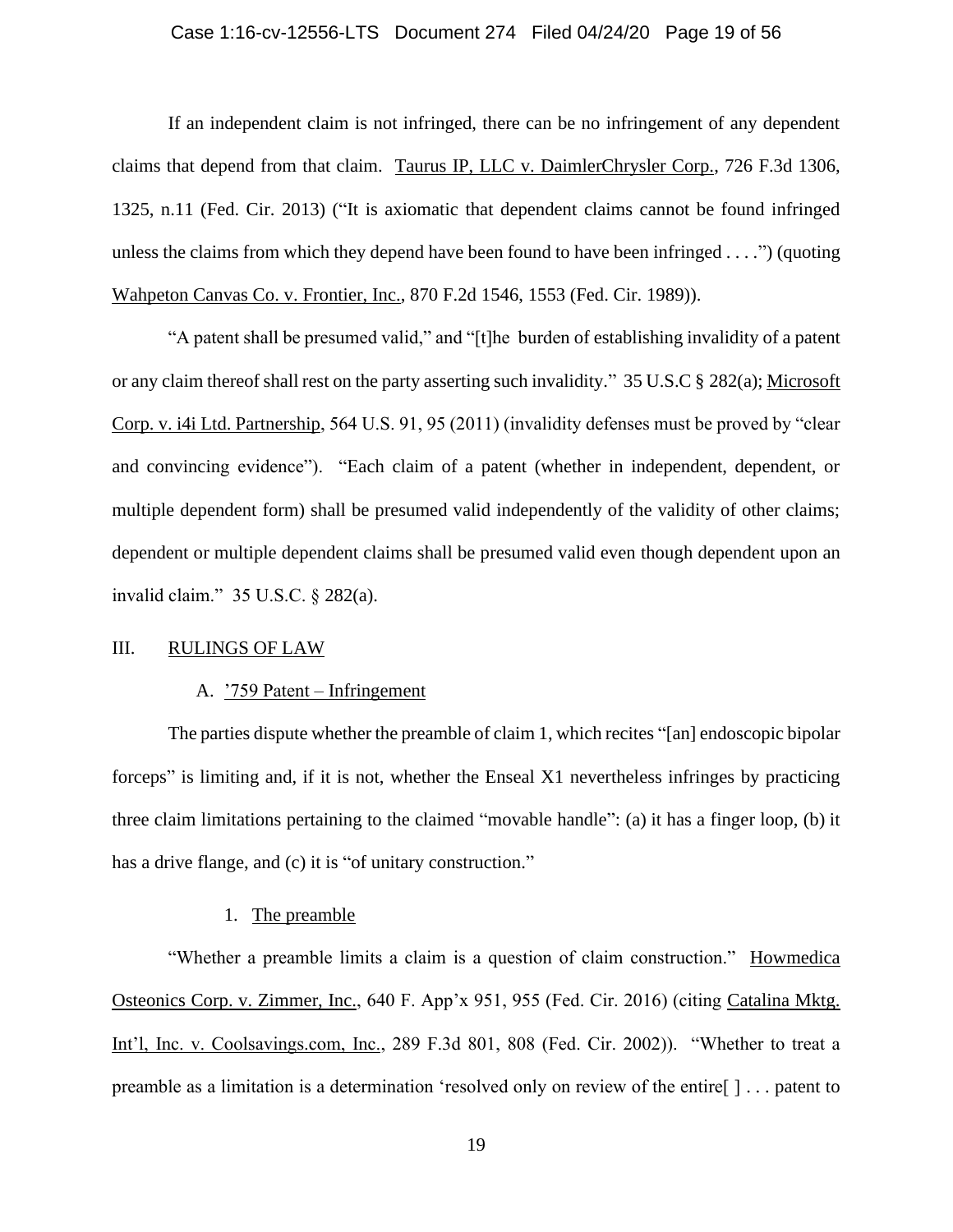If an independent claim is not infringed, there can be no infringement of any dependent claims that depend from that claim. Taurus IP, LLC v. DaimlerChrysler Corp., 726 F.3d 1306, 1325, n.11 (Fed. Cir. 2013) ("It is axiomatic that dependent claims cannot be found infringed unless the claims from which they depend have been found to have been infringed . . . .") (quoting Wahpeton Canvas Co. v. Frontier, Inc., 870 F.2d 1546, 1553 (Fed. Cir. 1989)).

"A patent shall be presumed valid," and "[t]he burden of establishing invalidity of a patent or any claim thereof shall rest on the party asserting such invalidity." 35 U.S.C § 282(a); Microsoft Corp. v. i4i Ltd. Partnership, 564 U.S. 91, 95 (2011) (invalidity defenses must be proved by "clear and convincing evidence"). "Each claim of a patent (whether in independent, dependent, or multiple dependent form) shall be presumed valid independently of the validity of other claims; dependent or multiple dependent claims shall be presumed valid even though dependent upon an invalid claim." 35 U.S.C. § 282(a).

## III. RULINGS OF LAW

### A. '759 Patent – Infringement

The parties dispute whether the preamble of claim 1, which recites "[an] endoscopic bipolar forceps" is limiting and, if it is not, whether the Enseal X1 nevertheless infringes by practicing three claim limitations pertaining to the claimed "movable handle": (a) it has a finger loop, (b) it has a drive flange, and (c) it is "of unitary construction."

#### 1. The preamble

"Whether a preamble limits a claim is a question of claim construction." Howmedica Osteonics Corp. v. Zimmer, Inc., 640 F. App'x 951, 955 (Fed. Cir. 2016) (citing Catalina Mktg. Int'l, Inc. v. Coolsavings.com, Inc., 289 F.3d 801, 808 (Fed. Cir. 2002)). "Whether to treat a preamble as a limitation is a determination 'resolved only on review of the entire[ ] . . . patent to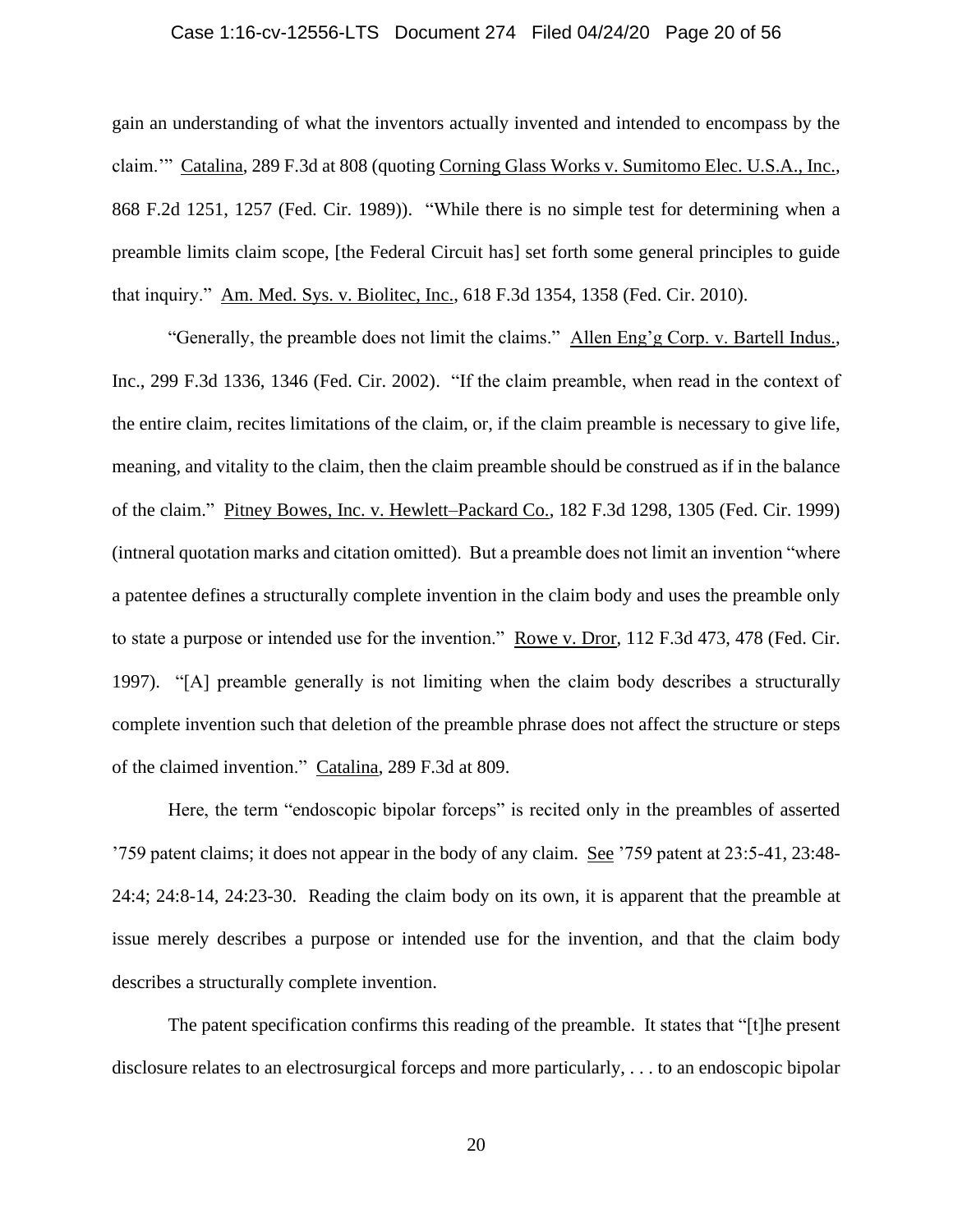gain an understanding of what the inventors actually invented and intended to encompass by the claim.'" Catalina, 289 F.3d at 808 (quoting Corning Glass Works v. Sumitomo Elec. U.S.A., Inc., 868 F.2d 1251, 1257 (Fed. Cir. 1989)). "While there is no simple test for determining when a preamble limits claim scope, [the Federal Circuit has] set forth some general principles to guide that inquiry." Am. Med. Sys. v. Biolitec, Inc., 618 F.3d 1354, 1358 (Fed. Cir. 2010).

"Generally, the preamble does not limit the claims." Allen Eng'g Corp. v. Bartell Indus., Inc., 299 F.3d 1336, 1346 (Fed. Cir. 2002). "If the claim preamble, when read in the context of the entire claim, recites limitations of the claim, or, if the claim preamble is necessary to give life, meaning, and vitality to the claim, then the claim preamble should be construed as if in the balance of the claim." Pitney Bowes, Inc. v. Hewlett–Packard Co., 182 F.3d 1298, 1305 (Fed. Cir. 1999) (intneral quotation marks and citation omitted). But a preamble does not limit an invention "where a patentee defines a structurally complete invention in the claim body and uses the preamble only to state a purpose or intended use for the invention." Rowe v. Dror, 112 F.3d 473, 478 (Fed. Cir. 1997). "[A] preamble generally is not limiting when the claim body describes a structurally complete invention such that deletion of the preamble phrase does not affect the structure or steps of the claimed invention." Catalina, 289 F.3d at 809.

Here, the term "endoscopic bipolar forceps" is recited only in the preambles of asserted '759 patent claims; it does not appear in the body of any claim. See '759 patent at 23:5-41, 23:48-24:4; 24:8-14, 24:23-30. Reading the claim body on its own, it is apparent that the preamble at issue merely describes a purpose or intended use for the invention, and that the claim body describes a structurally complete invention.

The patent specification confirms this reading of the preamble. It states that "[t]he present disclosure relates to an electrosurgical forceps and more particularly, . . . to an endoscopic bipolar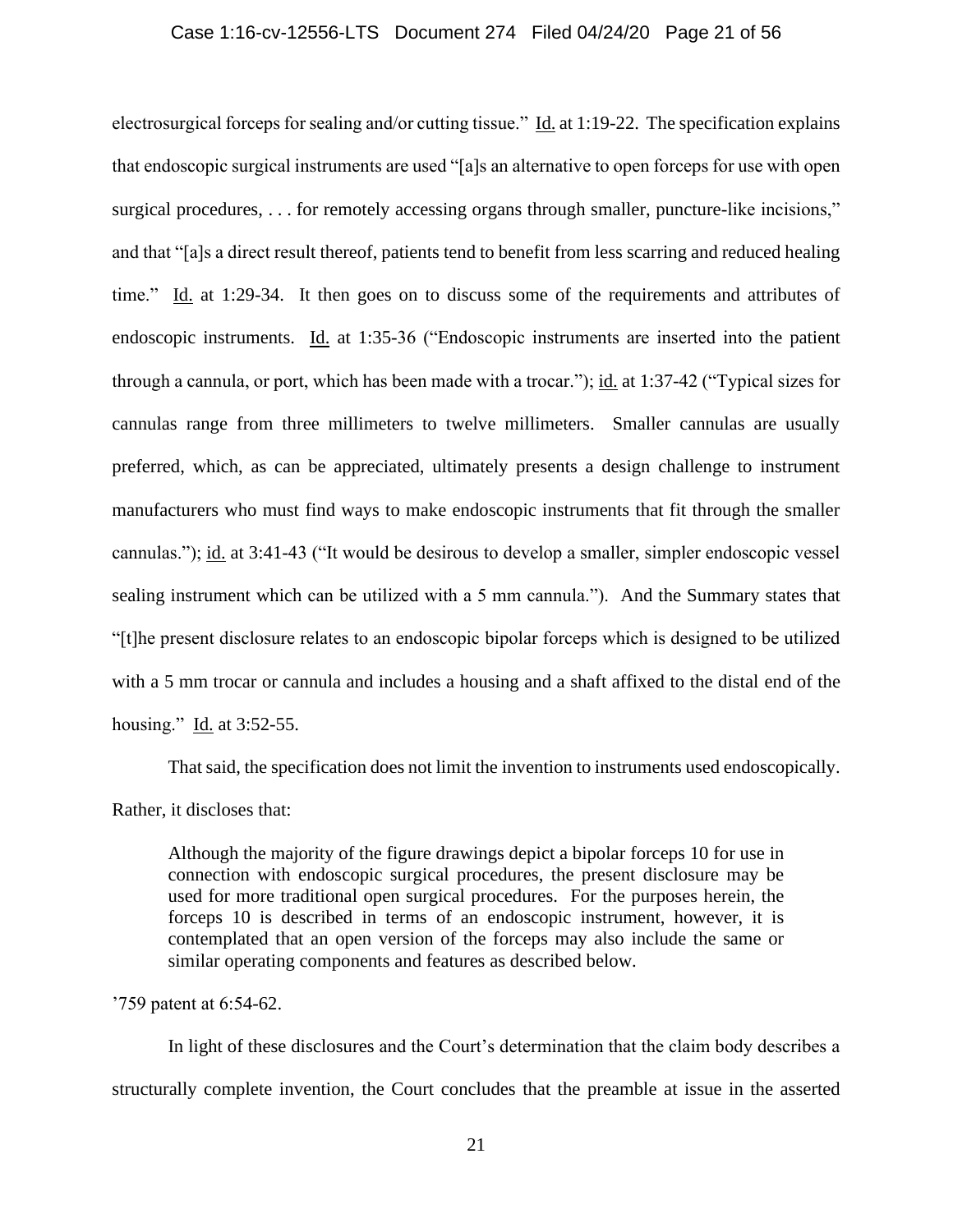electrosurgical forceps for sealing and/or cutting tissue." Id. at 1:19-22. The specification explains that endoscopic surgical instruments are used "[a]s an alternative to open forceps for use with open surgical procedures, . . . for remotely accessing organs through smaller, puncture-like incisions," and that "[a]s a direct result thereof, patients tend to benefit from less scarring and reduced healing time." Id. at 1:29-34. It then goes on to discuss some of the requirements and attributes of endoscopic instruments. Id. at 1:35-36 ("Endoscopic instruments are inserted into the patient through a cannula, or port, which has been made with a trocar."); id. at 1:37-42 ("Typical sizes for cannulas range from three millimeters to twelve millimeters. Smaller cannulas are usually preferred, which, as can be appreciated, ultimately presents a design challenge to instrument manufacturers who must find ways to make endoscopic instruments that fit through the smaller cannulas."); id. at 3:41-43 ("It would be desirous to develop a smaller, simpler endoscopic vessel sealing instrument which can be utilized with a 5 mm cannula."). And the Summary states that "[t]he present disclosure relates to an endoscopic bipolar forceps which is designed to be utilized with a 5 mm trocar or cannula and includes a housing and a shaft affixed to the distal end of the housing." Id. at 3:52-55.

That said, the specification does not limit the invention to instruments used endoscopically. Rather, it discloses that:

> Although the majority of the figure drawings depict a bipolar forceps 10 for use in connection with endoscopic surgical procedures, the present disclosure may be used for more traditional open surgical procedures. For the purposes herein, the forceps 10 is described in terms of an endoscopic instrument, however, it is contemplated that an open version of the forceps may also include the same or similar operating components and features as described below.

'759 patent at 6:54-62.

In light of these disclosures and the Court's determination that the claim body describes a structurally complete invention, the Court concludes that the preamble at issue in the asserted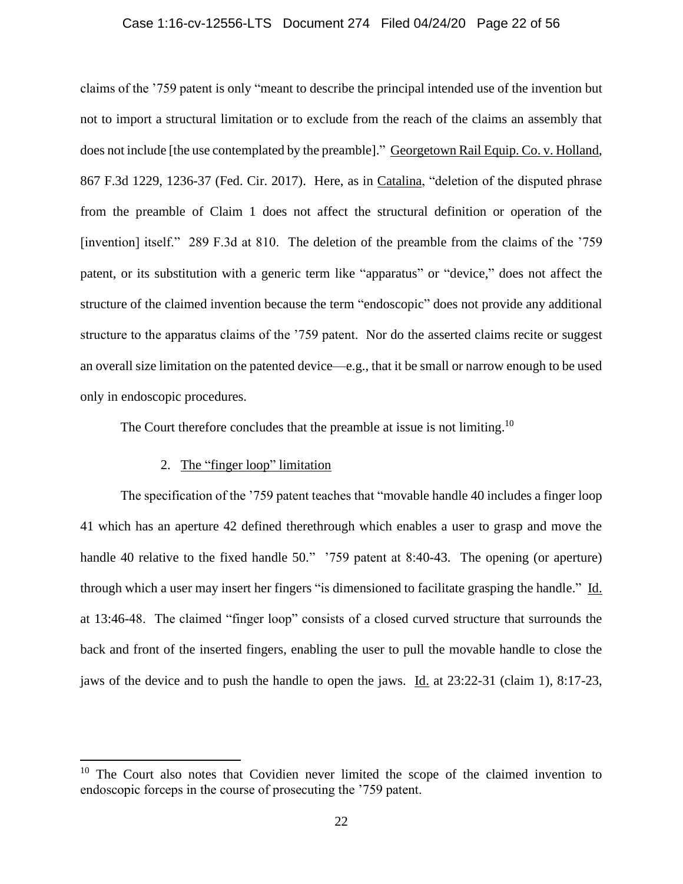claims of the '759 patent is only "meant to describe the principal intended use of the invention but not to import a structural limitation or to exclude from the reach of the claims an assembly that does not include [the use contemplated by the preamble]." Georgetown Rail Equip. Co. v. Holland, 867 F.3d 1229, 1236-37 (Fed. Cir. 2017). Here, as in Catalina, "deletion of the disputed phrase from the preamble of Claim 1 does not affect the structural definition or operation of the [invention] itself." 289 F.3d at 810. The deletion of the preamble from the claims of the '759 patent, or its substitution with a generic term like "apparatus" or "device," does not affect the structure of the claimed invention because the term "endoscopic" does not provide any additional structure to the apparatus claims of the '759 patent. Nor do the asserted claims recite or suggest an overall size limitation on the patented device—e.g., that it be small or narrow enough to be used only in endoscopic procedures.

The Court therefore concludes that the preamble at issue is not limiting.[10]

2. The "finger loop" limitation

The specification of the '759 patent teaches that "movable handle 40 includes a finger loop 41 which has an aperture 42 defined therethrough which enables a user to grasp and move the handle 40 relative to the fixed handle 50." '759 patent at 8:40-43. The opening (or aperture) through which a user may insert her fingers "is dimensioned to facilitate grasping the handle." Id. at 13:46-48. The claimed "finger loop" consists of a closed curved structure that surrounds the back and front of the inserted fingers, enabling the user to pull the movable handle to close the jaws of the device and to push the handle to open the jaws. Id. at 23:22-31 (claim 1), 8:17-23,

[10] The Court also notes that Covidien never limited the scope of the claimed invention to endoscopic forceps in the course of prosecuting the '759 patent.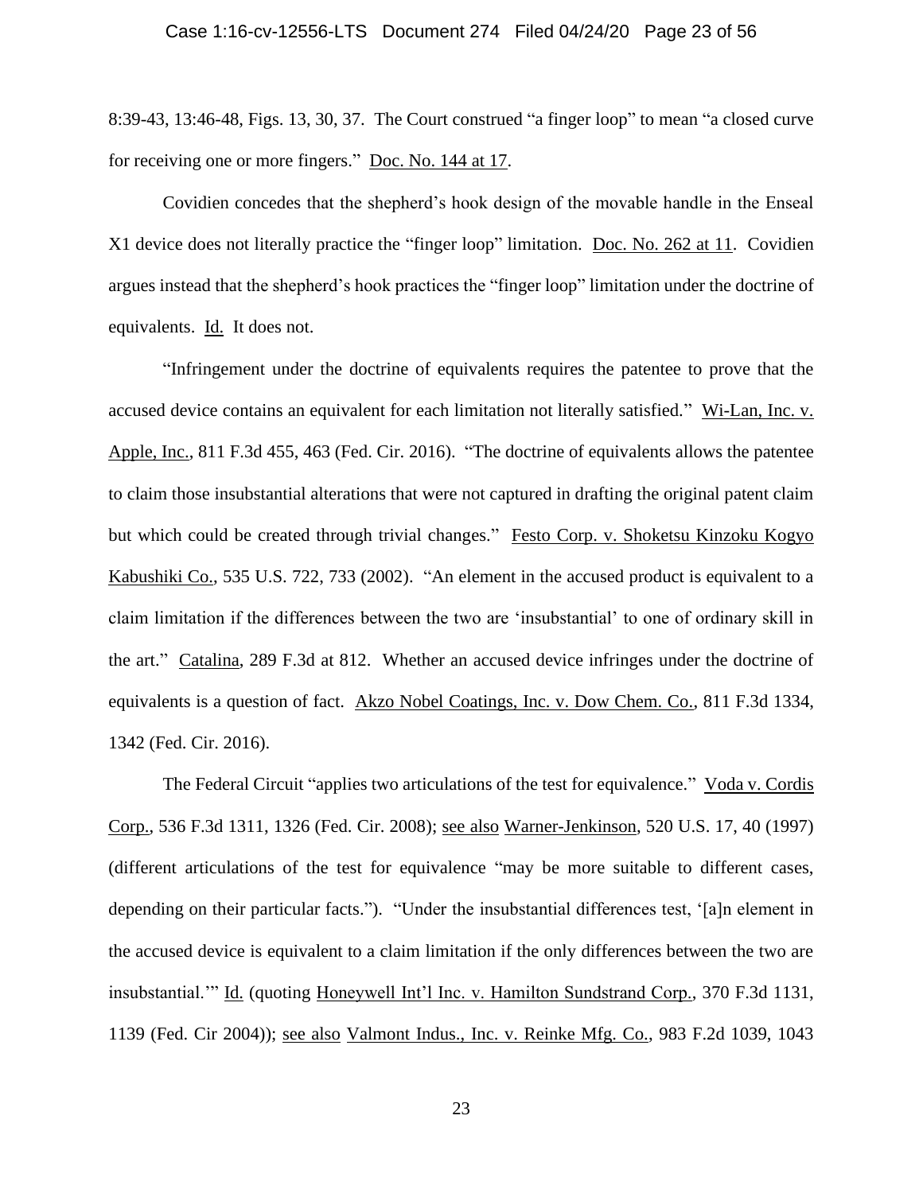8:39-43, 13:46-48, Figs. 13, 30, 37. The Court construed "a finger loop" to mean "a closed curve for receiving one or more fingers." Doc. No. 144 at 17.

Covidien concedes that the shepherd's hook design of the movable handle in the Enseal X1 device does not literally practice the "finger loop" limitation. Doc. No. 262 at 11. Covidien argues instead that the shepherd's hook practices the "finger loop" limitation under the doctrine of equivalents. Id. It does not.

"Infringement under the doctrine of equivalents requires the patentee to prove that the accused device contains an equivalent for each limitation not literally satisfied." Wi-Lan, Inc. v. Apple, Inc., 811 F.3d 455, 463 (Fed. Cir. 2016). "The doctrine of equivalents allows the patentee to claim those insubstantial alterations that were not captured in drafting the original patent claim but which could be created through trivial changes." Festo Corp. v. Shoketsu Kinzoku Kogyo Kabushiki Co., 535 U.S. 722, 733 (2002). "An element in the accused product is equivalent to a claim limitation if the differences between the two are 'insubstantial' to one of ordinary skill in the art." Catalina, 289 F.3d at 812. Whether an accused device infringes under the doctrine of equivalents is a question of fact. Akzo Nobel Coatings, Inc. v. Dow Chem. Co., 811 F.3d 1334, 1342 (Fed. Cir. 2016).

The Federal Circuit "applies two articulations of the test for equivalence." Voda v. Cordis Corp., 536 F.3d 1311, 1326 (Fed. Cir. 2008); see also Warner-Jenkinson, 520 U.S. 17, 40 (1997) (different articulations of the test for equivalence "may be more suitable to different cases, depending on their particular facts."). "Under the insubstantial differences test, '[a]n element in the accused device is equivalent to a claim limitation if the only differences between the two are insubstantial.'" Id. (quoting Honeywell Int'l Inc. v. Hamilton Sundstrand Corp., 370 F.3d 1131, 1139 (Fed. Cir 2004)); see also Valmont Indus., Inc. v. Reinke Mfg. Co., 983 F.2d 1039, 1043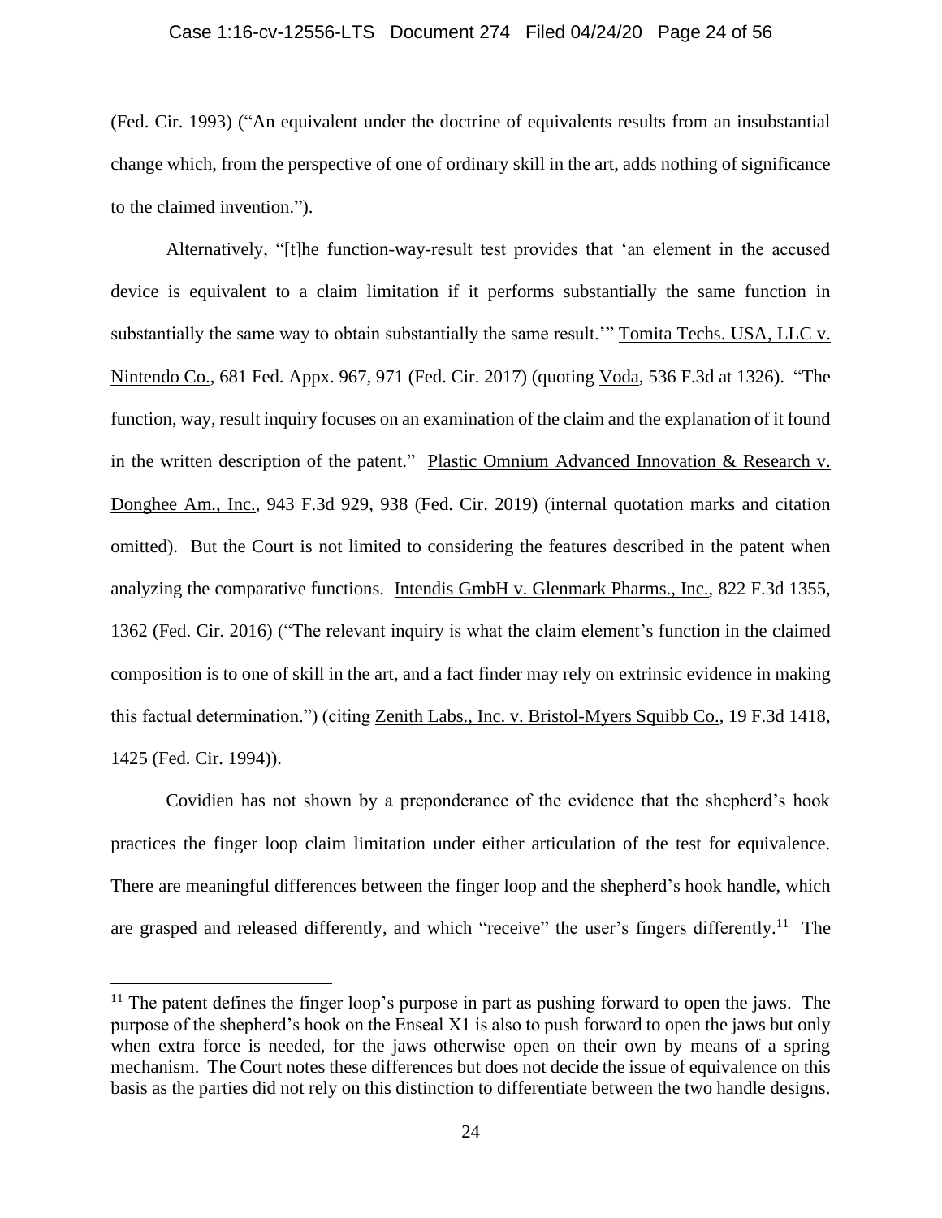(Fed. Cir. 1993) ("An equivalent under the doctrine of equivalents results from an insubstantial change which, from the perspective of one of ordinary skill in the art, adds nothing of significance to the claimed invention.").

Alternatively, "[t]he function-way-result test provides that 'an element in the accused device is equivalent to a claim limitation if it performs substantially the same function in substantially the same way to obtain substantially the same result.'" Tomita Techs. USA, LLC v. Nintendo Co., 681 Fed. Appx. 967, 971 (Fed. Cir. 2017) (quoting Voda, 536 F.3d at 1326). "The function, way, result inquiry focuses on an examination of the claim and the explanation of it found in the written description of the patent." Plastic Omnium Advanced Innovation & Research v. Donghee Am., Inc., 943 F.3d 929, 938 (Fed. Cir. 2019) (internal quotation marks and citation omitted). But the Court is not limited to considering the features described in the patent when analyzing the comparative functions. Intendis GmbH v. Glenmark Pharms., Inc., 822 F.3d 1355, 1362 (Fed. Cir. 2016) ("The relevant inquiry is what the claim element's function in the claimed composition is to one of skill in the art, and a fact finder may rely on extrinsic evidence in making this factual determination.") (citing Zenith Labs., Inc. v. Bristol-Myers Squibb Co., 19 F.3d 1418, 1425 (Fed. Cir. 1994)).

Covidien has not shown by a preponderance of the evidence that the shepherd's hook practices the finger loop claim limitation under either articulation of the test for equivalence. There are meaningful differences between the finger loop and the shepherd's hook handle, which are grasped and released differently, and which "receive" the user's fingers differently.[11] The

[11] The patent defines the finger loop's purpose in part as pushing forward to open the jaws. The purpose of the shepherd's hook on the Enseal X1 is also to push forward to open the jaws but only when extra force is needed, for the jaws otherwise open on their own by means of a spring mechanism. The Court notes these differences but does not decide the issue of equivalence on this basis as the parties did not rely on this distinction to differentiate between the two handle designs.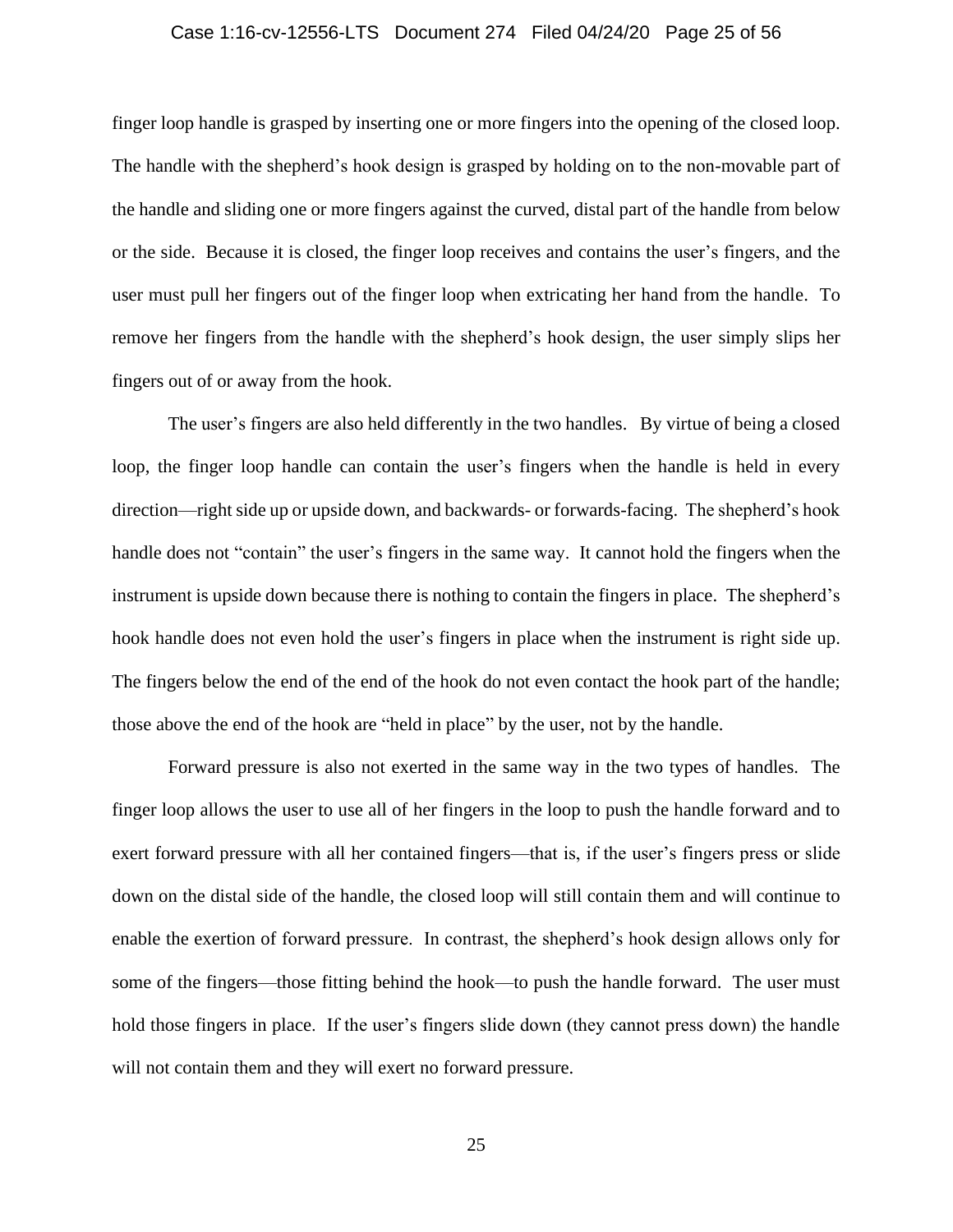finger loop handle is grasped by inserting one or more fingers into the opening of the closed loop. The handle with the shepherd's hook design is grasped by holding on to the non-movable part of the handle and sliding one or more fingers against the curved, distal part of the handle from below or the side. Because it is closed, the finger loop receives and contains the user's fingers, and the user must pull her fingers out of the finger loop when extricating her hand from the handle. To remove her fingers from the handle with the shepherd's hook design, the user simply slips her fingers out of or away from the hook.

The user's fingers are also held differently in the two handles. By virtue of being a closed loop, the finger loop handle can contain the user's fingers when the handle is held in every direction—right side up or upside down, and backwards- or forwards-facing. The shepherd's hook handle does not "contain" the user's fingers in the same way. It cannot hold the fingers when the instrument is upside down because there is nothing to contain the fingers in place. The shepherd's hook handle does not even hold the user's fingers in place when the instrument is right side up. The fingers below the end of the end of the hook do not even contact the hook part of the handle; those above the end of the hook are "held in place" by the user, not by the handle.

Forward pressure is also not exerted in the same way in the two types of handles. The finger loop allows the user to use all of her fingers in the loop to push the handle forward and to exert forward pressure with all her contained fingers—that is, if the user's fingers press or slide down on the distal side of the handle, the closed loop will still contain them and will continue to enable the exertion of forward pressure. In contrast, the shepherd's hook design allows only for some of the fingers—those fitting behind the hook—to push the handle forward. The user must hold those fingers in place. If the user's fingers slide down (they cannot press down) the handle will not contain them and they will exert no forward pressure.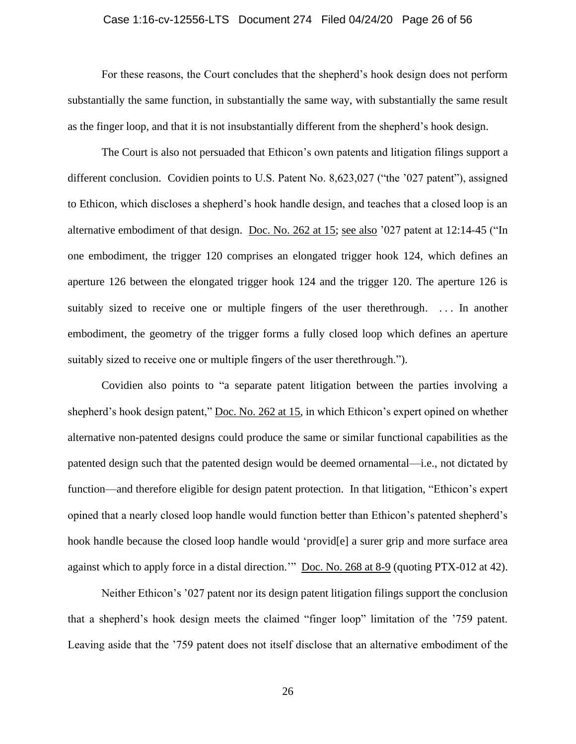For these reasons, the Court concludes that the shepherd's hook design does not perform substantially the same function, in substantially the same way, with substantially the same result as the finger loop, and that it is not insubstantially different from the shepherd's hook design.

The Court is also not persuaded that Ethicon's own patents and litigation filings support a different conclusion. Covidien points to U.S. Patent No. 8,623,027 ("the '027 patent"), assigned to Ethicon, which discloses a shepherd's hook handle design, and teaches that a closed loop is an alternative embodiment of that design. Doc. No. 262 at 15; see also '027 patent at 12:14-45 ("In one embodiment, the trigger 120 comprises an elongated trigger hook 124, which defines an aperture 126 between the elongated trigger hook 124 and the trigger 120. The aperture 126 is suitably sized to receive one or multiple fingers of the user therethrough. . . . In another embodiment, the geometry of the trigger forms a fully closed loop which defines an aperture suitably sized to receive one or multiple fingers of the user therethrough.").

Covidien also points to "a separate patent litigation between the parties involving a shepherd's hook design patent," Doc. No. 262 at 15, in which Ethicon's expert opined on whether alternative non-patented designs could produce the same or similar functional capabilities as the patented design such that the patented design would be deemed ornamental—i.e., not dictated by function—and therefore eligible for design patent protection. In that litigation, "Ethicon's expert opined that a nearly closed loop handle would function better than Ethicon's patented shepherd's hook handle because the closed loop handle would 'provid[e] a surer grip and more surface area against which to apply force in a distal direction.'" Doc. No. 268 at 8-9 (quoting PTX-012 at 42).

Neither Ethicon's '027 patent nor its design patent litigation filings support the conclusion that a shepherd's hook design meets the claimed "finger loop" limitation of the '759 patent. Leaving aside that the '759 patent does not itself disclose that an alternative embodiment of the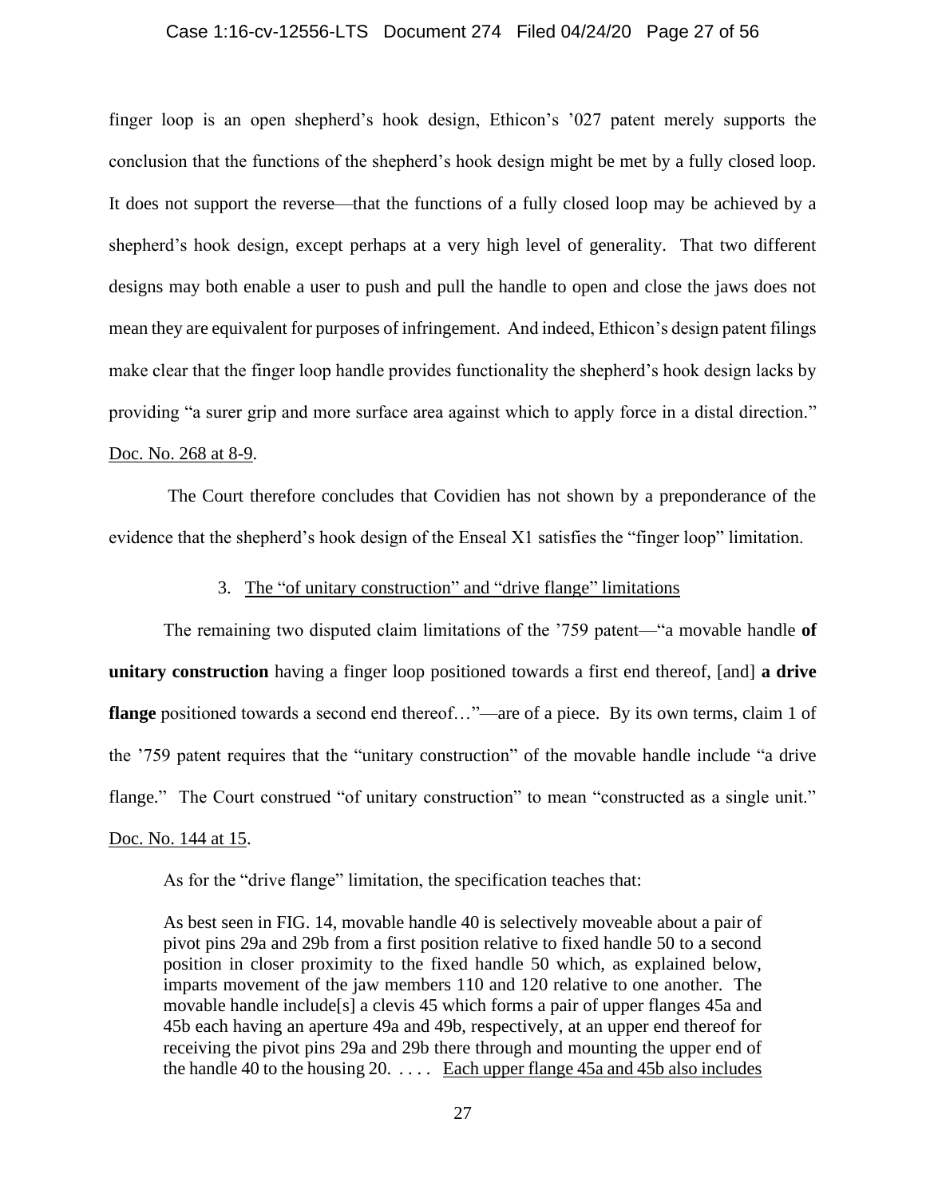finger loop is an open shepherd's hook design, Ethicon's '027 patent merely supports the conclusion that the functions of the shepherd's hook design might be met by a fully closed loop. It does not support the reverse—that the functions of a fully closed loop may be achieved by a shepherd's hook design, except perhaps at a very high level of generality. That two different designs may both enable a user to push and pull the handle to open and close the jaws does not mean they are equivalent for purposes of infringement. And indeed, Ethicon's design patent filings make clear that the finger loop handle provides functionality the shepherd's hook design lacks by providing "a surer grip and more surface area against which to apply force in a distal direction." Doc. No. 268 at 8-9.

The Court therefore concludes that Covidien has not shown by a preponderance of the evidence that the shepherd's hook design of the Enseal X1 satisfies the "finger loop" limitation.

### 3. The "of unitary construction" and "drive flange" limitations

The remaining two disputed claim limitations of the '759 patent—"a movable handle **of unitary construction** having a finger loop positioned towards a first end thereof, [and] **a drive flange** positioned towards a second end thereof…"—are of a piece. By its own terms, claim 1 of the '759 patent requires that the "unitary construction" of the movable handle include "a drive flange." The Court construed "of unitary construction" to mean "constructed as a single unit." Doc. No. 144 at 15.

As for the "drive flange" limitation, the specification teaches that:

> As best seen in FIG. 14, movable handle 40 is selectively moveable about a pair of pivot pins 29a and 29b from a first position relative to fixed handle 50 to a second position in closer proximity to the fixed handle 50 which, as explained below, imparts movement of the jaw members 110 and 120 relative to one another. The movable handle include[s] a clevis 45 which forms a pair of upper flanges 45a and 45b each having an aperture 49a and 49b, respectively, at an upper end thereof for receiving the pivot pins 29a and 29b there through and mounting the upper end of the handle 40 to the housing 20. . . . . Each upper flange 45a and 45b also includes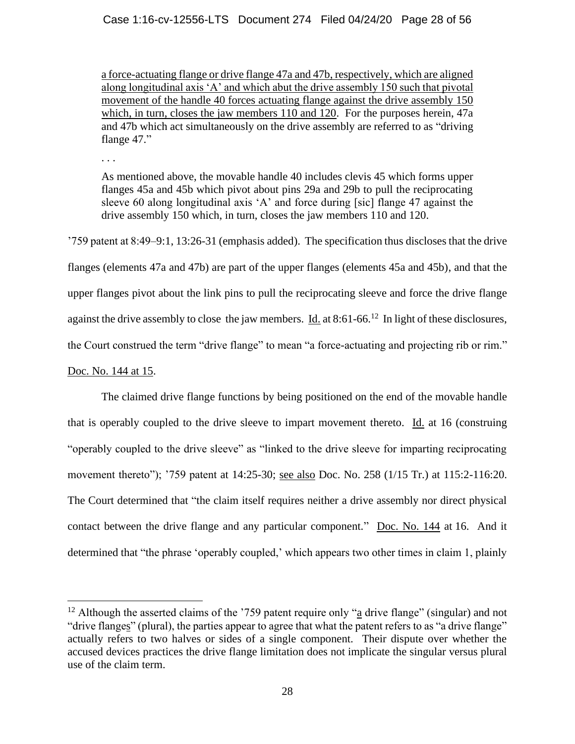> <u>a force-actuating flange or drive flange 47a and 47b, respectively, which are aligned along longitudinal axis 'A' and which abut the drive assembly 150 such that pivotal movement of the handle 40 forces actuating flange against the drive assembly 150 which, in turn, closes the jaw members 110 and 120</u>. For the purposes herein, 47a and 47b which act simultaneously on the drive assembly are referred to as "driving flange 47."
>
> . . .
>
> As mentioned above, the movable handle 40 includes clevis 45 which forms upper flanges 45a and 45b which pivot about pins 29a and 29b to pull the reciprocating sleeve 60 along longitudinal axis 'A' and force during [sic] flange 47 against the drive assembly 150 which, in turn, closes the jaw members 110 and 120.

'759 patent at 8:49–9:1, 13:26-31 (emphasis added). The specification thus discloses that the drive flanges (elements 47a and 47b) are part of the upper flanges (elements 45a and 45b), and that the upper flanges pivot about the link pins to pull the reciprocating sleeve and force the drive flange against the drive assembly to close the jaw members. <u>Id.</u> at 8:61-66.[12] In light of these disclosures, the Court construed the term "drive flange" to mean "a force-actuating and projecting rib or rim." <u>Doc. No. 144 at 15</u>.

The claimed drive flange functions by being positioned on the end of the movable handle that is operably coupled to the drive sleeve to impart movement thereto. <u>Id.</u> at 16 (construing "operably coupled to the drive sleeve" as "linked to the drive sleeve for imparting reciprocating movement thereto"); '759 patent at 14:25-30; <u>see also</u> Doc. No. 258 (1/15 Tr.) at 115:2-116:20. The Court determined that "the claim itself requires neither a drive assembly nor direct physical contact between the drive flange and any particular component." <u>Doc. No. 144</u> at 16. And it determined that "the phrase 'operably coupled,' which appears two other times in claim 1, plainly

[12] Although the asserted claims of the '759 patent require only "<u>a</u> drive flange" (singular) and not "drive flange<u>s</u>" (plural), the parties appear to agree that what the patent refers to as "a drive flange" actually refers to two halves or sides of a single component. Their dispute over whether the accused devices practices the drive flange limitation does not implicate the singular versus plural use of the claim term.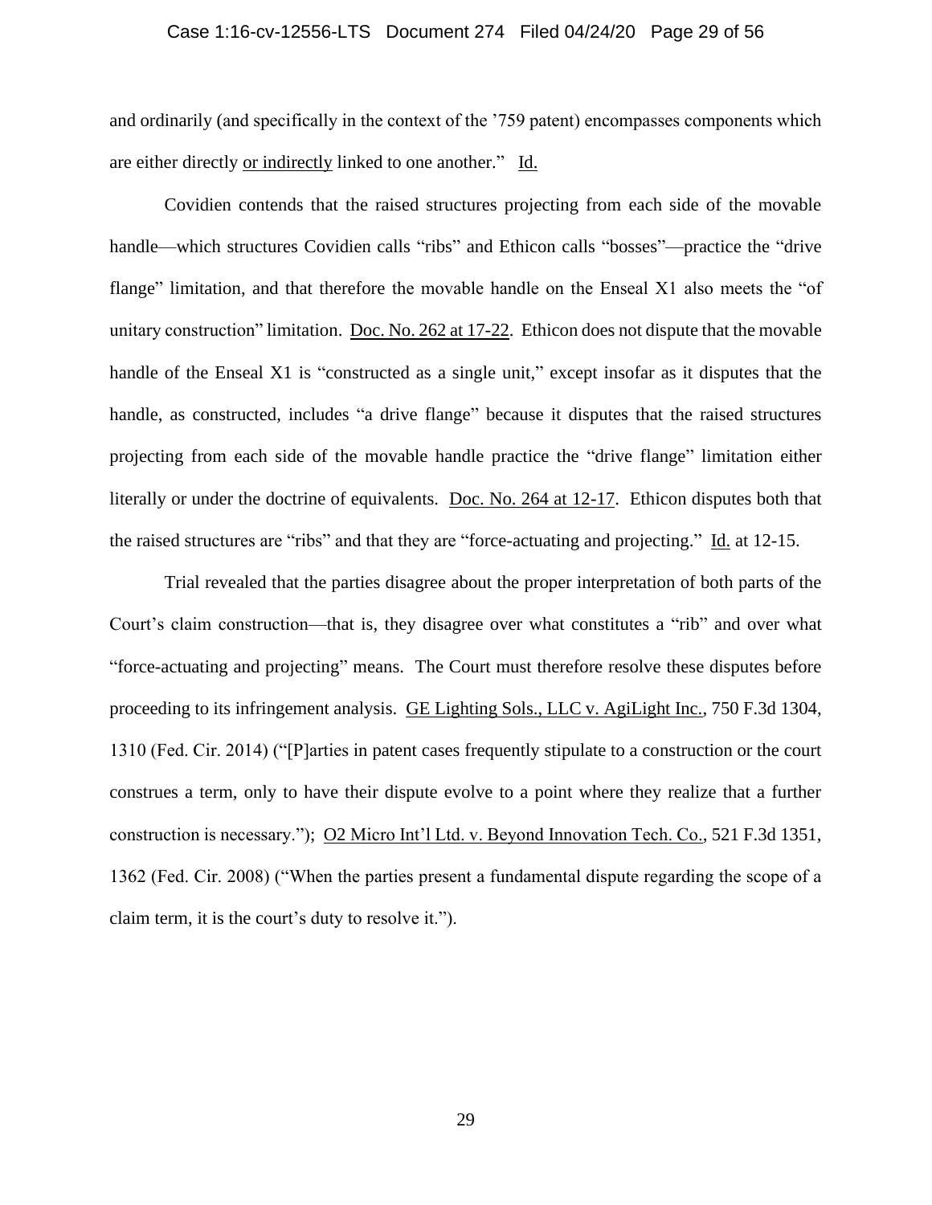and ordinarily (and specifically in the context of the '759 patent) encompasses components which are either directly or indirectly linked to one another." Id.

Covidien contends that the raised structures projecting from each side of the movable handle—which structures Covidien calls "ribs" and Ethicon calls "bosses"—practice the "drive flange" limitation, and that therefore the movable handle on the Enseal X1 also meets the "of unitary construction" limitation. Doc. No. 262 at 17-22. Ethicon does not dispute that the movable handle of the Enseal X1 is "constructed as a single unit," except insofar as it disputes that the handle, as constructed, includes "a drive flange" because it disputes that the raised structures projecting from each side of the movable handle practice the "drive flange" limitation either literally or under the doctrine of equivalents. Doc. No. 264 at 12-17. Ethicon disputes both that the raised structures are "ribs" and that they are "force-actuating and projecting." Id. at 12-15.

Trial revealed that the parties disagree about the proper interpretation of both parts of the Court's claim construction—that is, they disagree over what constitutes a "rib" and over what "force-actuating and projecting" means. The Court must therefore resolve these disputes before proceeding to its infringement analysis. GE Lighting Sols., LLC v. AgiLight Inc., 750 F.3d 1304, 1310 (Fed. Cir. 2014) ("[P]arties in patent cases frequently stipulate to a construction or the court construes a term, only to have their dispute evolve to a point where they realize that a further construction is necessary."); O2 Micro Int'l Ltd. v. Beyond Innovation Tech. Co., 521 F.3d 1351, 1362 (Fed. Cir. 2008) ("When the parties present a fundamental dispute regarding the scope of a claim term, it is the court's duty to resolve it.").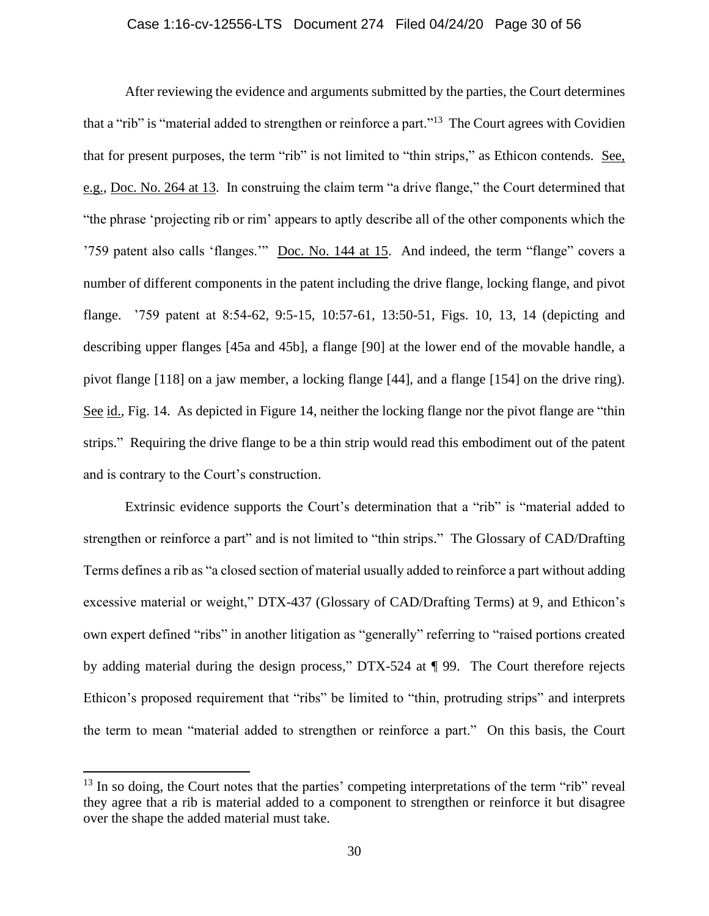After reviewing the evidence and arguments submitted by the parties, the Court determines that a "rib" is "material added to strengthen or reinforce a part."[13] The Court agrees with Covidien that for present purposes, the term "rib" is not limited to "thin strips," as Ethicon contends. See, e.g., Doc. No. 264 at 13. In construing the claim term "a drive flange," the Court determined that "the phrase 'projecting rib or rim' appears to aptly describe all of the other components which the '759 patent also calls 'flanges.'" Doc. No. 144 at 15. And indeed, the term "flange" covers a number of different components in the patent including the drive flange, locking flange, and pivot flange. '759 patent at 8:54-62, 9:5-15, 10:57-61, 13:50-51, Figs. 10, 13, 14 (depicting and describing upper flanges [45a and 45b], a flange [90] at the lower end of the movable handle, a pivot flange [118] on a jaw member, a locking flange [44], and a flange [154] on the drive ring). See id., Fig. 14. As depicted in Figure 14, neither the locking flange nor the pivot flange are "thin strips." Requiring the drive flange to be a thin strip would read this embodiment out of the patent and is contrary to the Court's construction.

Extrinsic evidence supports the Court's determination that a "rib" is "material added to strengthen or reinforce a part" and is not limited to "thin strips." The Glossary of CAD/Drafting Terms defines a rib as "a closed section of material usually added to reinforce a part without adding excessive material or weight," DTX-437 (Glossary of CAD/Drafting Terms) at 9, and Ethicon's own expert defined "ribs" in another litigation as "generally" referring to "raised portions created by adding material during the design process," DTX-524 at ¶ 99. The Court therefore rejects Ethicon's proposed requirement that "ribs" be limited to "thin, protruding strips" and interprets the term to mean "material added to strengthen or reinforce a part." On this basis, the Court

---

[13] In so doing, the Court notes that the parties' competing interpretations of the term "rib" reveal they agree that a rib is material added to a component to strengthen or reinforce it but disagree over the shape the added material must take.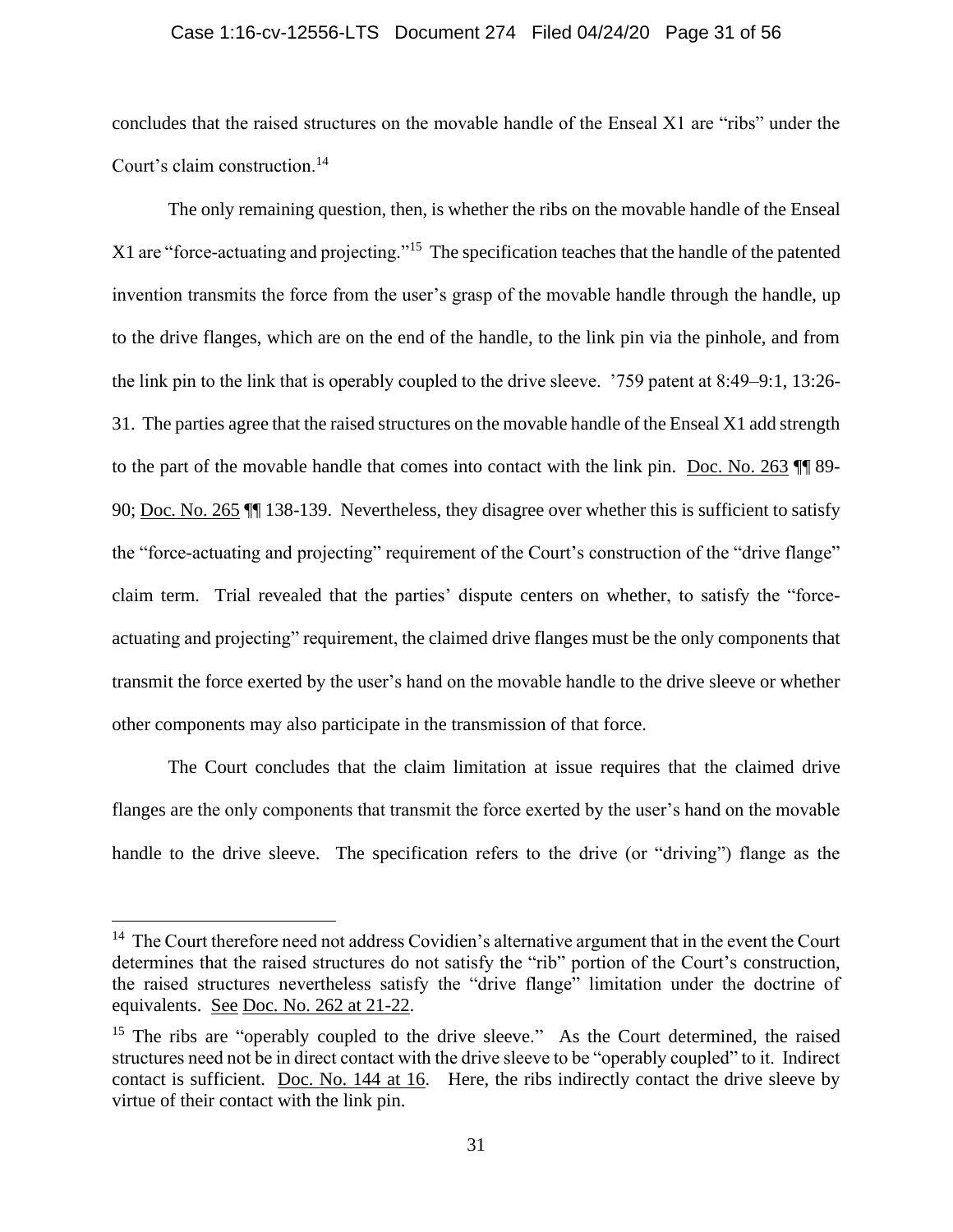concludes that the raised structures on the movable handle of the Enseal X1 are "ribs" under the Court's claim construction.[14]

The only remaining question, then, is whether the ribs on the movable handle of the Enseal X1 are "force-actuating and projecting."[15] The specification teaches that the handle of the patented invention transmits the force from the user's grasp of the movable handle through the handle, up to the drive flanges, which are on the end of the handle, to the link pin via the pinhole, and from the link pin to the link that is operably coupled to the drive sleeve. '759 patent at 8:49–9:1, 13:26-31. The parties agree that the raised structures on the movable handle of the Enseal X1 add strength to the part of the movable handle that comes into contact with the link pin. Doc. No. 263 ¶¶ 89-90; Doc. No. 265 ¶¶ 138-139. Nevertheless, they disagree over whether this is sufficient to satisfy the "force-actuating and projecting" requirement of the Court's construction of the "drive flange" claim term. Trial revealed that the parties' dispute centers on whether, to satisfy the "force-actuating and projecting" requirement, the claimed drive flanges must be the only components that transmit the force exerted by the user's hand on the movable handle to the drive sleeve or whether other components may also participate in the transmission of that force.

The Court concludes that the claim limitation at issue requires that the claimed drive flanges are the only components that transmit the force exerted by the user's hand on the movable handle to the drive sleeve. The specification refers to the drive (or "driving") flange as the

---

[14] The Court therefore need not address Covidien's alternative argument that in the event the Court determines that the raised structures do not satisfy the "rib" portion of the Court's construction, the raised structures nevertheless satisfy the "drive flange" limitation under the doctrine of equivalents. See Doc. No. 262 at 21-22.

[15] The ribs are "operably coupled to the drive sleeve." As the Court determined, the raised structures need not be in direct contact with the drive sleeve to be "operably coupled" to it. Indirect contact is sufficient. Doc. No. 144 at 16. Here, the ribs indirectly contact the drive sleeve by virtue of their contact with the link pin.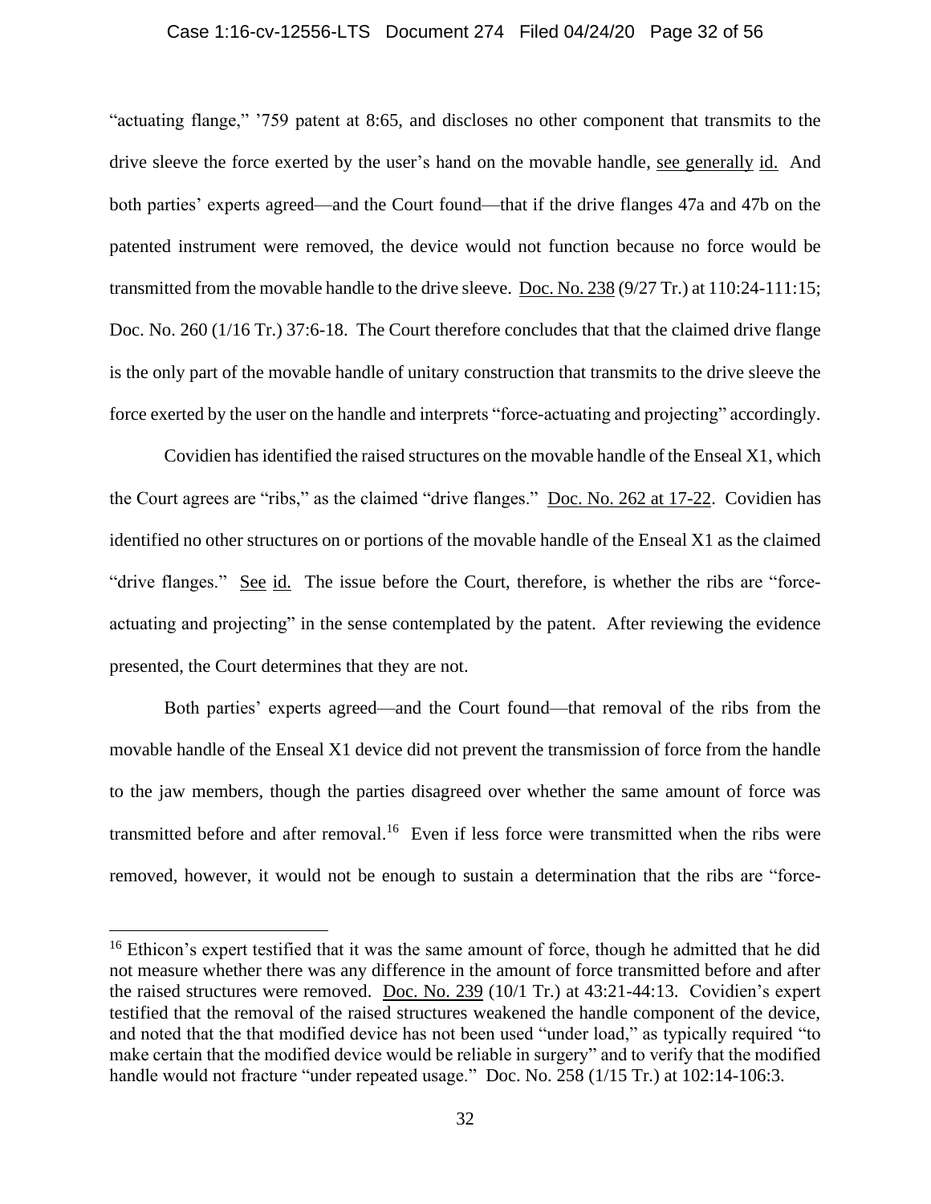"actuating flange," '759 patent at 8:65, and discloses no other component that transmits to the drive sleeve the force exerted by the user's hand on the movable handle, see generally id. And both parties' experts agreed—and the Court found—that if the drive flanges 47a and 47b on the patented instrument were removed, the device would not function because no force would be transmitted from the movable handle to the drive sleeve. Doc. No. 238 (9/27 Tr.) at 110:24-111:15; Doc. No. 260 (1/16 Tr.) 37:6-18. The Court therefore concludes that that the claimed drive flange is the only part of the movable handle of unitary construction that transmits to the drive sleeve the force exerted by the user on the handle and interprets "force-actuating and projecting" accordingly.

Covidien has identified the raised structures on the movable handle of the Enseal X1, which the Court agrees are "ribs," as the claimed "drive flanges." Doc. No. 262 at 17-22. Covidien has identified no other structures on or portions of the movable handle of the Enseal X1 as the claimed "drive flanges." See id. The issue before the Court, therefore, is whether the ribs are "force-actuating and projecting" in the sense contemplated by the patent. After reviewing the evidence presented, the Court determines that they are not.

Both parties' experts agreed—and the Court found—that removal of the ribs from the movable handle of the Enseal X1 device did not prevent the transmission of force from the handle to the jaw members, though the parties disagreed over whether the same amount of force was transmitted before and after removal.[16] Even if less force were transmitted when the ribs were removed, however, it would not be enough to sustain a determination that the ribs are "force-

[16] Ethicon's expert testified that it was the same amount of force, though he admitted that he did not measure whether there was any difference in the amount of force transmitted before and after the raised structures were removed. Doc. No. 239 (10/1 Tr.) at 43:21-44:13. Covidien's expert testified that the removal of the raised structures weakened the handle component of the device, and noted that the that modified device has not been used "under load," as typically required "to make certain that the modified device would be reliable in surgery" and to verify that the modified handle would not fracture "under repeated usage." Doc. No. 258 (1/15 Tr.) at 102:14-106:3.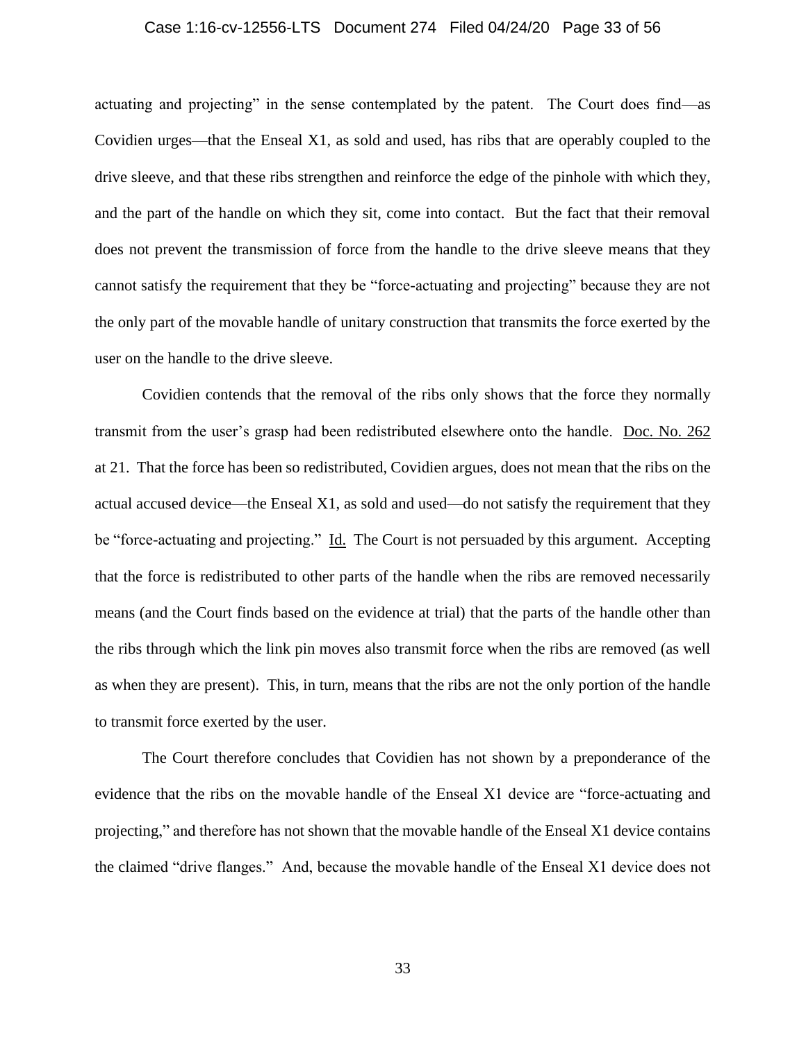actuating and projecting" in the sense contemplated by the patent. The Court does find—as Covidien urges—that the Enseal X1, as sold and used, has ribs that are operably coupled to the drive sleeve, and that these ribs strengthen and reinforce the edge of the pinhole with which they, and the part of the handle on which they sit, come into contact. But the fact that their removal does not prevent the transmission of force from the handle to the drive sleeve means that they cannot satisfy the requirement that they be "force-actuating and projecting" because they are not the only part of the movable handle of unitary construction that transmits the force exerted by the user on the handle to the drive sleeve.

Covidien contends that the removal of the ribs only shows that the force they normally transmit from the user's grasp had been redistributed elsewhere onto the handle. Doc. No. 262 at 21. That the force has been so redistributed, Covidien argues, does not mean that the ribs on the actual accused device—the Enseal X1, as sold and used—do not satisfy the requirement that they be "force-actuating and projecting." Id. The Court is not persuaded by this argument. Accepting that the force is redistributed to other parts of the handle when the ribs are removed necessarily means (and the Court finds based on the evidence at trial) that the parts of the handle other than the ribs through which the link pin moves also transmit force when the ribs are removed (as well as when they are present). This, in turn, means that the ribs are not the only portion of the handle to transmit force exerted by the user.

The Court therefore concludes that Covidien has not shown by a preponderance of the evidence that the ribs on the movable handle of the Enseal X1 device are "force-actuating and projecting," and therefore has not shown that the movable handle of the Enseal X1 device contains the claimed "drive flanges." And, because the movable handle of the Enseal X1 device does not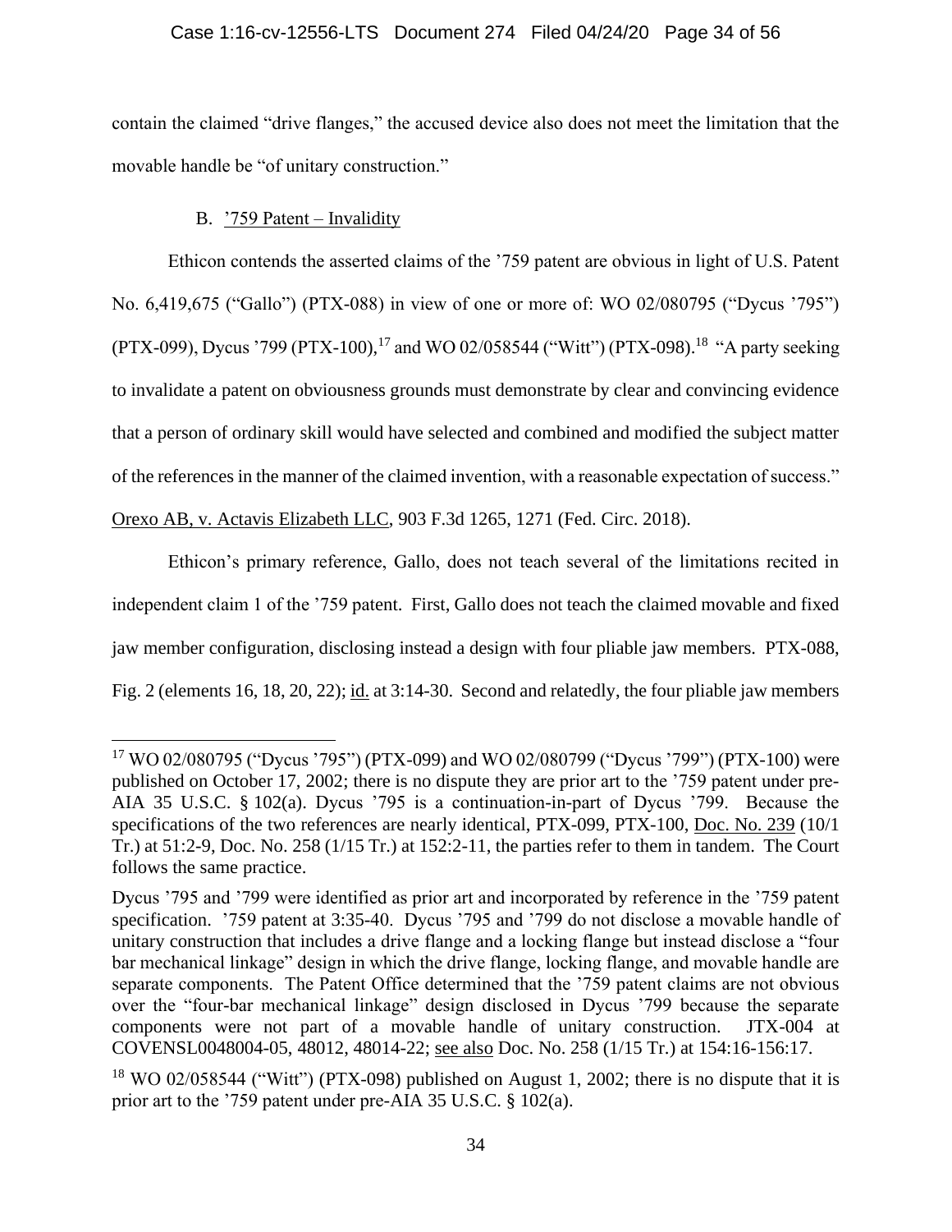contain the claimed "drive flanges," the accused device also does not meet the limitation that the movable handle be "of unitary construction."

### B. '759 Patent – Invalidity

Ethicon contends the asserted claims of the '759 patent are obvious in light of U.S. Patent No. 6,419,675 ("Gallo") (PTX-088) in view of one or more of: WO 02/080795 ("Dycus '795") (PTX-099), Dycus '799 (PTX-100),[17] and WO 02/058544 ("Witt") (PTX-098).[18] "A party seeking to invalidate a patent on obviousness grounds must demonstrate by clear and convincing evidence that a person of ordinary skill would have selected and combined and modified the subject matter of the references in the manner of the claimed invention, with a reasonable expectation of success." Orexo AB, v. Actavis Elizabeth LLC, 903 F.3d 1265, 1271 (Fed. Circ. 2018).

Ethicon's primary reference, Gallo, does not teach several of the limitations recited in independent claim 1 of the '759 patent. First, Gallo does not teach the claimed movable and fixed jaw member configuration, disclosing instead a design with four pliable jaw members. PTX-088, Fig. 2 (elements 16, 18, 20, 22); id. at 3:14-30. Second and relatedly, the four pliable jaw members

---

[17] WO 02/080795 ("Dycus '795") (PTX-099) and WO 02/080799 ("Dycus '799") (PTX-100) were published on October 17, 2002; there is no dispute they are prior art to the '759 patent under pre-AIA 35 U.S.C. § 102(a). Dycus '795 is a continuation-in-part of Dycus '799. Because the specifications of the two references are nearly identical, PTX-099, PTX-100, Doc. No. 239 (10/1 Tr.) at 51:2-9, Doc. No. 258 (1/15 Tr.) at 152:2-11, the parties refer to them in tandem. The Court follows the same practice.

Dycus '795 and '799 were identified as prior art and incorporated by reference in the '759 patent specification. '759 patent at 3:35-40. Dycus '795 and '799 do not disclose a movable handle of unitary construction that includes a drive flange and a locking flange but instead disclose a "four bar mechanical linkage" design in which the drive flange, locking flange, and movable handle are separate components. The Patent Office determined that the '759 patent claims are not obvious over the "four-bar mechanical linkage" design disclosed in Dycus '799 because the separate components were not part of a movable handle of unitary construction. JTX-004 at COVENSL0048004-05, 48012, 48014-22; see also Doc. No. 258 (1/15 Tr.) at 154:16-156:17.

[18] WO 02/058544 ("Witt") (PTX-098) published on August 1, 2002; there is no dispute that it is prior art to the '759 patent under pre-AIA 35 U.S.C. § 102(a).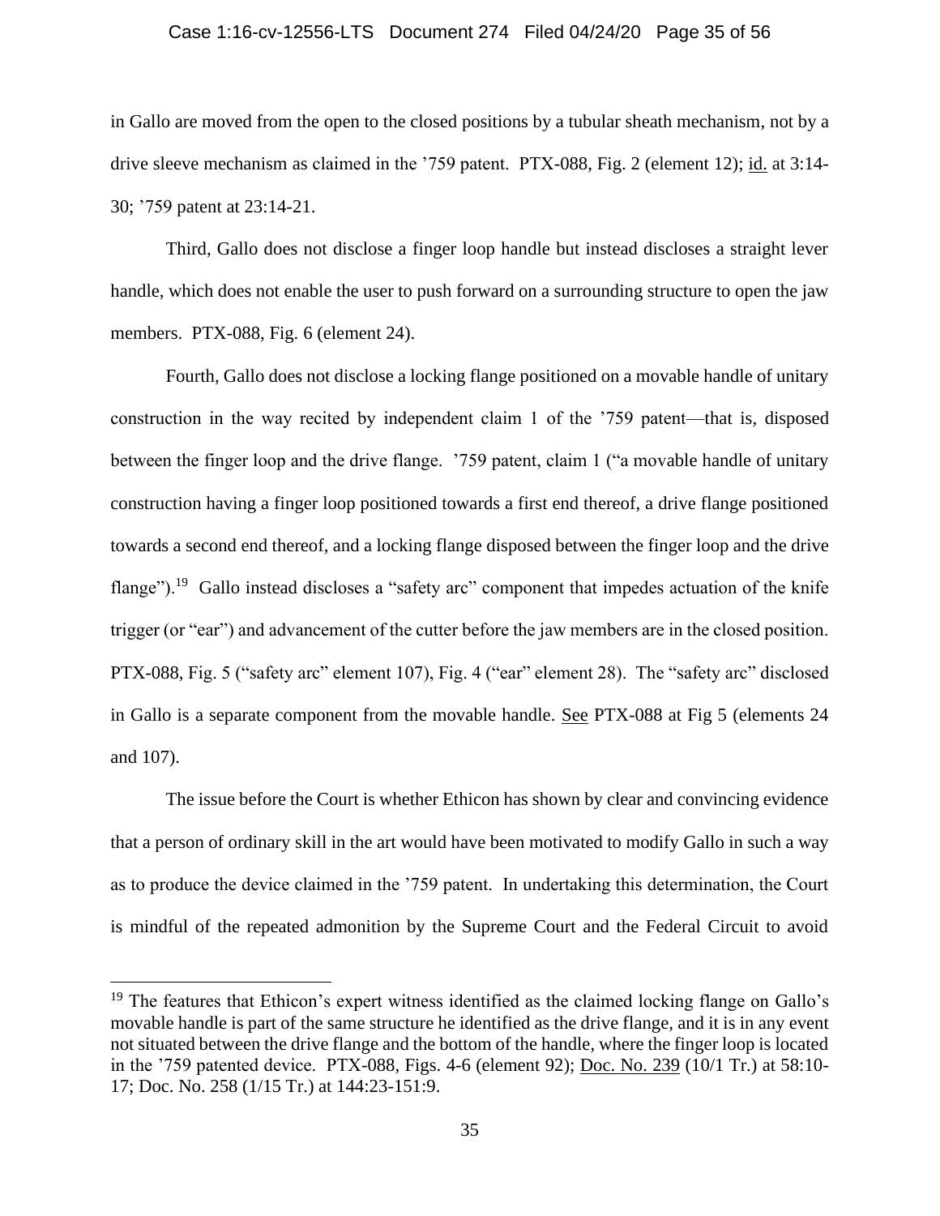in Gallo are moved from the open to the closed positions by a tubular sheath mechanism, not by a drive sleeve mechanism as claimed in the '759 patent. PTX-088, Fig. 2 (element 12); id. at 3:14-30; '759 patent at 23:14-21.

Third, Gallo does not disclose a finger loop handle but instead discloses a straight lever handle, which does not enable the user to push forward on a surrounding structure to open the jaw members. PTX-088, Fig. 6 (element 24).

Fourth, Gallo does not disclose a locking flange positioned on a movable handle of unitary construction in the way recited by independent claim 1 of the '759 patent—that is, disposed between the finger loop and the drive flange. '759 patent, claim 1 ("a movable handle of unitary construction having a finger loop positioned towards a first end thereof, a drive flange positioned towards a second end thereof, and a locking flange disposed between the finger loop and the drive flange").[19] Gallo instead discloses a "safety arc" component that impedes actuation of the knife trigger (or "ear") and advancement of the cutter before the jaw members are in the closed position. PTX-088, Fig. 5 ("safety arc" element 107), Fig. 4 ("ear" element 28). The "safety arc" disclosed in Gallo is a separate component from the movable handle. See PTX-088 at Fig 5 (elements 24 and 107).

The issue before the Court is whether Ethicon has shown by clear and convincing evidence that a person of ordinary skill in the art would have been motivated to modify Gallo in such a way as to produce the device claimed in the '759 patent. In undertaking this determination, the Court is mindful of the repeated admonition by the Supreme Court and the Federal Circuit to avoid

[19] The features that Ethicon's expert witness identified as the claimed locking flange on Gallo's movable handle is part of the same structure he identified as the drive flange, and it is in any event not situated between the drive flange and the bottom of the handle, where the finger loop is located in the '759 patented device. PTX-088, Figs. 4-6 (element 92); Doc. No. 239 (10/1 Tr.) at 58:10-17; Doc. No. 258 (1/15 Tr.) at 144:23-151:9.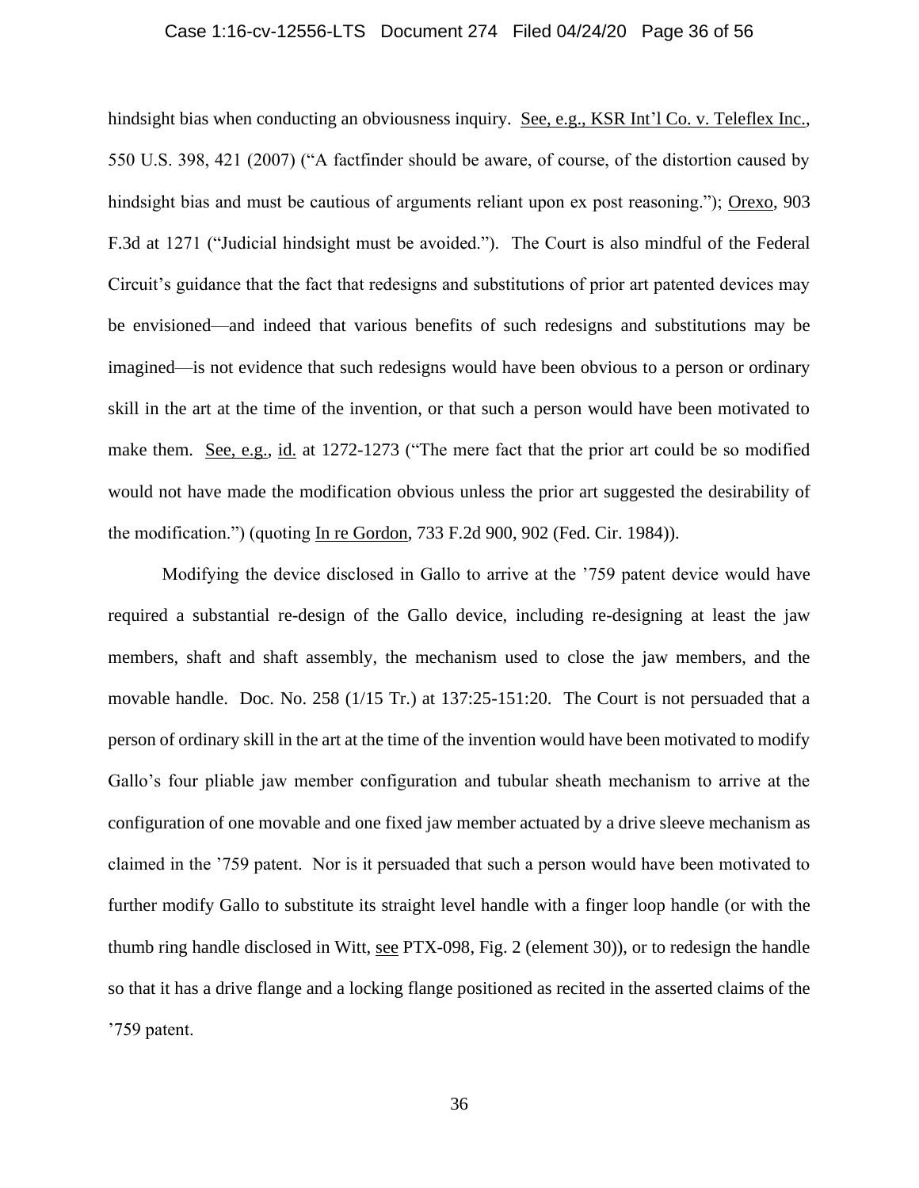hindsight bias when conducting an obviousness inquiry. See, e.g., KSR Int'l Co. v. Teleflex Inc., 550 U.S. 398, 421 (2007) ("A factfinder should be aware, of course, of the distortion caused by hindsight bias and must be cautious of arguments reliant upon ex post reasoning."); Orexo, 903 F.3d at 1271 ("Judicial hindsight must be avoided."). The Court is also mindful of the Federal Circuit's guidance that the fact that redesigns and substitutions of prior art patented devices may be envisioned—and indeed that various benefits of such redesigns and substitutions may be imagined—is not evidence that such redesigns would have been obvious to a person or ordinary skill in the art at the time of the invention, or that such a person would have been motivated to make them. See, e.g., id. at 1272-1273 ("The mere fact that the prior art could be so modified would not have made the modification obvious unless the prior art suggested the desirability of the modification.") (quoting In re Gordon, 733 F.2d 900, 902 (Fed. Cir. 1984)).

Modifying the device disclosed in Gallo to arrive at the '759 patent device would have required a substantial re-design of the Gallo device, including re-designing at least the jaw members, shaft and shaft assembly, the mechanism used to close the jaw members, and the movable handle. Doc. No. 258 (1/15 Tr.) at 137:25-151:20. The Court is not persuaded that a person of ordinary skill in the art at the time of the invention would have been motivated to modify Gallo's four pliable jaw member configuration and tubular sheath mechanism to arrive at the configuration of one movable and one fixed jaw member actuated by a drive sleeve mechanism as claimed in the '759 patent. Nor is it persuaded that such a person would have been motivated to further modify Gallo to substitute its straight level handle with a finger loop handle (or with the thumb ring handle disclosed in Witt, see PTX-098, Fig. 2 (element 30)), or to redesign the handle so that it has a drive flange and a locking flange positioned as recited in the asserted claims of the '759 patent.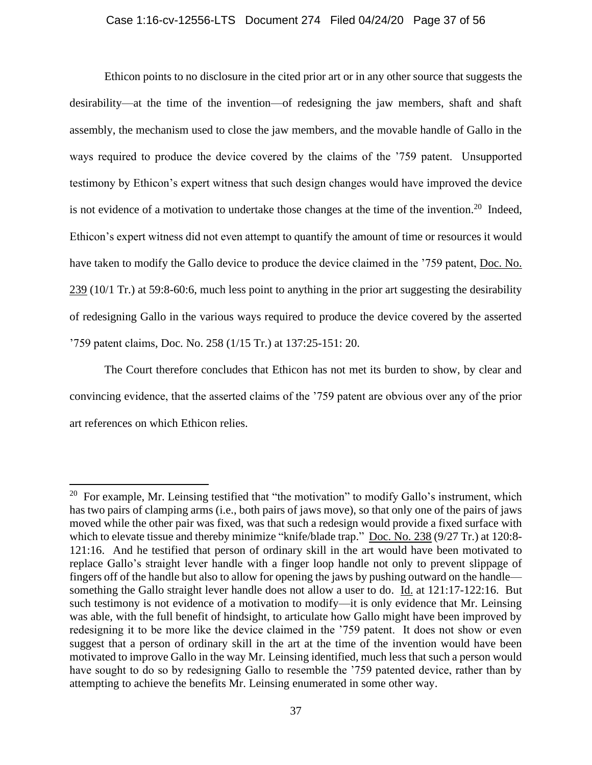Ethicon points to no disclosure in the cited prior art or in any other source that suggests the desirability—at the time of the invention—of redesigning the jaw members, shaft and shaft assembly, the mechanism used to close the jaw members, and the movable handle of Gallo in the ways required to produce the device covered by the claims of the '759 patent. Unsupported testimony by Ethicon's expert witness that such design changes would have improved the device is not evidence of a motivation to undertake those changes at the time of the invention.[20] Indeed, Ethicon's expert witness did not even attempt to quantify the amount of time or resources it would have taken to modify the Gallo device to produce the device claimed in the '759 patent, Doc. No. 239 (10/1 Tr.) at 59:8-60:6, much less point to anything in the prior art suggesting the desirability of redesigning Gallo in the various ways required to produce the device covered by the asserted '759 patent claims, Doc. No. 258 (1/15 Tr.) at 137:25-151: 20.

The Court therefore concludes that Ethicon has not met its burden to show, by clear and convincing evidence, that the asserted claims of the '759 patent are obvious over any of the prior art references on which Ethicon relies.

---

[20] For example, Mr. Leinsing testified that "the motivation" to modify Gallo's instrument, which has two pairs of clamping arms (i.e., both pairs of jaws move), so that only one of the pairs of jaws moved while the other pair was fixed, was that such a redesign would provide a fixed surface with which to elevate tissue and thereby minimize "knife/blade trap." Doc. No. 238 (9/27 Tr.) at 120:8-121:16. And he testified that person of ordinary skill in the art would have been motivated to replace Gallo's straight lever handle with a finger loop handle not only to prevent slippage of fingers off of the handle but also to allow for opening the jaws by pushing outward on the handle—something the Gallo straight lever handle does not allow a user to do. Id. at 121:17-122:16. But such testimony is not evidence of a motivation to modify—it is only evidence that Mr. Leinsing was able, with the full benefit of hindsight, to articulate how Gallo might have been improved by redesigning it to be more like the device claimed in the '759 patent. It does not show or even suggest that a person of ordinary skill in the art at the time of the invention would have been motivated to improve Gallo in the way Mr. Leinsing identified, much less that such a person would have sought to do so by redesigning Gallo to resemble the '759 patented device, rather than by attempting to achieve the benefits Mr. Leinsing enumerated in some other way.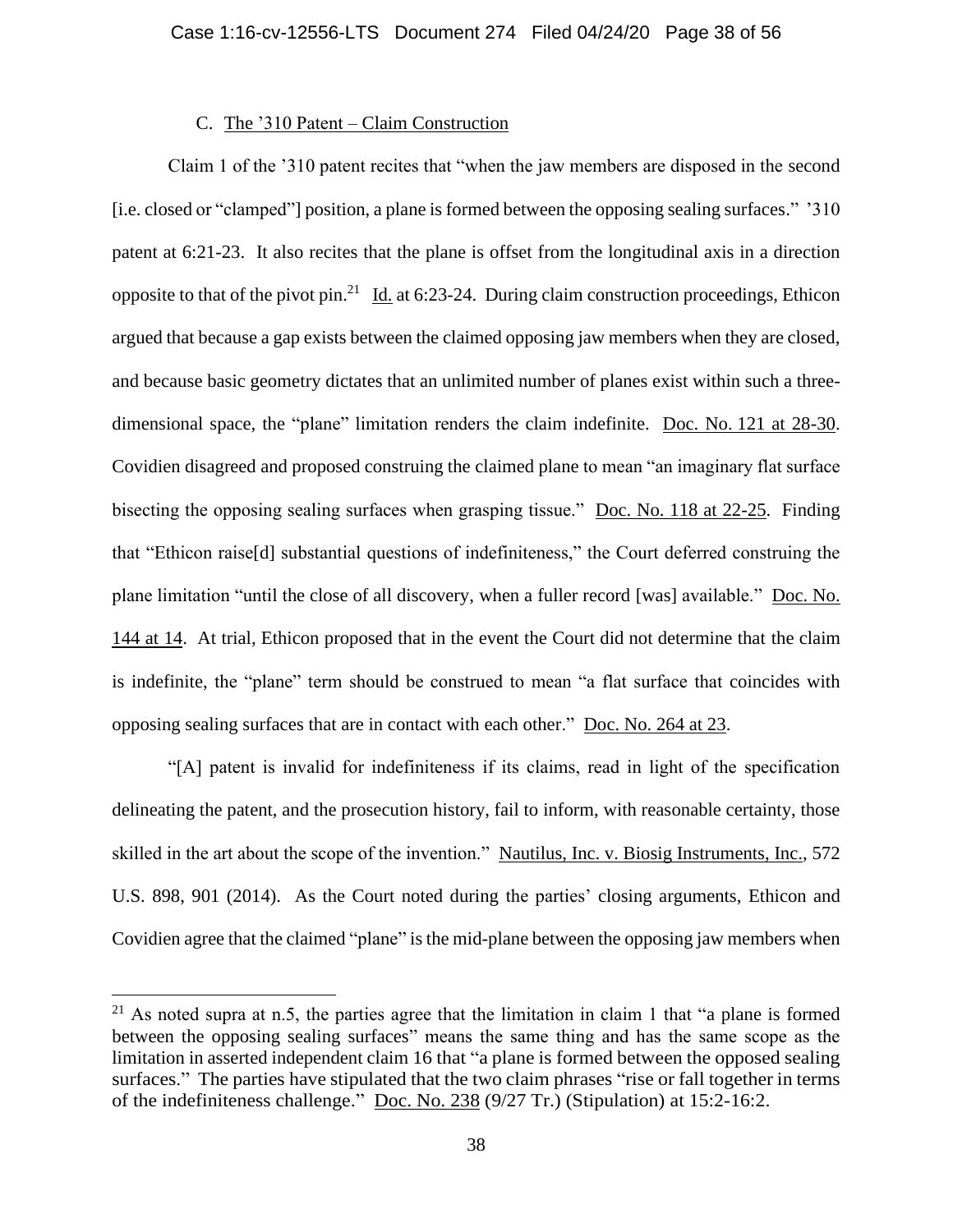### C. The ’310 Patent – Claim Construction

Claim 1 of the ’310 patent recites that “when the jaw members are disposed in the second [i.e. closed or “clamped”] position, a plane is formed between the opposing sealing surfaces.” ’310 patent at 6:21-23. It also recites that the plane is offset from the longitudinal axis in a direction opposite to that of the pivot pin.[21] Id. at 6:23-24. During claim construction proceedings, Ethicon argued that because a gap exists between the claimed opposing jaw members when they are closed, and because basic geometry dictates that an unlimited number of planes exist within such a three-dimensional space, the “plane” limitation renders the claim indefinite. Doc. No. 121 at 28-30. Covidien disagreed and proposed construing the claimed plane to mean “an imaginary flat surface bisecting the opposing sealing surfaces when grasping tissue.” Doc. No. 118 at 22-25. Finding that “Ethicon raise[d] substantial questions of indefiniteness,” the Court deferred construing the plane limitation “until the close of all discovery, when a fuller record [was] available.” Doc. No. 144 at 14. At trial, Ethicon proposed that in the event the Court did not determine that the claim is indefinite, the “plane” term should be construed to mean “a flat surface that coincides with opposing sealing surfaces that are in contact with each other.” Doc. No. 264 at 23.

“[A] patent is invalid for indefiniteness if its claims, read in light of the specification delineating the patent, and the prosecution history, fail to inform, with reasonable certainty, those skilled in the art about the scope of the invention.” Nautilus, Inc. v. Biosig Instruments, Inc., 572 U.S. 898, 901 (2014). As the Court noted during the parties’ closing arguments, Ethicon and Covidien agree that the claimed “plane” is the mid-plane between the opposing jaw members when

[21] As noted supra at n.5, the parties agree that the limitation in claim 1 that “a plane is formed between the opposing sealing surfaces” means the same thing and has the same scope as the limitation in asserted independent claim 16 that “a plane is formed between the opposed sealing surfaces.” The parties have stipulated that the two claim phrases “rise or fall together in terms of the indefiniteness challenge.” Doc. No. 238 (9/27 Tr.) (Stipulation) at 15:2-16:2.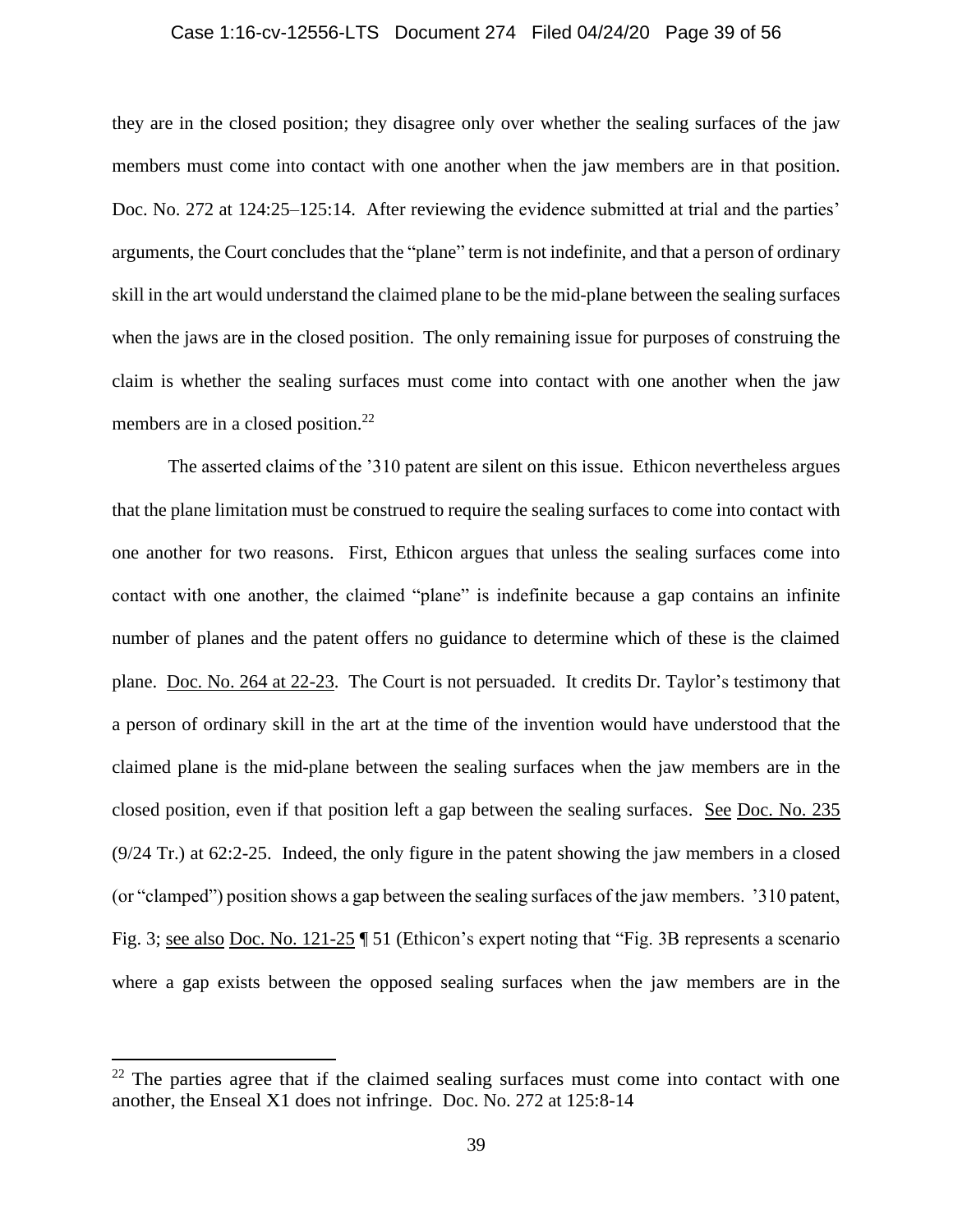they are in the closed position; they disagree only over whether the sealing surfaces of the jaw members must come into contact with one another when the jaw members are in that position. Doc. No. 272 at 124:25–125:14. After reviewing the evidence submitted at trial and the parties' arguments, the Court concludes that the "plane" term is not indefinite, and that a person of ordinary skill in the art would understand the claimed plane to be the mid-plane between the sealing surfaces when the jaws are in the closed position. The only remaining issue for purposes of construing the claim is whether the sealing surfaces must come into contact with one another when the jaw members are in a closed position.[22]

The asserted claims of the '310 patent are silent on this issue. Ethicon nevertheless argues that the plane limitation must be construed to require the sealing surfaces to come into contact with one another for two reasons. First, Ethicon argues that unless the sealing surfaces come into contact with one another, the claimed "plane" is indefinite because a gap contains an infinite number of planes and the patent offers no guidance to determine which of these is the claimed plane. Doc. No. 264 at 22-23. The Court is not persuaded. It credits Dr. Taylor's testimony that a person of ordinary skill in the art at the time of the invention would have understood that the claimed plane is the mid-plane between the sealing surfaces when the jaw members are in the closed position, even if that position left a gap between the sealing surfaces. See Doc. No. 235 (9/24 Tr.) at 62:2-25. Indeed, the only figure in the patent showing the jaw members in a closed (or "clamped") position shows a gap between the sealing surfaces of the jaw members. '310 patent, Fig. 3; see also Doc. No. 121-25 ¶ 51 (Ethicon's expert noting that "Fig. 3B represents a scenario where a gap exists between the opposed sealing surfaces when the jaw members are in the

---

[22] The parties agree that if the claimed sealing surfaces must come into contact with one another, the Enseal X1 does not infringe. Doc. No. 272 at 125:8-14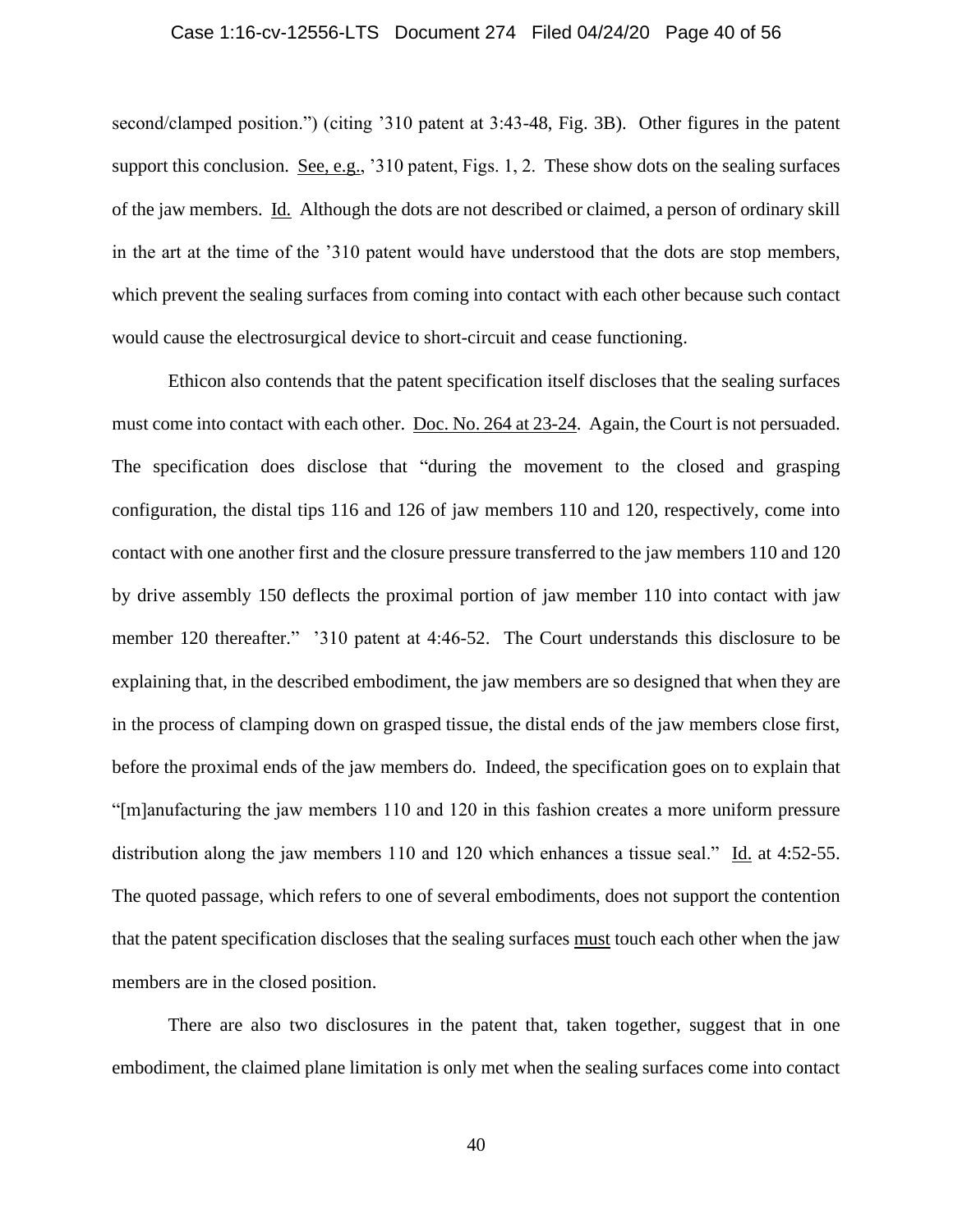second/clamped position.") (citing '310 patent at 3:43-48, Fig. 3B). Other figures in the patent support this conclusion. See, e.g., '310 patent, Figs. 1, 2. These show dots on the sealing surfaces of the jaw members. Id. Although the dots are not described or claimed, a person of ordinary skill in the art at the time of the '310 patent would have understood that the dots are stop members, which prevent the sealing surfaces from coming into contact with each other because such contact would cause the electrosurgical device to short-circuit and cease functioning.

Ethicon also contends that the patent specification itself discloses that the sealing surfaces must come into contact with each other. Doc. No. 264 at 23-24. Again, the Court is not persuaded. The specification does disclose that "during the movement to the closed and grasping configuration, the distal tips 116 and 126 of jaw members 110 and 120, respectively, come into contact with one another first and the closure pressure transferred to the jaw members 110 and 120 by drive assembly 150 deflects the proximal portion of jaw member 110 into contact with jaw member 120 thereafter." '310 patent at 4:46-52. The Court understands this disclosure to be explaining that, in the described embodiment, the jaw members are so designed that when they are in the process of clamping down on grasped tissue, the distal ends of the jaw members close first, before the proximal ends of the jaw members do. Indeed, the specification goes on to explain that "[m]anufacturing the jaw members 110 and 120 in this fashion creates a more uniform pressure distribution along the jaw members 110 and 120 which enhances a tissue seal." Id. at 4:52-55. The quoted passage, which refers to one of several embodiments, does not support the contention that the patent specification discloses that the sealing surfaces must touch each other when the jaw members are in the closed position.

There are also two disclosures in the patent that, taken together, suggest that in one embodiment, the claimed plane limitation is only met when the sealing surfaces come into contact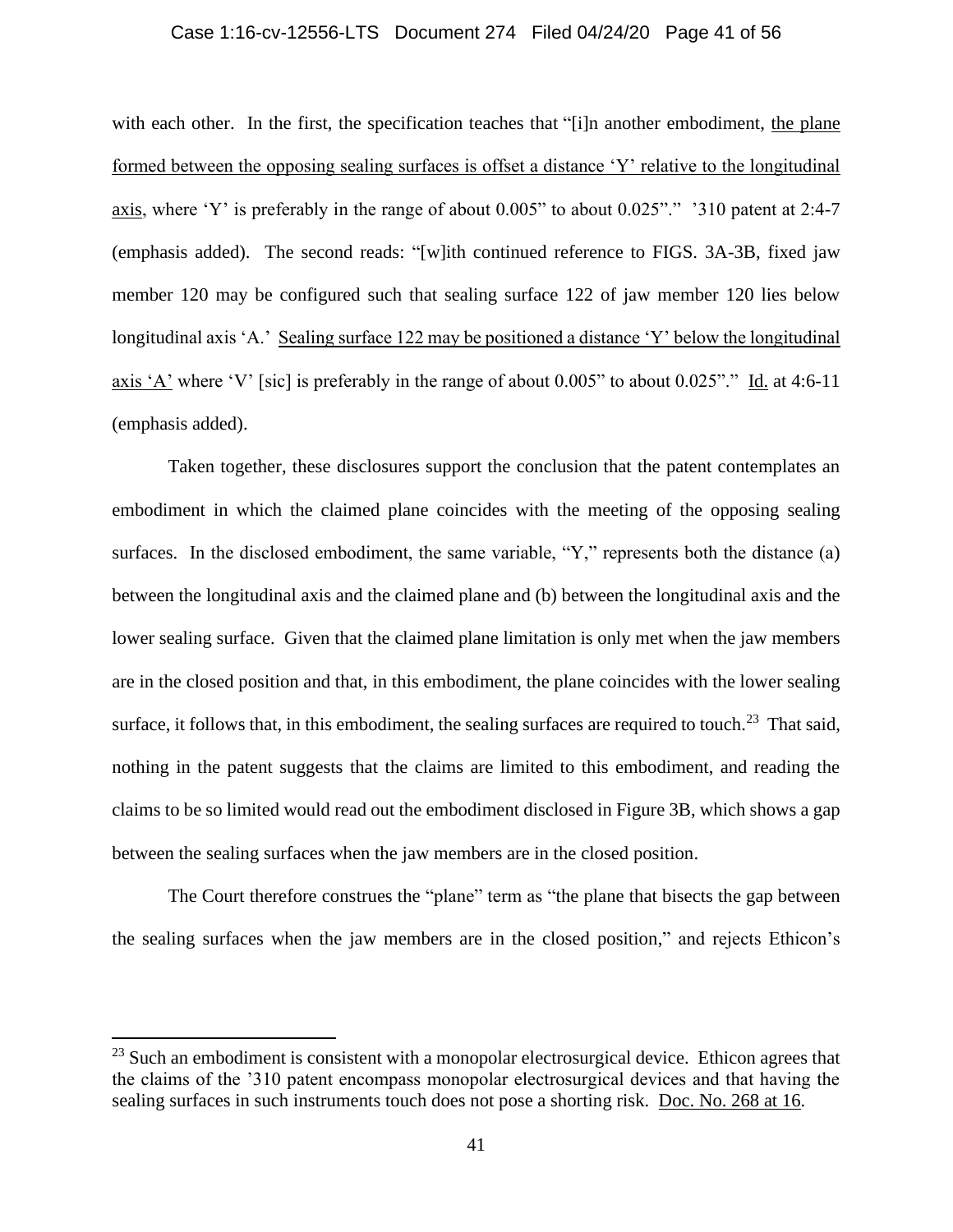with each other. In the first, the specification teaches that "[i]n another embodiment, the plane formed between the opposing sealing surfaces is offset a distance 'Y' relative to the longitudinal axis, where 'Y' is preferably in the range of about 0.005" to about 0.025"." '310 patent at 2:4-7 (emphasis added). The second reads: "[w]ith continued reference to FIGS. 3A-3B, fixed jaw member 120 may be configured such that sealing surface 122 of jaw member 120 lies below longitudinal axis 'A.' Sealing surface 122 may be positioned a distance 'Y' below the longitudinal axis 'A' where 'V' [sic] is preferably in the range of about 0.005" to about 0.025"." Id. at 4:6-11 (emphasis added).

Taken together, these disclosures support the conclusion that the patent contemplates an embodiment in which the claimed plane coincides with the meeting of the opposing sealing surfaces. In the disclosed embodiment, the same variable, "Y," represents both the distance (a) between the longitudinal axis and the claimed plane and (b) between the longitudinal axis and the lower sealing surface. Given that the claimed plane limitation is only met when the jaw members are in the closed position and that, in this embodiment, the plane coincides with the lower sealing surface, it follows that, in this embodiment, the sealing surfaces are required to touch.[23] That said, nothing in the patent suggests that the claims are limited to this embodiment, and reading the claims to be so limited would read out the embodiment disclosed in Figure 3B, which shows a gap between the sealing surfaces when the jaw members are in the closed position.

The Court therefore construes the "plane" term as "the plane that bisects the gap between the sealing surfaces when the jaw members are in the closed position," and rejects Ethicon's

---

[23] Such an embodiment is consistent with a monopolar electrosurgical device. Ethicon agrees that the claims of the '310 patent encompass monopolar electrosurgical devices and that having the sealing surfaces in such instruments touch does not pose a shorting risk. Doc. No. 268 at 16.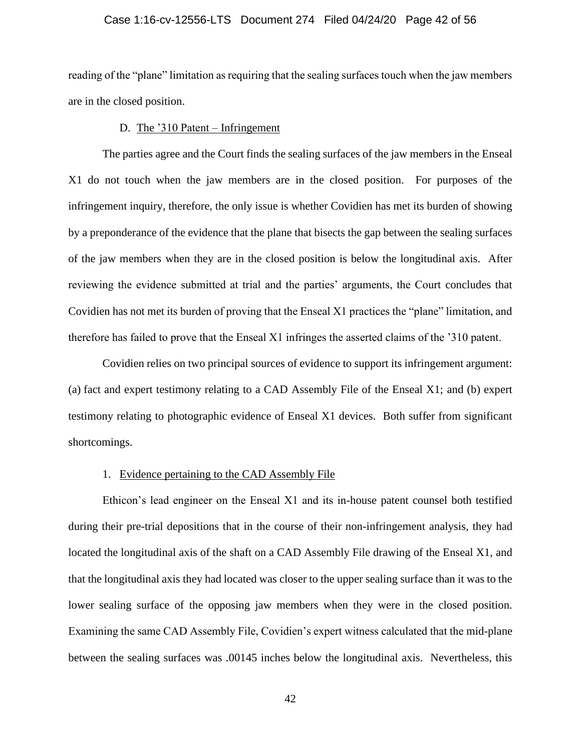reading of the "plane" limitation as requiring that the sealing surfaces touch when the jaw members are in the closed position.

### D. The ’310 Patent – Infringement

The parties agree and the Court finds the sealing surfaces of the jaw members in the Enseal X1 do not touch when the jaw members are in the closed position. For purposes of the infringement inquiry, therefore, the only issue is whether Covidien has met its burden of showing by a preponderance of the evidence that the plane that bisects the gap between the sealing surfaces of the jaw members when they are in the closed position is below the longitudinal axis. After reviewing the evidence submitted at trial and the parties' arguments, the Court concludes that Covidien has not met its burden of proving that the Enseal X1 practices the "plane" limitation, and therefore has failed to prove that the Enseal X1 infringes the asserted claims of the ’310 patent.

Covidien relies on two principal sources of evidence to support its infringement argument: (a) fact and expert testimony relating to a CAD Assembly File of the Enseal X1; and (b) expert testimony relating to photographic evidence of Enseal X1 devices. Both suffer from significant shortcomings.

#### 1. Evidence pertaining to the CAD Assembly File

Ethicon's lead engineer on the Enseal X1 and its in-house patent counsel both testified during their pre-trial depositions that in the course of their non-infringement analysis, they had located the longitudinal axis of the shaft on a CAD Assembly File drawing of the Enseal X1, and that the longitudinal axis they had located was closer to the upper sealing surface than it was to the lower sealing surface of the opposing jaw members when they were in the closed position. Examining the same CAD Assembly File, Covidien's expert witness calculated that the mid-plane between the sealing surfaces was .00145 inches below the longitudinal axis. Nevertheless, this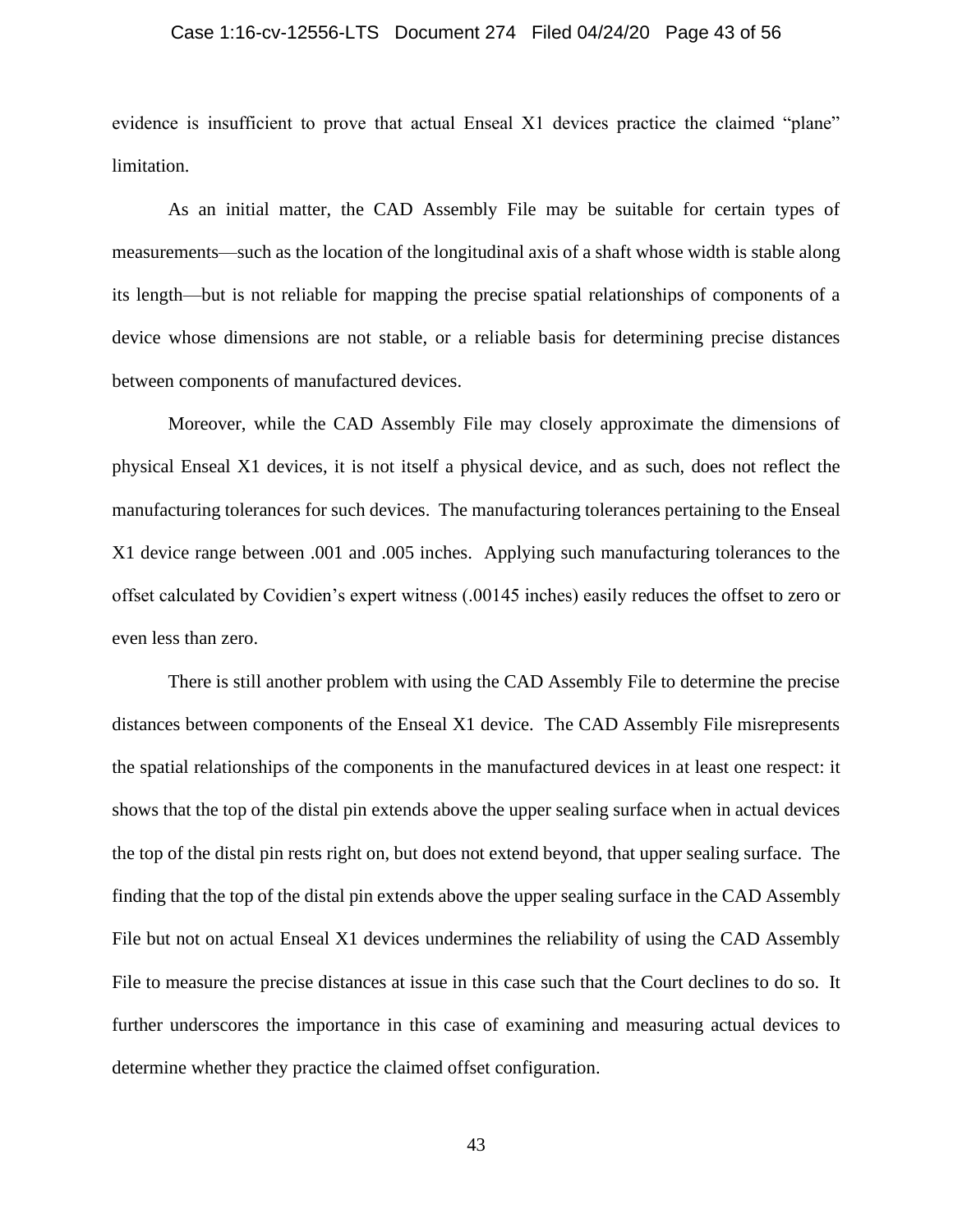evidence is insufficient to prove that actual Enseal X1 devices practice the claimed "plane" limitation.

As an initial matter, the CAD Assembly File may be suitable for certain types of measurements—such as the location of the longitudinal axis of a shaft whose width is stable along its length—but is not reliable for mapping the precise spatial relationships of components of a device whose dimensions are not stable, or a reliable basis for determining precise distances between components of manufactured devices.

Moreover, while the CAD Assembly File may closely approximate the dimensions of physical Enseal X1 devices, it is not itself a physical device, and as such, does not reflect the manufacturing tolerances for such devices. The manufacturing tolerances pertaining to the Enseal X1 device range between .001 and .005 inches. Applying such manufacturing tolerances to the offset calculated by Covidien's expert witness (.00145 inches) easily reduces the offset to zero or even less than zero.

There is still another problem with using the CAD Assembly File to determine the precise distances between components of the Enseal X1 device. The CAD Assembly File misrepresents the spatial relationships of the components in the manufactured devices in at least one respect: it shows that the top of the distal pin extends above the upper sealing surface when in actual devices the top of the distal pin rests right on, but does not extend beyond, that upper sealing surface. The finding that the top of the distal pin extends above the upper sealing surface in the CAD Assembly File but not on actual Enseal X1 devices undermines the reliability of using the CAD Assembly File to measure the precise distances at issue in this case such that the Court declines to do so. It further underscores the importance in this case of examining and measuring actual devices to determine whether they practice the claimed offset configuration.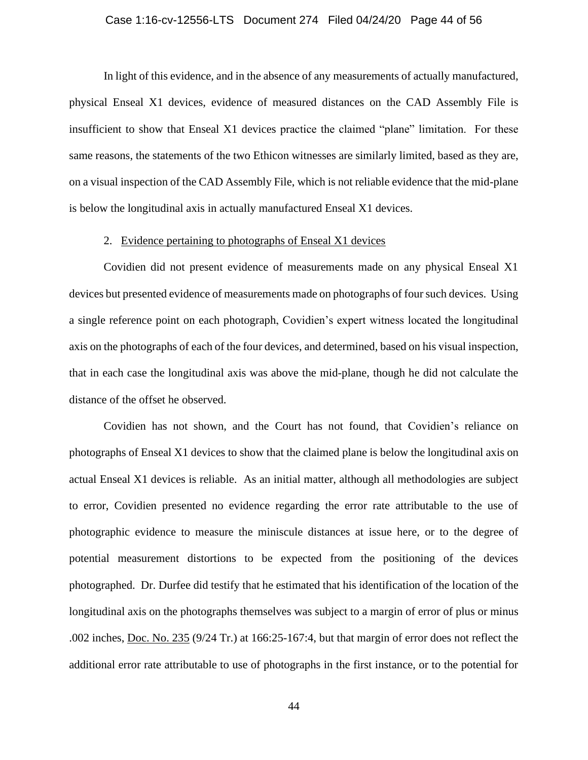In light of this evidence, and in the absence of any measurements of actually manufactured, physical Enseal X1 devices, evidence of measured distances on the CAD Assembly File is insufficient to show that Enseal X1 devices practice the claimed "plane" limitation. For these same reasons, the statements of the two Ethicon witnesses are similarly limited, based as they are, on a visual inspection of the CAD Assembly File, which is not reliable evidence that the mid-plane is below the longitudinal axis in actually manufactured Enseal X1 devices.

2. Evidence pertaining to photographs of Enseal X1 devices

Covidien did not present evidence of measurements made on any physical Enseal X1 devices but presented evidence of measurements made on photographs of four such devices. Using a single reference point on each photograph, Covidien's expert witness located the longitudinal axis on the photographs of each of the four devices, and determined, based on his visual inspection, that in each case the longitudinal axis was above the mid-plane, though he did not calculate the distance of the offset he observed.

Covidien has not shown, and the Court has not found, that Covidien's reliance on photographs of Enseal X1 devices to show that the claimed plane is below the longitudinal axis on actual Enseal X1 devices is reliable. As an initial matter, although all methodologies are subject to error, Covidien presented no evidence regarding the error rate attributable to the use of photographic evidence to measure the miniscule distances at issue here, or to the degree of potential measurement distortions to be expected from the positioning of the devices photographed. Dr. Durfee did testify that he estimated that his identification of the location of the longitudinal axis on the photographs themselves was subject to a margin of error of plus or minus .002 inches, Doc. No. 235 (9/24 Tr.) at 166:25-167:4, but that margin of error does not reflect the additional error rate attributable to use of photographs in the first instance, or to the potential for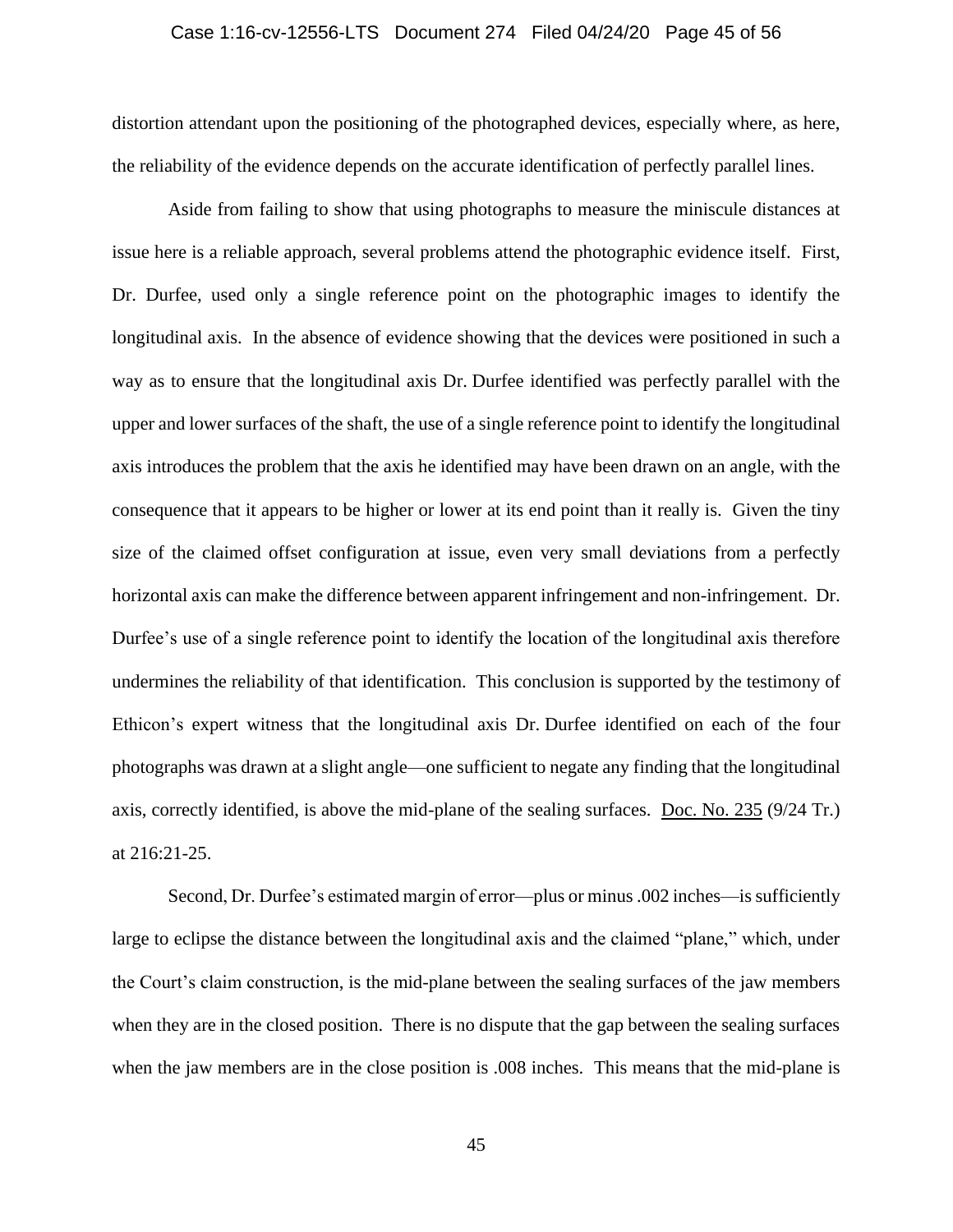distortion attendant upon the positioning of the photographed devices, especially where, as here, the reliability of the evidence depends on the accurate identification of perfectly parallel lines.

Aside from failing to show that using photographs to measure the miniscule distances at issue here is a reliable approach, several problems attend the photographic evidence itself. First, Dr. Durfee, used only a single reference point on the photographic images to identify the longitudinal axis. In the absence of evidence showing that the devices were positioned in such a way as to ensure that the longitudinal axis Dr. Durfee identified was perfectly parallel with the upper and lower surfaces of the shaft, the use of a single reference point to identify the longitudinal axis introduces the problem that the axis he identified may have been drawn on an angle, with the consequence that it appears to be higher or lower at its end point than it really is. Given the tiny size of the claimed offset configuration at issue, even very small deviations from a perfectly horizontal axis can make the difference between apparent infringement and non-infringement. Dr. Durfee's use of a single reference point to identify the location of the longitudinal axis therefore undermines the reliability of that identification. This conclusion is supported by the testimony of Ethicon's expert witness that the longitudinal axis Dr. Durfee identified on each of the four photographs was drawn at a slight angle—one sufficient to negate any finding that the longitudinal axis, correctly identified, is above the mid-plane of the sealing surfaces. Doc. No. 235 (9/24 Tr.) at 216:21-25.

Second, Dr. Durfee's estimated margin of error—plus or minus .002 inches—is sufficiently large to eclipse the distance between the longitudinal axis and the claimed "plane," which, under the Court's claim construction, is the mid-plane between the sealing surfaces of the jaw members when they are in the closed position. There is no dispute that the gap between the sealing surfaces when the jaw members are in the close position is .008 inches. This means that the mid-plane is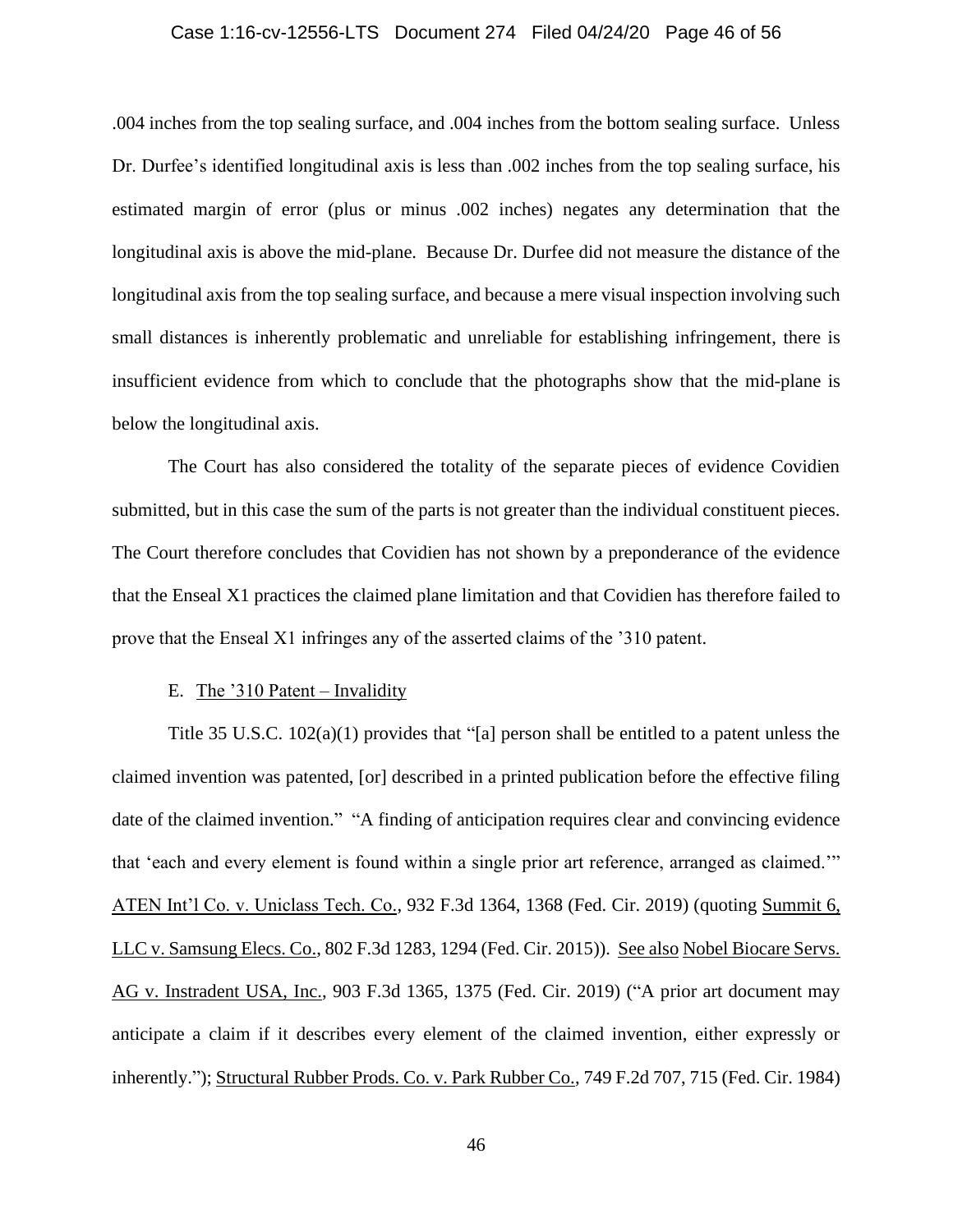.004 inches from the top sealing surface, and .004 inches from the bottom sealing surface. Unless Dr. Durfee's identified longitudinal axis is less than .002 inches from the top sealing surface, his estimated margin of error (plus or minus .002 inches) negates any determination that the longitudinal axis is above the mid-plane. Because Dr. Durfee did not measure the distance of the longitudinal axis from the top sealing surface, and because a mere visual inspection involving such small distances is inherently problematic and unreliable for establishing infringement, there is insufficient evidence from which to conclude that the photographs show that the mid-plane is below the longitudinal axis.

The Court has also considered the totality of the separate pieces of evidence Covidien submitted, but in this case the sum of the parts is not greater than the individual constituent pieces. The Court therefore concludes that Covidien has not shown by a preponderance of the evidence that the Enseal X1 practices the claimed plane limitation and that Covidien has therefore failed to prove that the Enseal X1 infringes any of the asserted claims of the '310 patent.

E. The '310 Patent – Invalidity

Title 35 U.S.C. 102(a)(1) provides that "[a] person shall be entitled to a patent unless the claimed invention was patented, [or] described in a printed publication before the effective filing date of the claimed invention." "A finding of anticipation requires clear and convincing evidence that 'each and every element is found within a single prior art reference, arranged as claimed.'" ATEN Int'l Co. v. Uniclass Tech. Co., 932 F.3d 1364, 1368 (Fed. Cir. 2019) (quoting Summit 6, LLC v. Samsung Elecs. Co., 802 F.3d 1283, 1294 (Fed. Cir. 2015)). See also Nobel Biocare Servs. AG v. Instradent USA, Inc., 903 F.3d 1365, 1375 (Fed. Cir. 2019) ("A prior art document may anticipate a claim if it describes every element of the claimed invention, either expressly or inherently."); Structural Rubber Prods. Co. v. Park Rubber Co., 749 F.2d 707, 715 (Fed. Cir. 1984)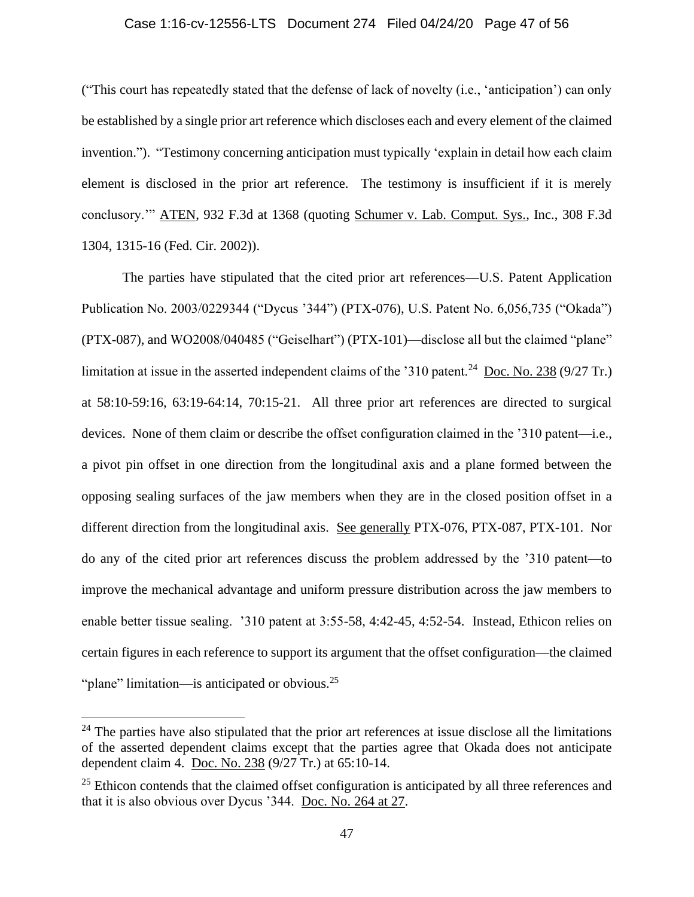("This court has repeatedly stated that the defense of lack of novelty (i.e., 'anticipation') can only be established by a single prior art reference which discloses each and every element of the claimed invention."). "Testimony concerning anticipation must typically 'explain in detail how each claim element is disclosed in the prior art reference. The testimony is insufficient if it is merely conclusory.'" ATEN, 932 F.3d at 1368 (quoting Schumer v. Lab. Comput. Sys., Inc., 308 F.3d 1304, 1315-16 (Fed. Cir. 2002)).

The parties have stipulated that the cited prior art references—U.S. Patent Application Publication No. 2003/0229344 ("Dycus '344") (PTX-076), U.S. Patent No. 6,056,735 ("Okada") (PTX-087), and WO2008/040485 ("Geiselhart") (PTX-101)—disclose all but the claimed "plane" limitation at issue in the asserted independent claims of the '310 patent.[24] Doc. No. 238 (9/27 Tr.) at 58:10-59:16, 63:19-64:14, 70:15-21. All three prior art references are directed to surgical devices. None of them claim or describe the offset configuration claimed in the '310 patent—i.e., a pivot pin offset in one direction from the longitudinal axis and a plane formed between the opposing sealing surfaces of the jaw members when they are in the closed position offset in a different direction from the longitudinal axis. See generally PTX-076, PTX-087, PTX-101. Nor do any of the cited prior art references discuss the problem addressed by the '310 patent—to improve the mechanical advantage and uniform pressure distribution across the jaw members to enable better tissue sealing. '310 patent at 3:55-58, 4:42-45, 4:52-54. Instead, Ethicon relies on certain figures in each reference to support its argument that the offset configuration—the claimed "plane" limitation—is anticipated or obvious.[25]

---

[24] The parties have also stipulated that the prior art references at issue disclose all the limitations of the asserted dependent claims except that the parties agree that Okada does not anticipate dependent claim 4. Doc. No. 238 (9/27 Tr.) at 65:10-14.

[25] Ethicon contends that the claimed offset configuration is anticipated by all three references and that it is also obvious over Dycus '344. Doc. No. 264 at 27.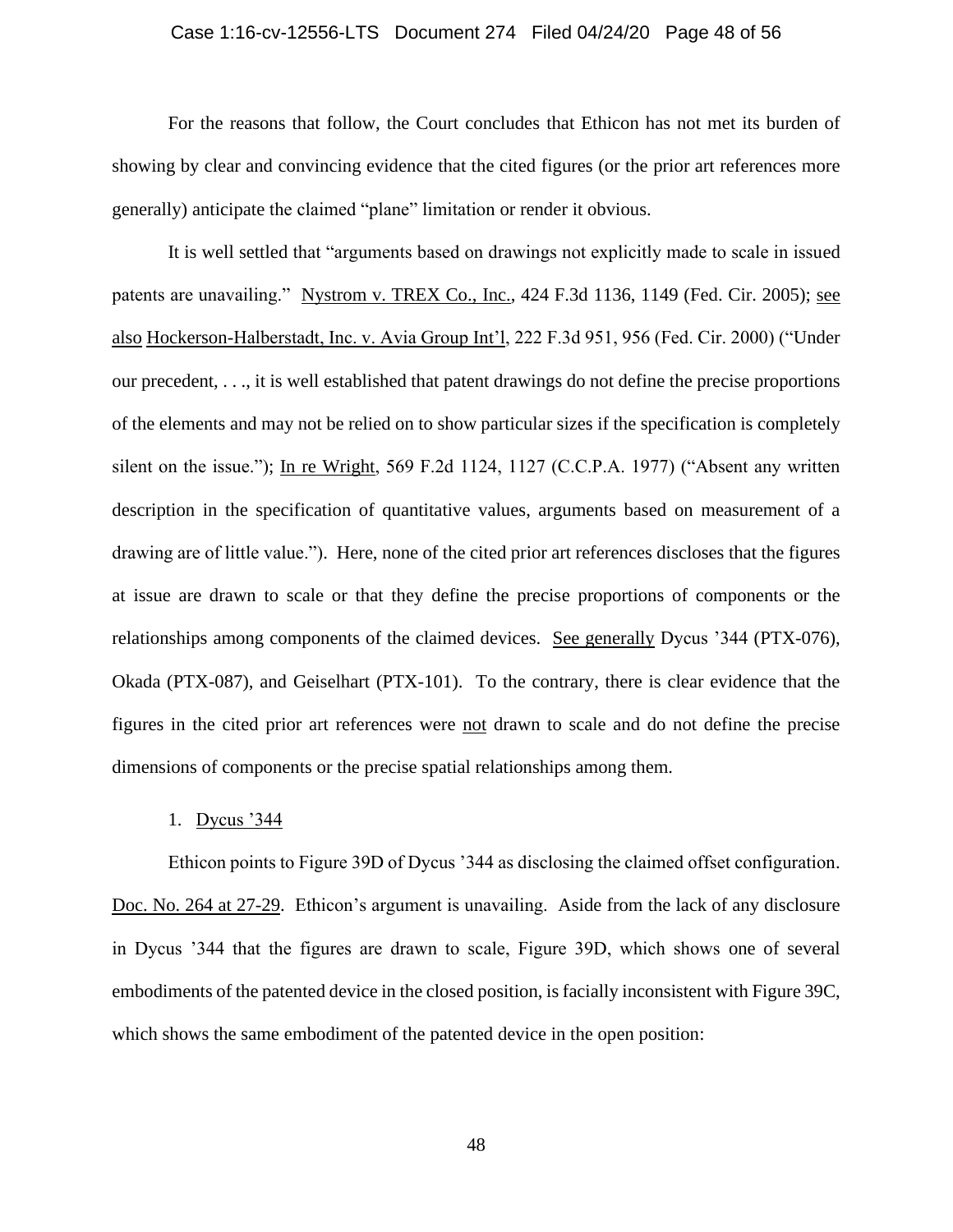For the reasons that follow, the Court concludes that Ethicon has not met its burden of showing by clear and convincing evidence that the cited figures (or the prior art references more generally) anticipate the claimed "plane" limitation or render it obvious.

It is well settled that "arguments based on drawings not explicitly made to scale in issued patents are unavailing." Nystrom v. TREX Co., Inc., 424 F.3d 1136, 1149 (Fed. Cir. 2005); see also Hockerson-Halberstadt, Inc. v. Avia Group Int'l, 222 F.3d 951, 956 (Fed. Cir. 2000) ("Under our precedent, . . ., it is well established that patent drawings do not define the precise proportions of the elements and may not be relied on to show particular sizes if the specification is completely silent on the issue."); In re Wright, 569 F.2d 1124, 1127 (C.C.P.A. 1977) ("Absent any written description in the specification of quantitative values, arguments based on measurement of a drawing are of little value."). Here, none of the cited prior art references discloses that the figures at issue are drawn to scale or that they define the precise proportions of components or the relationships among components of the claimed devices. See generally Dycus '344 (PTX-076), Okada (PTX-087), and Geiselhart (PTX-101). To the contrary, there is clear evidence that the figures in the cited prior art references were not drawn to scale and do not define the precise dimensions of components or the precise spatial relationships among them.

1. Dycus '344

Ethicon points to Figure 39D of Dycus '344 as disclosing the claimed offset configuration. Doc. No. 264 at 27-29. Ethicon's argument is unavailing. Aside from the lack of any disclosure in Dycus '344 that the figures are drawn to scale, Figure 39D, which shows one of several embodiments of the patented device in the closed position, is facially inconsistent with Figure 39C, which shows the same embodiment of the patented device in the open position: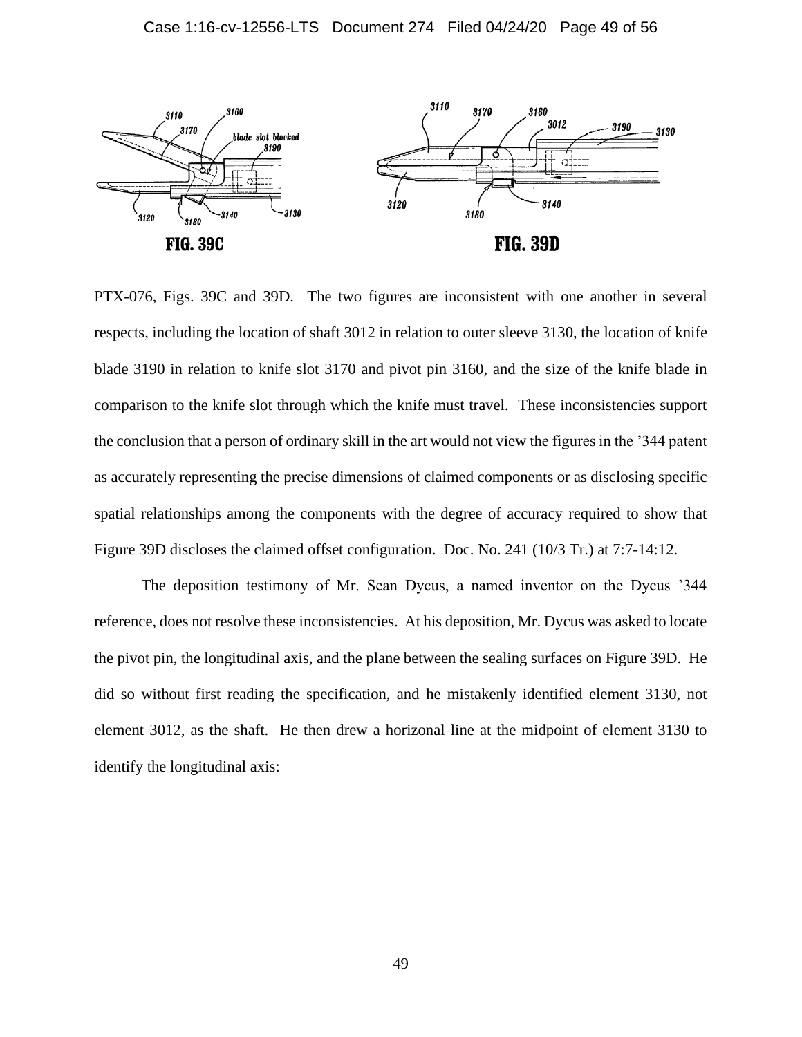PTX-076, Figs. 39C and 39D. The two figures are inconsistent with one another in several respects, including the location of shaft 3012 in relation to outer sleeve 3130, the location of knife blade 3190 in relation to knife slot 3170 and pivot pin 3160, and the size of the knife blade in comparison to the knife slot through which the knife must travel. These inconsistencies support the conclusion that a person of ordinary skill in the art would not view the figures in the '344 patent as accurately representing the precise dimensions of claimed components or as disclosing specific spatial relationships among the components with the degree of accuracy required to show that Figure 39D discloses the claimed offset configuration. Doc. No. 241 (10/3 Tr.) at 7:7-14:12.

The deposition testimony of Mr. Sean Dycus, a named inventor on the Dycus '344 reference, does not resolve these inconsistencies. At his deposition, Mr. Dycus was asked to locate the pivot pin, the longitudinal axis, and the plane between the sealing surfaces on Figure 39D. He did so without first reading the specification, and he mistakenly identified element 3130, not element 3012, as the shaft. He then drew a horizontal line at the midpoint of element 3130 to identify the longitudinal axis: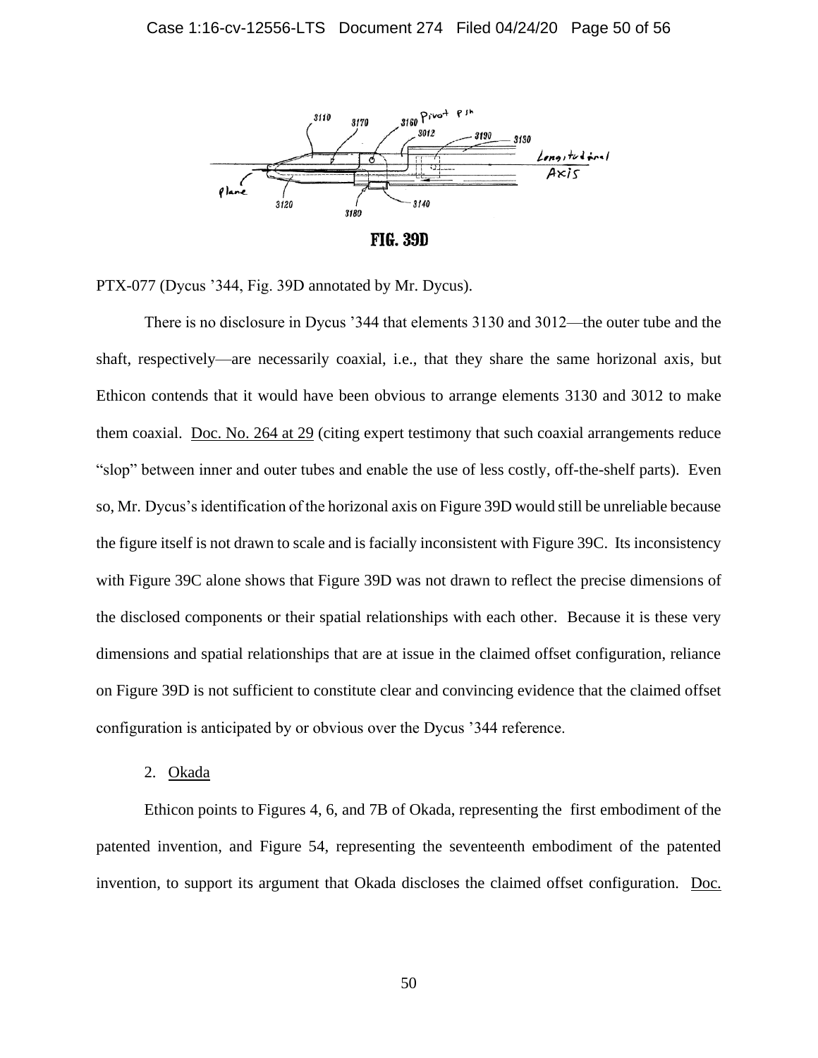FIG. 39D

PTX-077 (Dycus '344, Fig. 39D annotated by Mr. Dycus).

There is no disclosure in Dycus '344 that elements 3130 and 3012—the outer tube and the shaft, respectively—are necessarily coaxial, i.e., that they share the same horizonal axis, but Ethicon contends that it would have been obvious to arrange elements 3130 and 3012 to make them coaxial. Doc. No. 264 at 29 (citing expert testimony that such coaxial arrangements reduce "slop" between inner and outer tubes and enable the use of less costly, off-the-shelf parts). Even so, Mr. Dycus's identification of the horizonal axis on Figure 39D would still be unreliable because the figure itself is not drawn to scale and is facially inconsistent with Figure 39C. Its inconsistency with Figure 39C alone shows that Figure 39D was not drawn to reflect the precise dimensions of the disclosed components or their spatial relationships with each other. Because it is these very dimensions and spatial relationships that are at issue in the claimed offset configuration, reliance on Figure 39D is not sufficient to constitute clear and convincing evidence that the claimed offset configuration is anticipated by or obvious over the Dycus '344 reference.

2. Okada

Ethicon points to Figures 4, 6, and 7B of Okada, representing the first embodiment of the patented invention, and Figure 54, representing the seventeenth embodiment of the patented invention, to support its argument that Okada discloses the claimed offset configuration. Doc.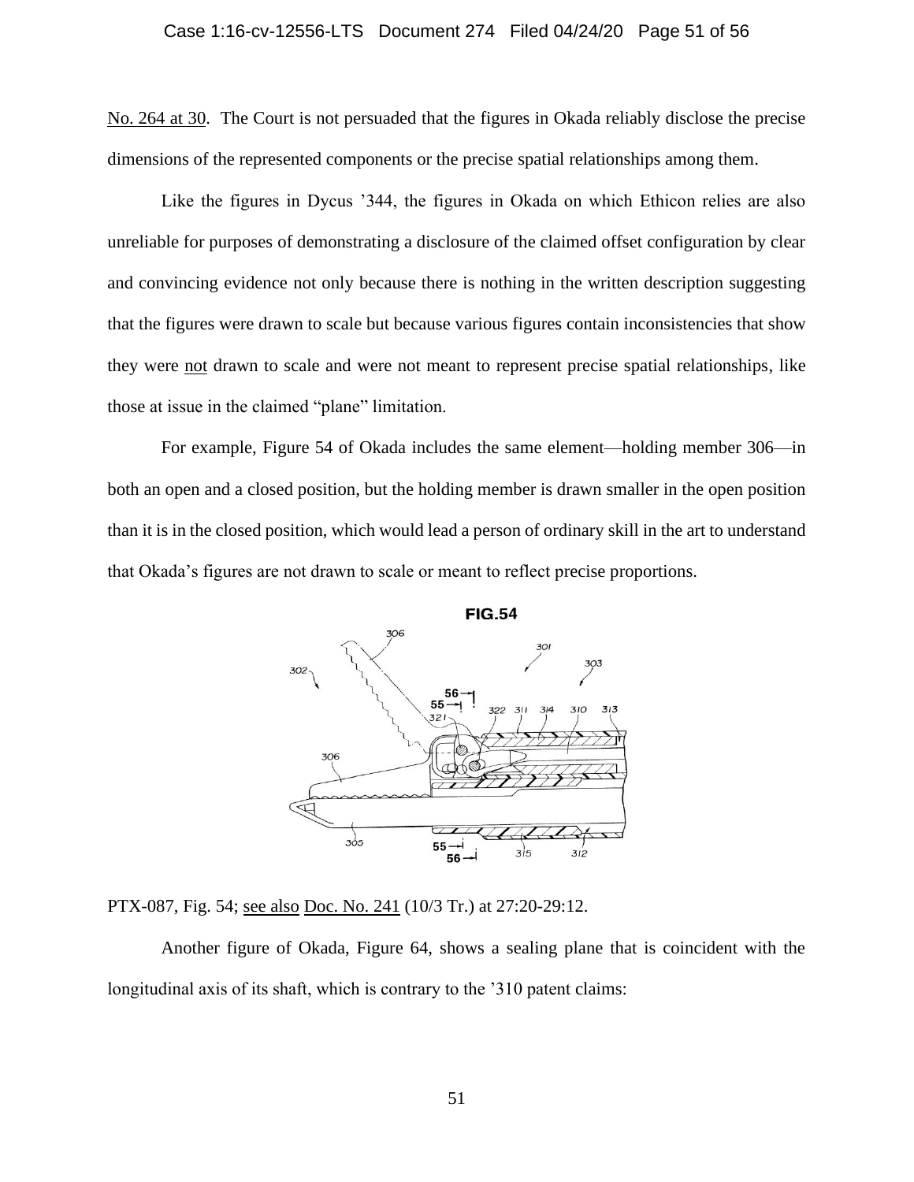No. 264 at 30. The Court is not persuaded that the figures in Okada reliably disclose the precise dimensions of the represented components or the precise spatial relationships among them.

Like the figures in Dycus ’344, the figures in Okada on which Ethicon relies are also unreliable for purposes of demonstrating a disclosure of the claimed offset configuration by clear and convincing evidence not only because there is nothing in the written description suggesting that the figures were drawn to scale but because various figures contain inconsistencies that show they were not drawn to scale and were not meant to represent precise spatial relationships, like those at issue in the claimed “plane” limitation.

For example, Figure 54 of Okada includes the same element—holding member 306—in both an open and a closed position, but the holding member is drawn smaller in the open position than it is in the closed position, which would lead a person of ordinary skill in the art to understand that Okada’s figures are not drawn to scale or meant to reflect precise proportions.

**FIG.54**

PTX-087, Fig. 54; see also Doc. No. 241 (10/3 Tr.) at 27:20-29:12.

Another figure of Okada, Figure 64, shows a sealing plane that is coincident with the longitudinal axis of its shaft, which is contrary to the ’310 patent claims: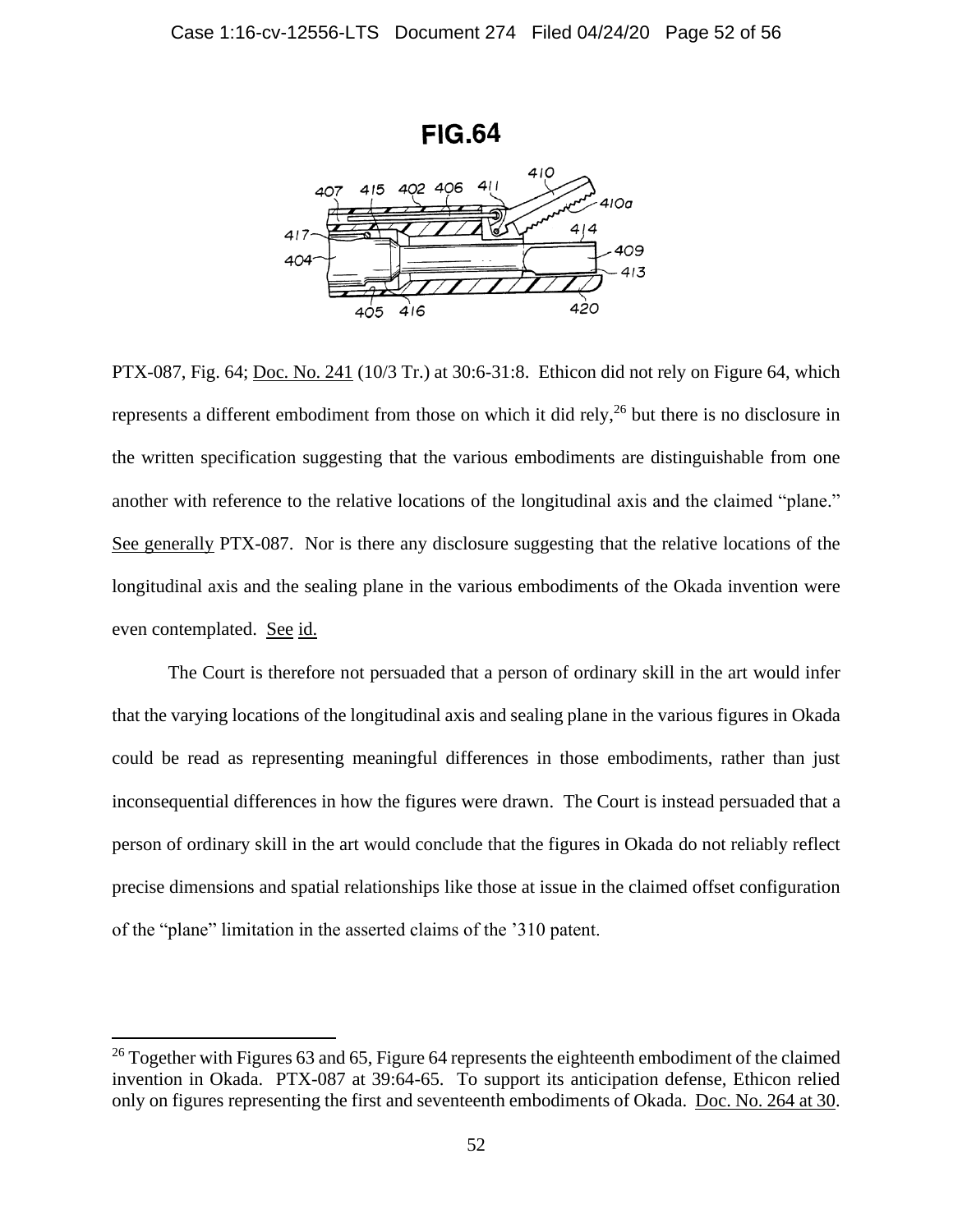**FIG.64**

PTX-087, Fig. 64; Doc. No. 241 (10/3 Tr.) at 30:6-31:8. Ethicon did not rely on Figure 64, which represents a different embodiment from those on which it did rely,[26] but there is no disclosure in the written specification suggesting that the various embodiments are distinguishable from one another with reference to the relative locations of the longitudinal axis and the claimed "plane." See generally PTX-087. Nor is there any disclosure suggesting that the relative locations of the longitudinal axis and the sealing plane in the various embodiments of the Okada invention were even contemplated. See id.

The Court is therefore not persuaded that a person of ordinary skill in the art would infer that the varying locations of the longitudinal axis and sealing plane in the various figures in Okada could be read as representing meaningful differences in those embodiments, rather than just inconsequential differences in how the figures were drawn. The Court is instead persuaded that a person of ordinary skill in the art would conclude that the figures in Okada do not reliably reflect precise dimensions and spatial relationships like those at issue in the claimed offset configuration of the "plane" limitation in the asserted claims of the '310 patent.

---

[26] Together with Figures 63 and 65, Figure 64 represents the eighteenth embodiment of the claimed invention in Okada. PTX-087 at 39:64-65. To support its anticipation defense, Ethicon relied only on figures representing the first and seventeenth embodiments of Okada. Doc. No. 264 at 30.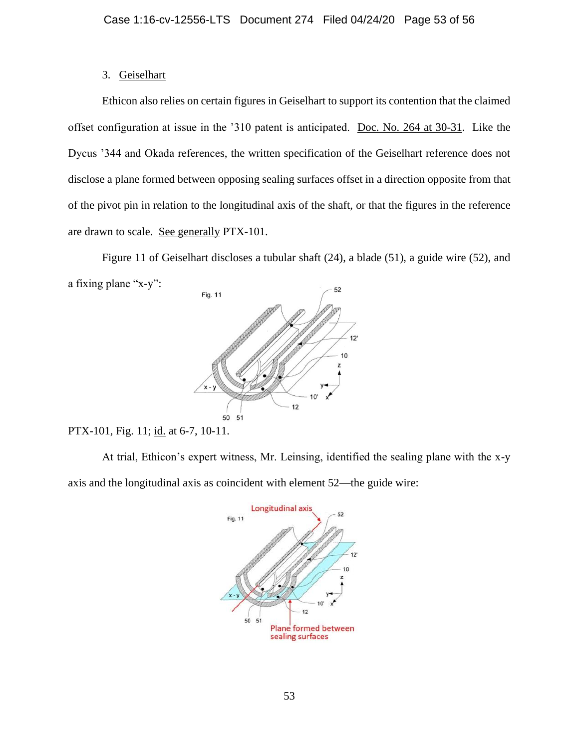3. Geiselhart

Ethicon also relies on certain figures in Geiselhart to support its contention that the claimed offset configuration at issue in the '310 patent is anticipated. Doc. No. 264 at 30-31. Like the Dycus '344 and Okada references, the written specification of the Geiselhart reference does not disclose a plane formed between opposing sealing surfaces offset in a direction opposite from that of the pivot pin in relation to the longitudinal axis of the shaft, or that the figures in the reference are drawn to scale. See generally PTX-101.

Figure 11 of Geiselhart discloses a tubular shaft (24), a blade (51), a guide wire (52), and a fixing plane "x-y":

PTX-101, Fig. 11; id. at 6-7, 10-11.

At trial, Ethicon's expert witness, Mr. Leinsing, identified the sealing plane with the x-y axis and the longitudinal axis as coincident with element 52—the guide wire: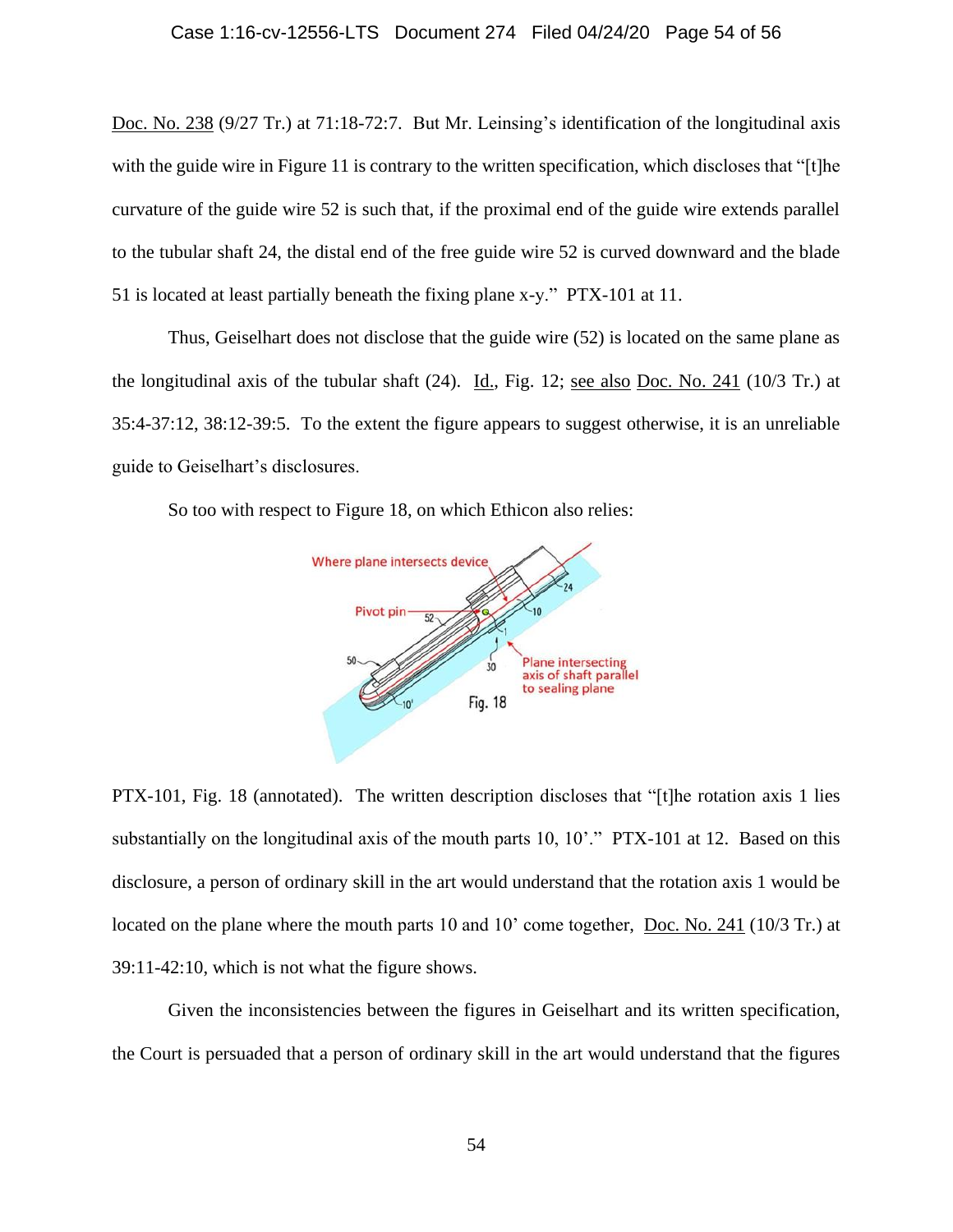Doc. No. 238 (9/27 Tr.) at 71:18-72:7. But Mr. Leinsing's identification of the longitudinal axis with the guide wire in Figure 11 is contrary to the written specification, which discloses that "[t]he curvature of the guide wire 52 is such that, if the proximal end of the guide wire extends parallel to the tubular shaft 24, the distal end of the free guide wire 52 is curved downward and the blade 51 is located at least partially beneath the fixing plane x-y." PTX-101 at 11.

Thus, Geiselhart does not disclose that the guide wire (52) is located on the same plane as the longitudinal axis of the tubular shaft (24). Id., Fig. 12; see also Doc. No. 241 (10/3 Tr.) at 35:4-37:12, 38:12-39:5. To the extent the figure appears to suggest otherwise, it is an unreliable guide to Geiselhart's disclosures.

So too with respect to Figure 18, on which Ethicon also relies:

PTX-101, Fig. 18 (annotated). The written description discloses that "[t]he rotation axis 1 lies substantially on the longitudinal axis of the mouth parts 10, 10'." PTX-101 at 12. Based on this disclosure, a person of ordinary skill in the art would understand that the rotation axis 1 would be located on the plane where the mouth parts 10 and 10' come together, Doc. No. 241 (10/3 Tr.) at 39:11-42:10, which is not what the figure shows.

Given the inconsistencies between the figures in Geiselhart and its written specification, the Court is persuaded that a person of ordinary skill in the art would understand that the figures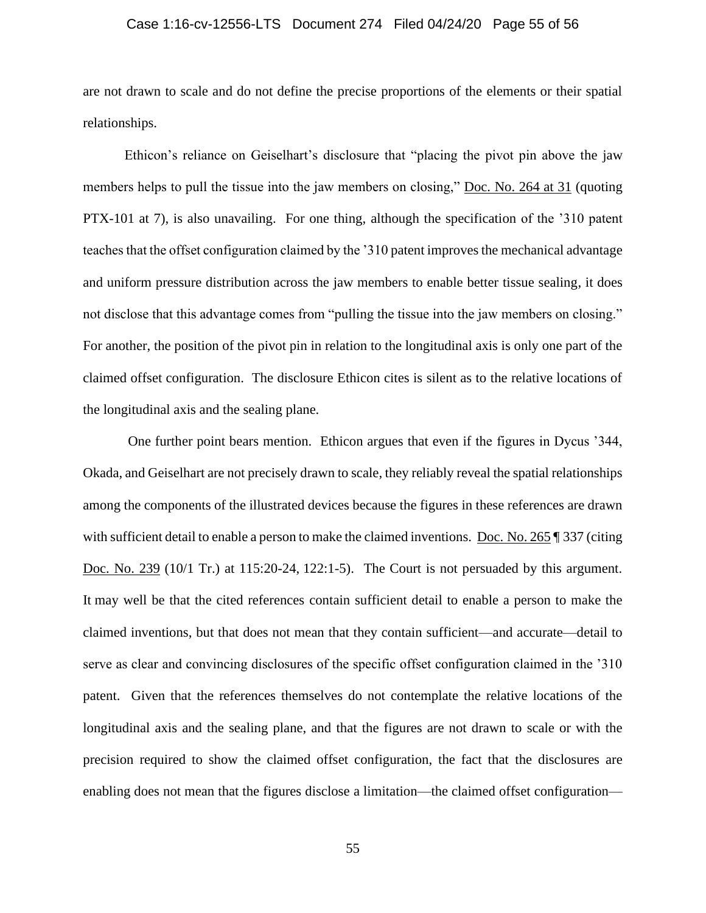are not drawn to scale and do not define the precise proportions of the elements or their spatial relationships.

Ethicon's reliance on Geiselhart's disclosure that "placing the pivot pin above the jaw members helps to pull the tissue into the jaw members on closing," Doc. No. 264 at 31 (quoting PTX-101 at 7), is also unavailing. For one thing, although the specification of the '310 patent teaches that the offset configuration claimed by the '310 patent improves the mechanical advantage and uniform pressure distribution across the jaw members to enable better tissue sealing, it does not disclose that this advantage comes from "pulling the tissue into the jaw members on closing." For another, the position of the pivot pin in relation to the longitudinal axis is only one part of the claimed offset configuration. The disclosure Ethicon cites is silent as to the relative locations of the longitudinal axis and the sealing plane.

One further point bears mention. Ethicon argues that even if the figures in Dycus '344, Okada, and Geiselhart are not precisely drawn to scale, they reliably reveal the spatial relationships among the components of the illustrated devices because the figures in these references are drawn with sufficient detail to enable a person to make the claimed inventions. Doc. No. 265 ¶ 337 (citing Doc. No. 239 (10/1 Tr.) at 115:20-24, 122:1-5). The Court is not persuaded by this argument. It may well be that the cited references contain sufficient detail to enable a person to make the claimed inventions, but that does not mean that they contain sufficient—and accurate—detail to serve as clear and convincing disclosures of the specific offset configuration claimed in the '310 patent. Given that the references themselves do not contemplate the relative locations of the longitudinal axis and the sealing plane, and that the figures are not drawn to scale or with the precision required to show the claimed offset configuration, the fact that the disclosures are enabling does not mean that the figures disclose a limitation—the claimed offset configuration—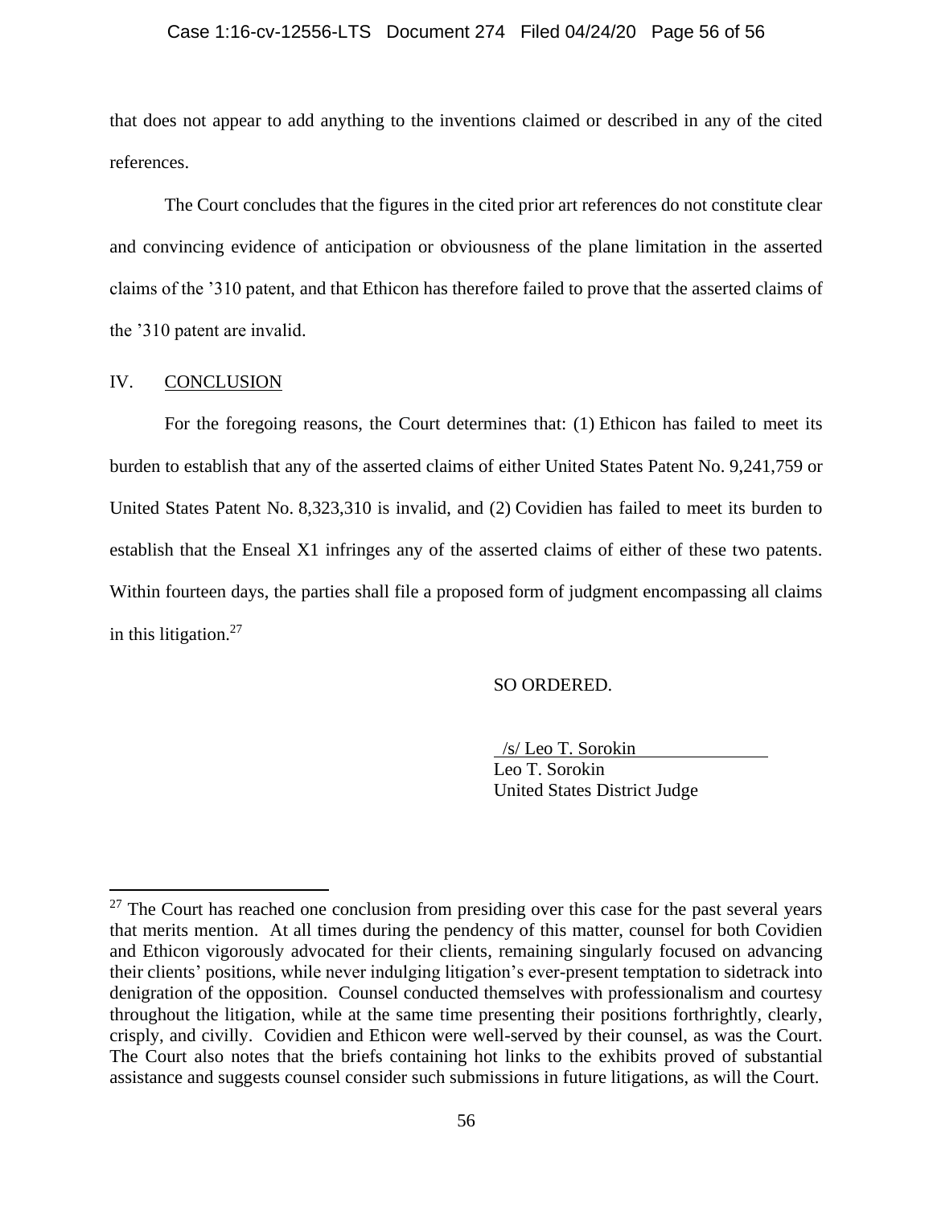that does not appear to add anything to the inventions claimed or described in any of the cited references.

The Court concludes that the figures in the cited prior art references do not constitute clear and convincing evidence of anticipation or obviousness of the plane limitation in the asserted claims of the ’310 patent, and that Ethicon has therefore failed to prove that the asserted claims of the ’310 patent are invalid.

## IV. CONCLUSION

For the foregoing reasons, the Court determines that: (1) Ethicon has failed to meet its burden to establish that any of the asserted claims of either United States Patent No. 9,241,759 or United States Patent No. 8,323,310 is invalid, and (2) Covidien has failed to meet its burden to establish that the Enseal X1 infringes any of the asserted claims of either of these two patents. Within fourteen days, the parties shall file a proposed form of judgment encompassing all claims in this litigation.[27]

SO ORDERED.

/s/ Leo T. Sorokin
Leo T. Sorokin
United States District Judge

---

[27] The Court has reached one conclusion from presiding over this case for the past several years that merits mention. At all times during the pendency of this matter, counsel for both Covidien and Ethicon vigorously advocated for their clients, remaining singularly focused on advancing their clients’ positions, while never indulging litigation’s ever-present temptation to sidetrack into denigration of the opposition. Counsel conducted themselves with professionalism and courtesy throughout the litigation, while at the same time presenting their positions forthrightly, clearly, crisply, and civilly. Covidien and Ethicon were well-served by their counsel, as was the Court. The Court also notes that the briefs containing hot links to the exhibits proved of substantial assistance and suggests counsel consider such submissions in future litigations, as will the Court.